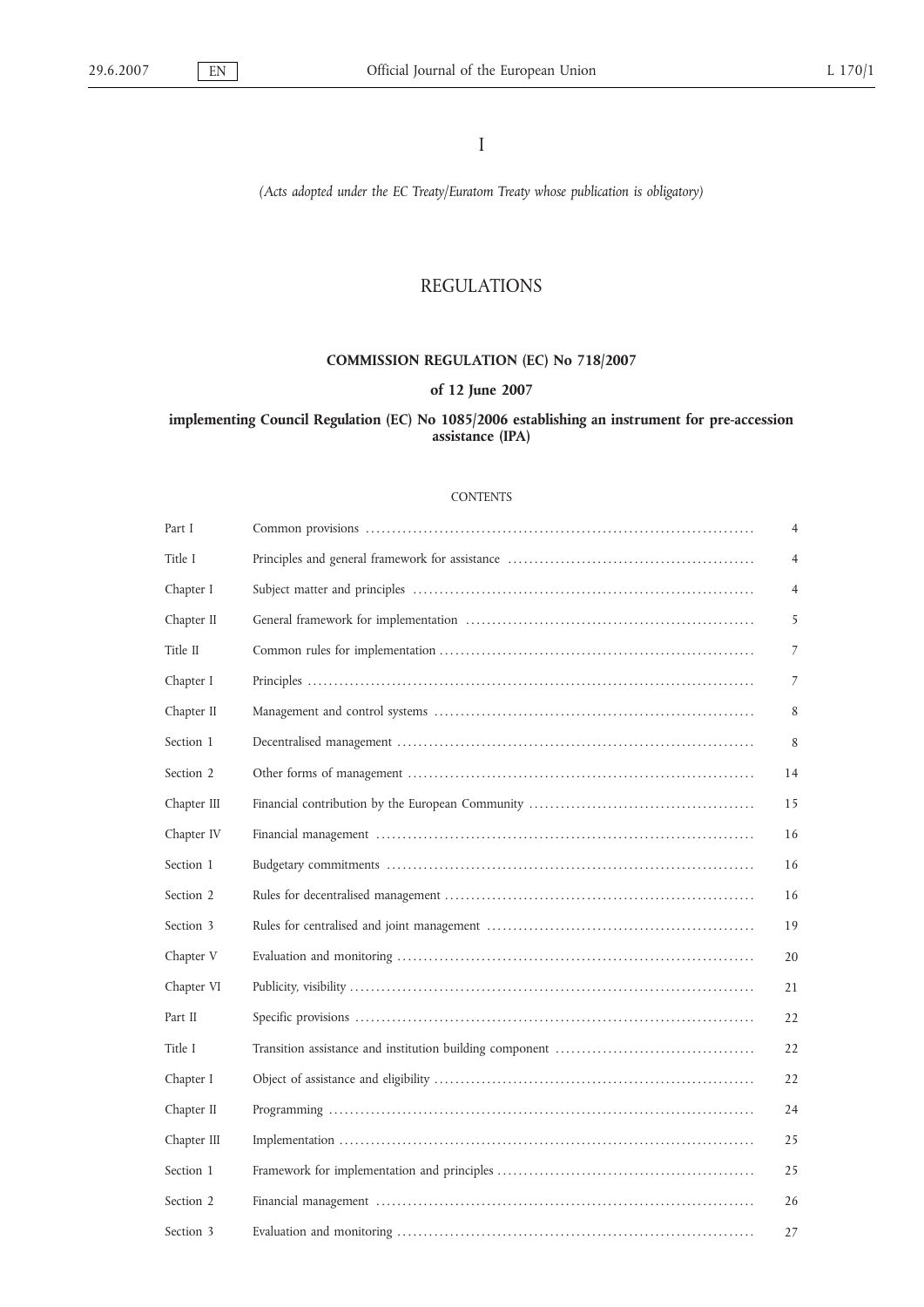I

*(Acts adopted under the EC Treaty/Euratom Treaty whose publication is obligatory)*

# REGULATIONS

## COMMISSION REGULATION (EC) No 718/2007

### of 12 June 2007

### implementing Council Regulation (EC) No 1085/2006 establishing an instrument for pre-accession assistance (IPA)

CONTENTS

| | | |
|---|---|---|
| Part I | Common provisions | 4 |
| Title I | Principles and general framework for assistance | 4 |
| Chapter I | Subject matter and principles | 4 |
| Chapter II | General framework for implementation | 5 |
| Title II | Common rules for implementation | 7 |
| Chapter I | Principles | 7 |
| Chapter II | Management and control systems | 8 |
| Section 1 | Decentralised management | 8 |
| Section 2 | Other forms of management | 14 |
| Chapter III | Financial contribution by the European Community | 15 |
| Chapter IV | Financial management | 16 |
| Section 1 | Budgetary commitments | 16 |
| Section 2 | Rules for decentralised management | 16 |
| Section 3 | Rules for centralised and joint management | 19 |
| Chapter V | Evaluation and monitoring | 20 |
| Chapter VI | Publicity, visibility | 21 |
| Part II | Specific provisions | 22 |
| Title I | Transition assistance and institution building component | 22 |
| Chapter I | Object of assistance and eligibility | 22 |
| Chapter II | Programming | 24 |
| Chapter III | Implementation | 25 |
| Section 1 | Framework for implementation and principles | 25 |
| Section 2 | Financial management | 26 |
| Section 3 | Evaluation and monitoring | 27 |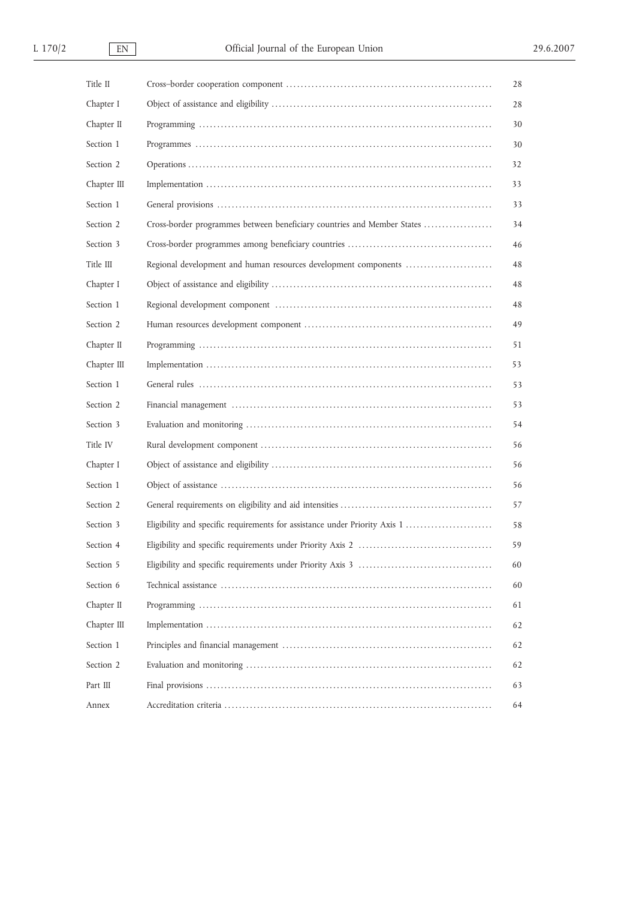| | | |
|---|---|---|
| Title II | Cross–border cooperation component | 28 |
| Chapter I | Object of assistance and eligibility | 28 |
| Chapter II | Programming | 30 |
| Section 1 | Programmes | 30 |
| Section 2 | Operations | 32 |
| Chapter III | Implementation | 33 |
| Section 1 | General provisions | 33 |
| Section 2 | Cross-border programmes between beneficiary countries and Member States | 34 |
| Section 3 | Cross-border programmes among beneficiary countries | 46 |
| Title III | Regional development and human resources development components | 48 |
| Chapter I | Object of assistance and eligibility | 48 |
| Section 1 | Regional development component | 48 |
| Section 2 | Human resources development component | 49 |
| Chapter II | Programming | 51 |
| Chapter III | Implementation | 53 |
| Section 1 | General rules | 53 |
| Section 2 | Financial management | 53 |
| Section 3 | Evaluation and monitoring | 54 |
| Title IV | Rural development component | 56 |
| Chapter I | Object of assistance and eligibility | 56 |
| Section 1 | Object of assistance | 56 |
| Section 2 | General requirements on eligibility and aid intensities | 57 |
| Section 3 | Eligibility and specific requirements for assistance under Priority Axis 1 | 58 |
| Section 4 | Eligibility and specific requirements under Priority Axis 2 | 59 |
| Section 5 | Eligibility and specific requirements under Priority Axis 3 | 60 |
| Section 6 | Technical assistance | 60 |
| Chapter II | Programming | 61 |
| Chapter III | Implementation | 62 |
| Section 1 | Principles and financial management | 62 |
| Section 2 | Evaluation and monitoring | 62 |
| Part III | Final provisions | 63 |
| Annex | Accreditation criteria | 64 |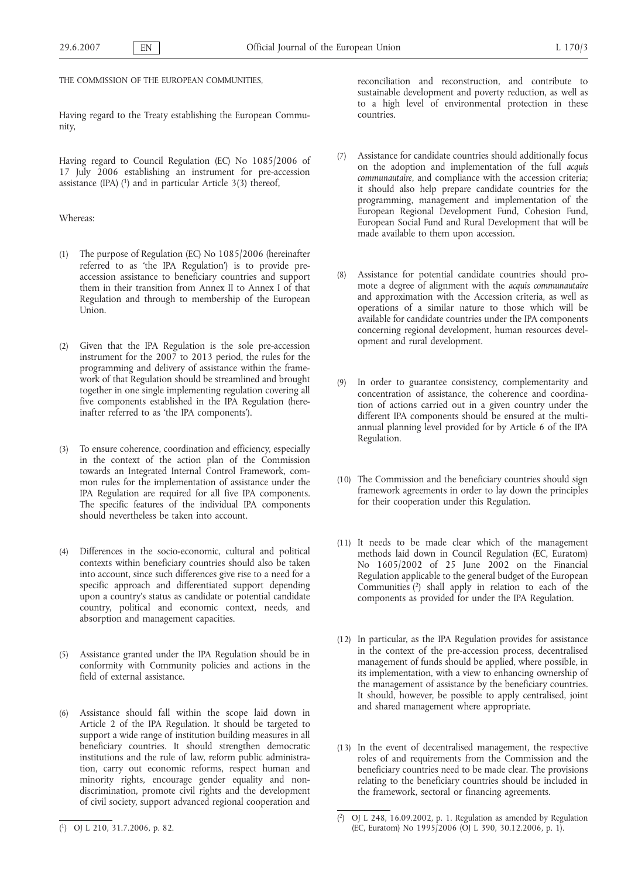THE COMMISSION OF THE EUROPEAN COMMUNITIES,

Having regard to the Treaty establishing the European Community,

Having regard to Council Regulation (EC) No 1085/2006 of 17 July 2006 establishing an instrument for pre-accession assistance (IPA) [1] and in particular Article 3(3) thereof,

Whereas:

(1) The purpose of Regulation (EC) No 1085/2006 (hereinafter referred to as 'the IPA Regulation') is to provide pre-accession assistance to beneficiary countries and support them in their transition from Annex II to Annex I of that Regulation and through to membership of the European Union.

(2) Given that the IPA Regulation is the sole pre-accession instrument for the 2007 to 2013 period, the rules for the programming and delivery of assistance within the framework of that Regulation should be streamlined and brought together in one single implementing regulation covering all five components established in the IPA Regulation (hereinafter referred to as 'the IPA components').

(3) To ensure coherence, coordination and efficiency, especially in the context of the action plan of the Commission towards an Integrated Internal Control Framework, common rules for the implementation of assistance under the IPA Regulation are required for all five IPA components. The specific features of the individual IPA components should nevertheless be taken into account.

(4) Differences in the socio-economic, cultural and political contexts within beneficiary countries should also be taken into account, since such differences give rise to a need for a specific approach and differentiated support depending upon a country's status as candidate or potential candidate country, political and economic context, needs, and absorption and management capacities.

(5) Assistance granted under the IPA Regulation should be in conformity with Community policies and actions in the field of external assistance.

(6) Assistance should fall within the scope laid down in Article 2 of the IPA Regulation. It should be targeted to support a wide range of institution building measures in all beneficiary countries. It should strengthen democratic institutions and the rule of law, reform public administration, carry out economic reforms, respect human and minority rights, encourage gender equality and non-discrimination, promote civil rights and the development of civil society, support advanced regional cooperation and reconciliation and reconstruction, and contribute to sustainable development and poverty reduction, as well as to a high level of environmental protection in these countries.

(7) Assistance for candidate countries should additionally focus on the adoption and implementation of the full *acquis communautaire*, and compliance with the accession criteria; it should also help prepare candidate countries for the programming, management and implementation of the European Regional Development Fund, Cohesion Fund, European Social Fund and Rural Development that will be made available to them upon accession.

(8) Assistance for potential candidate countries should promote a degree of alignment with the *acquis communautaire* and approximation with the Accession criteria, as well as operations of a similar nature to those which will be available for candidate countries under the IPA components concerning regional development, human resources development and rural development.

(9) In order to guarantee consistency, complementarity and concentration of assistance, the coherence and coordination of actions carried out in a given country under the different IPA components should be ensured at the multi-annual planning level provided for by Article 6 of the IPA Regulation.

(10) The Commission and the beneficiary countries should sign framework agreements in order to lay down the principles for their cooperation under this Regulation.

(11) It needs to be made clear which of the management methods laid down in Council Regulation (EC, Euratom) No 1605/2002 of 25 June 2002 on the Financial Regulation applicable to the general budget of the European Communities [2] shall apply in relation to each of the components as provided for under the IPA Regulation.

(12) In particular, as the IPA Regulation provides for assistance in the context of the pre-accession process, decentralised management of funds should be applied, where possible, in its implementation, with a view to enhancing ownership of the management of assistance by the beneficiary countries. It should, however, be possible to apply centralised, joint and shared management where appropriate.

(13) In the event of decentralised management, the respective roles of and requirements from the Commission and the beneficiary countries need to be made clear. The provisions relating to the beneficiary countries should be included in the framework, sectoral or financing agreements.

---

[1] OJ L 210, 31.7.2006, p. 82.

[2] OJ L 248, 16.09.2002, p. 1. Regulation as amended by Regulation (EC, Euratom) No 1995/2006 (OJ L 390, 30.12.2006, p. 1).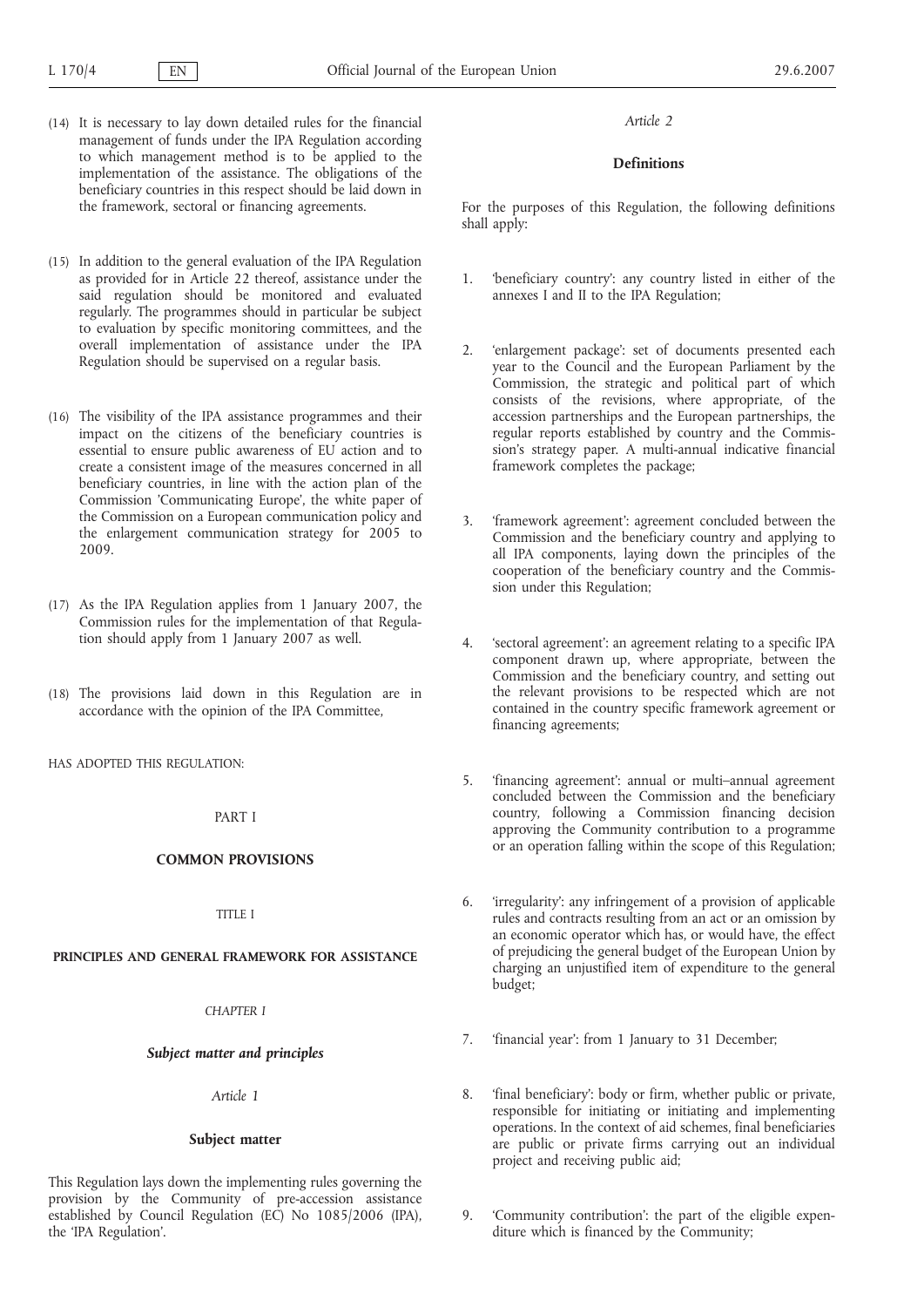(14) It is necessary to lay down detailed rules for the financial management of funds under the IPA Regulation according to which management method is to be applied to the implementation of the assistance. The obligations of the beneficiary countries in this respect should be laid down in the framework, sectoral or financing agreements.

(15) In addition to the general evaluation of the IPA Regulation as provided for in Article 22 thereof, assistance under the said regulation should be monitored and evaluated regularly. The programmes should in particular be subject to evaluation by specific monitoring committees, and the overall implementation of assistance under the IPA Regulation should be supervised on a regular basis.

(16) The visibility of the IPA assistance programmes and their impact on the citizens of the beneficiary countries is essential to ensure public awareness of EU action and to create a consistent image of the measures concerned in all beneficiary countries, in line with the action plan of the Commission 'Communicating Europe', the white paper of the Commission on a European communication policy and the enlargement communication strategy for 2005 to 2009.

(17) As the IPA Regulation applies from 1 January 2007, the Commission rules for the implementation of that Regulation should apply from 1 January 2007 as well.

(18) The provisions laid down in this Regulation are in accordance with the opinion of the IPA Committee,

HAS ADOPTED THIS REGULATION:

# PART I

# COMMON PROVISIONS

## TITLE I

## PRINCIPLES AND GENERAL FRAMEWORK FOR ASSISTANCE

### *CHAPTER I*

### *Subject matter and principles*

*Article 1*

**Subject matter**

This Regulation lays down the implementing rules governing the provision by the Community of pre-accession assistance established by Council Regulation (EC) No 1085/2006 (IPA), the 'IPA Regulation'.

*Article 2*

**Definitions**

For the purposes of this Regulation, the following definitions shall apply:

1. 'beneficiary country': any country listed in either of the annexes I and II to the IPA Regulation;

2. 'enlargement package': set of documents presented each year to the Council and the European Parliament by the Commission, the strategic and political part of which consists of the revisions, where appropriate, of the accession partnerships and the European partnerships, the regular reports established by country and the Commission's strategy paper. A multi-annual indicative financial framework completes the package;

3. 'framework agreement': agreement concluded between the Commission and the beneficiary country and applying to all IPA components, laying down the principles of the cooperation of the beneficiary country and the Commission under this Regulation;

4. 'sectoral agreement': an agreement relating to a specific IPA component drawn up, where appropriate, between the Commission and the beneficiary country, and setting out the relevant provisions to be respected which are not contained in the country specific framework agreement or financing agreements;

5. 'financing agreement': annual or multi–annual agreement concluded between the Commission and the beneficiary country, following a Commission financing decision approving the Community contribution to a programme or an operation falling within the scope of this Regulation;

6. 'irregularity': any infringement of a provision of applicable rules and contracts resulting from an act or an omission by an economic operator which has, or would have, the effect of prejudicing the general budget of the European Union by charging an unjustified item of expenditure to the general budget;

7. 'financial year': from 1 January to 31 December;

8. 'final beneficiary': body or firm, whether public or private, responsible for initiating or initiating and implementing operations. In the context of aid schemes, final beneficiaries are public or private firms carrying out an individual project and receiving public aid;

9. 'Community contribution': the part of the eligible expenditure which is financed by the Community;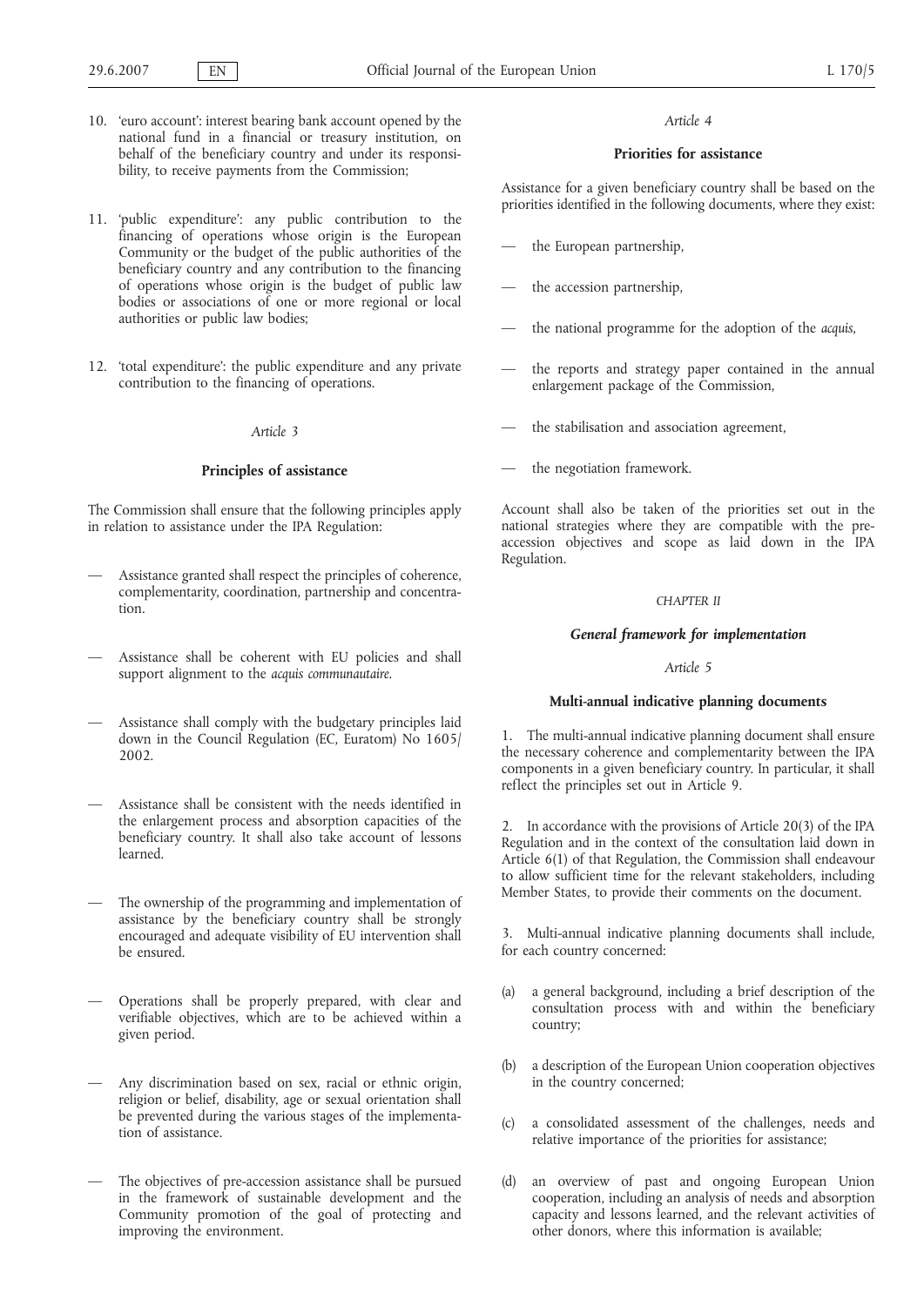10. 'euro account': interest bearing bank account opened by the national fund in a financial or treasury institution, on behalf of the beneficiary country and under its responsibility, to receive payments from the Commission;

11. 'public expenditure': any public contribution to the financing of operations whose origin is the European Community or the budget of the public authorities of the beneficiary country and any contribution to the financing of operations whose origin is the budget of public law bodies or associations of one or more regional or local authorities or public law bodies;

12. 'total expenditure': the public expenditure and any private contribution to the financing of operations.

*Article 3*

**Principles of assistance**

The Commission shall ensure that the following principles apply in relation to assistance under the IPA Regulation:

— Assistance granted shall respect the principles of coherence, complementarity, coordination, partnership and concentration.

— Assistance shall be coherent with EU policies and shall support alignment to the *acquis communautaire*.

— Assistance shall comply with the budgetary principles laid down in the Council Regulation (EC, Euratom) No 1605/2002.

— Assistance shall be consistent with the needs identified in the enlargement process and absorption capacities of the beneficiary country. It shall also take account of lessons learned.

— The ownership of the programming and implementation of assistance by the beneficiary country shall be strongly encouraged and adequate visibility of EU intervention shall be ensured.

— Operations shall be properly prepared, with clear and verifiable objectives, which are to be achieved within a given period.

— Any discrimination based on sex, racial or ethnic origin, religion or belief, disability, age or sexual orientation shall be prevented during the various stages of the implementation of assistance.

— The objectives of pre-accession assistance shall be pursued in the framework of sustainable development and the Community promotion of the goal of protecting and improving the environment.

*Article 4*

**Priorities for assistance**

Assistance for a given beneficiary country shall be based on the priorities identified in the following documents, where they exist:

— the European partnership,

— the accession partnership,

— the national programme for the adoption of the *acquis*,

— the reports and strategy paper contained in the annual enlargement package of the Commission,

— the stabilisation and association agreement,

— the negotiation framework.

Account shall also be taken of the priorities set out in the national strategies where they are compatible with the pre-accession objectives and scope as laid down in the IPA Regulation.

*CHAPTER II*

***General framework for implementation***

*Article 5*

**Multi-annual indicative planning documents**

1. The multi-annual indicative planning document shall ensure the necessary coherence and complementarity between the IPA components in a given beneficiary country. In particular, it shall reflect the principles set out in Article 9.

2. In accordance with the provisions of Article 20(3) of the IPA Regulation and in the context of the consultation laid down in Article 6(1) of that Regulation, the Commission shall endeavour to allow sufficient time for the relevant stakeholders, including Member States, to provide their comments on the document.

3. Multi-annual indicative planning documents shall include, for each country concerned:

(a) a general background, including a brief description of the consultation process with and within the beneficiary country;

(b) a description of the European Union cooperation objectives in the country concerned;

(c) a consolidated assessment of the challenges, needs and relative importance of the priorities for assistance;

(d) an overview of past and ongoing European Union cooperation, including an analysis of needs and absorption capacity and lessons learned, and the relevant activities of other donors, where this information is available;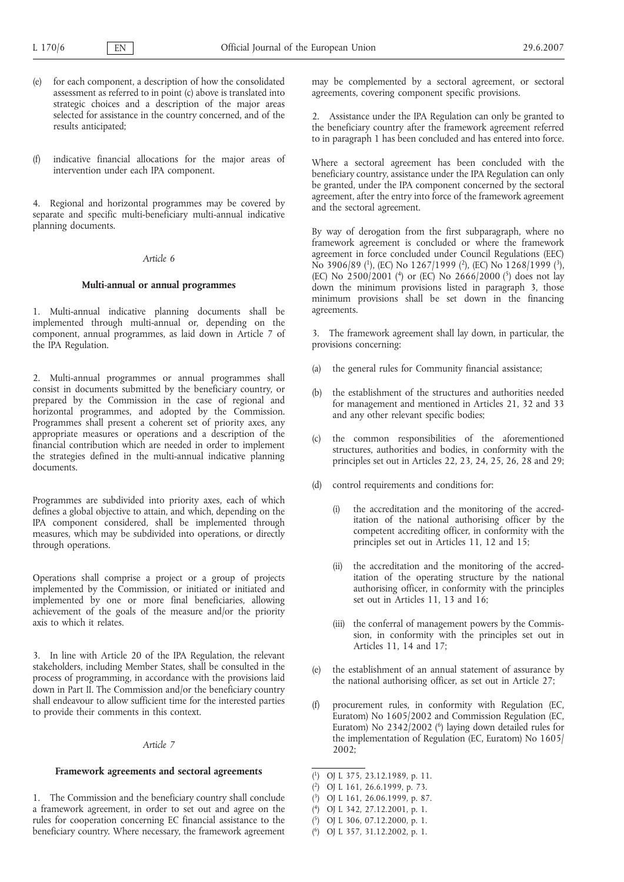(e) for each component, a description of how the consolidated assessment as referred to in point (c) above is translated into strategic choices and a description of the major areas selected for assistance in the country concerned, and of the results anticipated;

(f) indicative financial allocations for the major areas of intervention under each IPA component.

4. Regional and horizontal programmes may be covered by separate and specific multi-beneficiary multi-annual indicative planning documents.

*Article 6*

**Multi-annual or annual programmes**

1. Multi-annual indicative planning documents shall be implemented through multi-annual or, depending on the component, annual programmes, as laid down in Article 7 of the IPA Regulation.

2. Multi-annual programmes or annual programmes shall consist in documents submitted by the beneficiary country, or prepared by the Commission in the case of regional and horizontal programmes, and adopted by the Commission. Programmes shall present a coherent set of priority axes, any appropriate measures or operations and a description of the financial contribution which are needed in order to implement the strategies defined in the multi-annual indicative planning documents.

Programmes are subdivided into priority axes, each of which defines a global objective to attain, and which, depending on the IPA component considered, shall be implemented through measures, which may be subdivided into operations, or directly through operations.

Operations shall comprise a project or a group of projects implemented by the Commission, or initiated or initiated and implemented by one or more final beneficiaries, allowing achievement of the goals of the measure and/or the priority axis to which it relates.

3. In line with Article 20 of the IPA Regulation, the relevant stakeholders, including Member States, shall be consulted in the process of programming, in accordance with the provisions laid down in Part II. The Commission and/or the beneficiary country shall endeavour to allow sufficient time for the interested parties to provide their comments in this context.

*Article 7*

**Framework agreements and sectoral agreements**

1. The Commission and the beneficiary country shall conclude a framework agreement, in order to set out and agree on the rules for cooperation concerning EC financial assistance to the beneficiary country. Where necessary, the framework agreement may be complemented by a sectoral agreement, or sectoral agreements, covering component specific provisions.

2. Assistance under the IPA Regulation can only be granted to the beneficiary country after the framework agreement referred to in paragraph 1 has been concluded and has entered into force.

Where a sectoral agreement has been concluded with the beneficiary country, assistance under the IPA Regulation can only be granted, under the IPA component concerned by the sectoral agreement, after the entry into force of the framework agreement and the sectoral agreement.

By way of derogation from the first subparagraph, where no framework agreement is concluded or where the framework agreement in force concluded under Council Regulations (EEC) No 3906/89 [1], (EC) No 1267/1999 [2], (EC) No 1268/1999 [3], (EC) No 2500/2001 [4] or (EC) No 2666/2000 [5] does not lay down the minimum provisions listed in paragraph 3, those minimum provisions shall be set down in the financing agreements.

3. The framework agreement shall lay down, in particular, the provisions concerning:

(a) the general rules for Community financial assistance;

(b) the establishment of the structures and authorities needed for management and mentioned in Articles 21, 32 and 33 and any other relevant specific bodies;

(c) the common responsibilities of the aforementioned structures, authorities and bodies, in conformity with the principles set out in Articles 22, 23, 24, 25, 26, 28 and 29;

(d) control requirements and conditions for:

   (i) the accreditation and the monitoring of the accreditation of the national authorising officer by the competent accrediting officer, in conformity with the principles set out in Articles 11, 12 and 15;

   (ii) the accreditation and the monitoring of the accreditation of the operating structure by the national authorising officer, in conformity with the principles set out in Articles 11, 13 and 16;

   (iii) the conferral of management powers by the Commission, in conformity with the principles set out in Articles 11, 14 and 17;

(e) the establishment of an annual statement of assurance by the national authorising officer, as set out in Article 27;

(f) procurement rules, in conformity with Regulation (EC, Euratom) No 1605/2002 and Commission Regulation (EC, Euratom) No 2342/2002 [6] laying down detailed rules for the implementation of Regulation (EC, Euratom) No 1605/2002;

---

[1] OJ L 375, 23.12.1989, p. 11.
[2] OJ L 161, 26.6.1999, p. 73.
[3] OJ L 161, 26.06.1999, p. 87.
[4] OJ L 342, 27.12.2001, p. 1.
[5] OJ L 306, 07.12.2000, p. 1.
[6] OJ L 357, 31.12.2002, p. 1.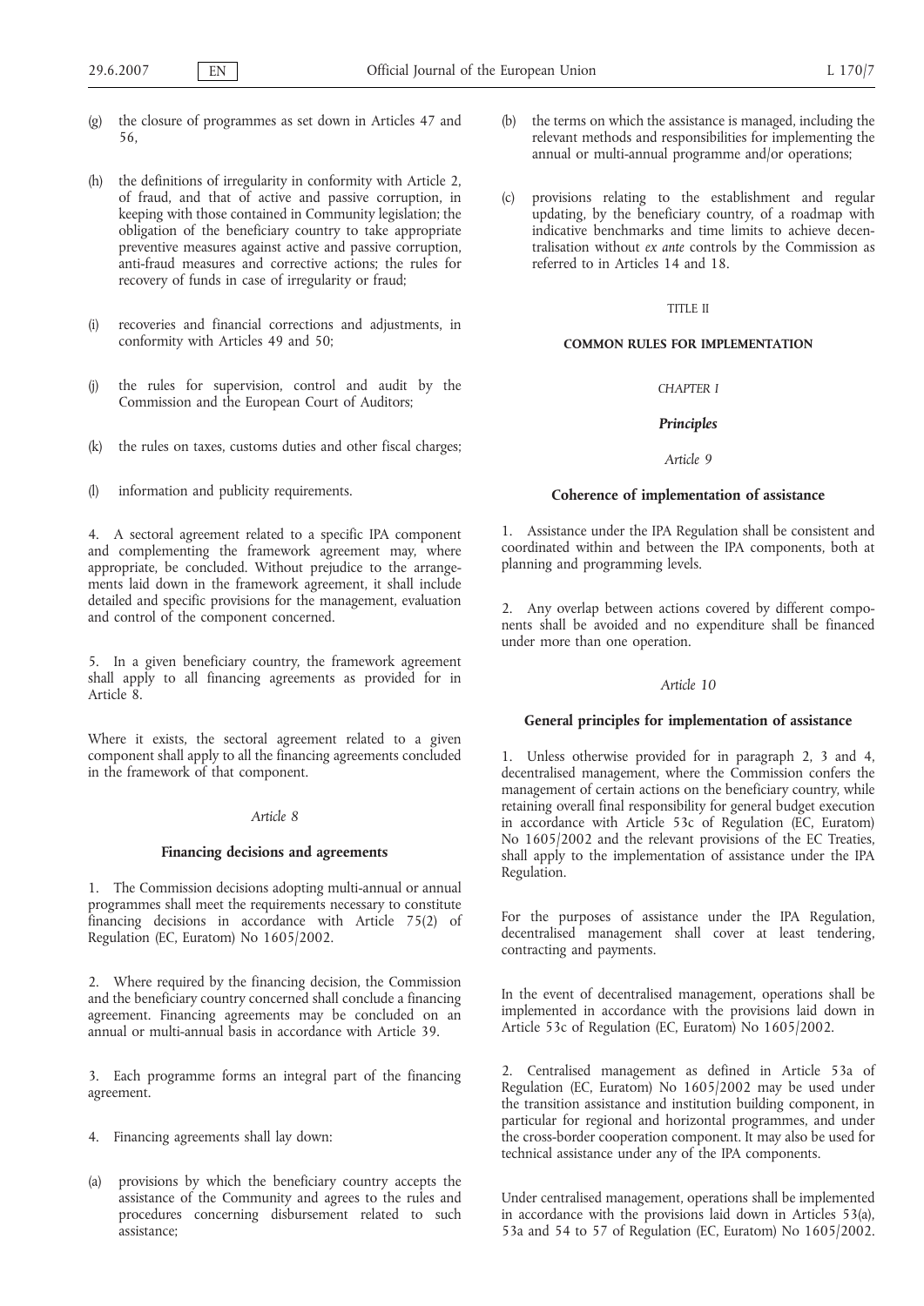(g) the closure of programmes as set down in Articles 47 and 56,

(h) the definitions of irregularity in conformity with Article 2, of fraud, and that of active and passive corruption, in keeping with those contained in Community legislation; the obligation of the beneficiary country to take appropriate preventive measures against active and passive corruption, anti-fraud measures and corrective actions; the rules for recovery of funds in case of irregularity or fraud;

(i) recoveries and financial corrections and adjustments, in conformity with Articles 49 and 50;

(j) the rules for supervision, control and audit by the Commission and the European Court of Auditors;

(k) the rules on taxes, customs duties and other fiscal charges;

(l) information and publicity requirements.

4. A sectoral agreement related to a specific IPA component and complementing the framework agreement may, where appropriate, be concluded. Without prejudice to the arrangements laid down in the framework agreement, it shall include detailed and specific provisions for the management, evaluation and control of the component concerned.

5. In a given beneficiary country, the framework agreement shall apply to all financing agreements as provided for in Article 8.

Where it exists, the sectoral agreement related to a given component shall apply to all the financing agreements concluded in the framework of that component.

*Article 8*

**Financing decisions and agreements**

1. The Commission decisions adopting multi-annual or annual programmes shall meet the requirements necessary to constitute financing decisions in accordance with Article 75(2) of Regulation (EC, Euratom) No 1605/2002.

2. Where required by the financing decision, the Commission and the beneficiary country concerned shall conclude a financing agreement. Financing agreements may be concluded on an annual or multi-annual basis in accordance with Article 39.

3. Each programme forms an integral part of the financing agreement.

4. Financing agreements shall lay down:

(a) provisions by which the beneficiary country accepts the assistance of the Community and agrees to the rules and procedures concerning disbursement related to such assistance;

(b) the terms on which the assistance is managed, including the relevant methods and responsibilities for implementing the annual or multi-annual programme and/or operations;

(c) provisions relating to the establishment and regular updating, by the beneficiary country, of a roadmap with indicative benchmarks and time limits to achieve decentralisation without *ex ante* controls by the Commission as referred to in Articles 14 and 18.

TITLE II

**COMMON RULES FOR IMPLEMENTATION**

*CHAPTER I*

***Principles***

*Article 9*

**Coherence of implementation of assistance**

1. Assistance under the IPA Regulation shall be consistent and coordinated within and between the IPA components, both at planning and programming levels.

2. Any overlap between actions covered by different components shall be avoided and no expenditure shall be financed under more than one operation.

*Article 10*

**General principles for implementation of assistance**

1. Unless otherwise provided for in paragraph 2, 3 and 4, decentralised management, where the Commission confers the management of certain actions on the beneficiary country, while retaining overall final responsibility for general budget execution in accordance with Article 53c of Regulation (EC, Euratom) No 1605/2002 and the relevant provisions of the EC Treaties, shall apply to the implementation of assistance under the IPA Regulation.

For the purposes of assistance under the IPA Regulation, decentralised management shall cover at least tendering, contracting and payments.

In the event of decentralised management, operations shall be implemented in accordance with the provisions laid down in Article 53c of Regulation (EC, Euratom) No 1605/2002.

2. Centralised management as defined in Article 53a of Regulation (EC, Euratom) No 1605/2002 may be used under the transition assistance and institution building component, in particular for regional and horizontal programmes, and under the cross-border cooperation component. It may also be used for technical assistance under any of the IPA components.

Under centralised management, operations shall be implemented in accordance with the provisions laid down in Articles 53(a), 53a and 54 to 57 of Regulation (EC, Euratom) No 1605/2002.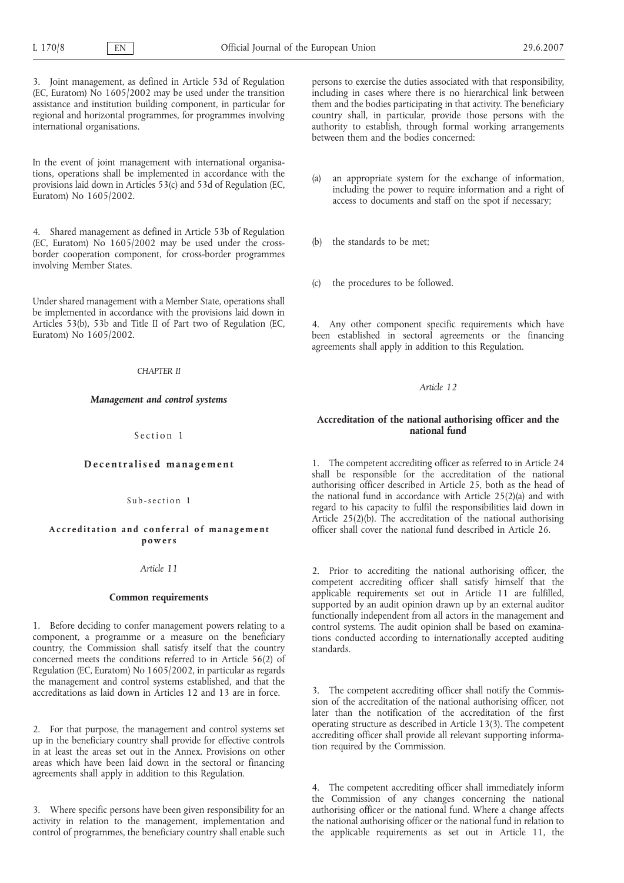3. Joint management, as defined in Article 53d of Regulation (EC, Euratom) No 1605/2002 may be used under the transition assistance and institution building component, in particular for regional and horizontal programmes, for programmes involving international organisations.

In the event of joint management with international organisations, operations shall be implemented in accordance with the provisions laid down in Articles 53(c) and 53d of Regulation (EC, Euratom) No 1605/2002.

4. Shared management as defined in Article 53b of Regulation (EC, Euratom) No 1605/2002 may be used under the cross-border cooperation component, for cross-border programmes involving Member States.

Under shared management with a Member State, operations shall be implemented in accordance with the provisions laid down in Articles 53(b), 53b and Title II of Part two of Regulation (EC, Euratom) No 1605/2002.

## *CHAPTER II*

## ***Management and control systems***

### Section 1

### **Decentralised management**

#### Sub-section 1

#### **Accreditation and conferral of management powers**

*Article 11*

**Common requirements**

1. Before deciding to confer management powers relating to a component, a programme or a measure on the beneficiary country, the Commission shall satisfy itself that the country concerned meets the conditions referred to in Article 56(2) of Regulation (EC, Euratom) No 1605/2002, in particular as regards the management and control systems established, and that the accreditations as laid down in Articles 12 and 13 are in force.

2. For that purpose, the management and control systems set up in the beneficiary country shall provide for effective controls in at least the areas set out in the Annex. Provisions on other areas which have been laid down in the sectoral or financing agreements shall apply in addition to this Regulation.

3. Where specific persons have been given responsibility for an activity in relation to the management, implementation and control of programmes, the beneficiary country shall enable such persons to exercise the duties associated with that responsibility, including in cases where there is no hierarchical link between them and the bodies participating in that activity. The beneficiary country shall, in particular, provide those persons with the authority to establish, through formal working arrangements between them and the bodies concerned:

(a) an appropriate system for the exchange of information, including the power to require information and a right of access to documents and staff on the spot if necessary;

(b) the standards to be met;

(c) the procedures to be followed.

4. Any other component specific requirements which have been established in sectoral agreements or the financing agreements shall apply in addition to this Regulation.

*Article 12*

**Accreditation of the national authorising officer and the national fund**

1. The competent accrediting officer as referred to in Article 24 shall be responsible for the accreditation of the national authorising officer described in Article 25, both as the head of the national fund in accordance with Article 25(2)(a) and with regard to his capacity to fulfil the responsibilities laid down in Article 25(2)(b). The accreditation of the national authorising officer shall cover the national fund described in Article 26.

2. Prior to accrediting the national authorising officer, the competent accrediting officer shall satisfy himself that the applicable requirements set out in Article 11 are fulfilled, supported by an audit opinion drawn up by an external auditor functionally independent from all actors in the management and control systems. The audit opinion shall be based on examinations conducted according to internationally accepted auditing standards.

3. The competent accrediting officer shall notify the Commission of the accreditation of the national authorising officer, not later than the notification of the accreditation of the first operating structure as described in Article 13(3). The competent accrediting officer shall provide all relevant supporting information required by the Commission.

4. The competent accrediting officer shall immediately inform the Commission of any changes concerning the national authorising officer or the national fund. Where a change affects the national authorising officer or the national fund in relation to the applicable requirements as set out in Article 11, the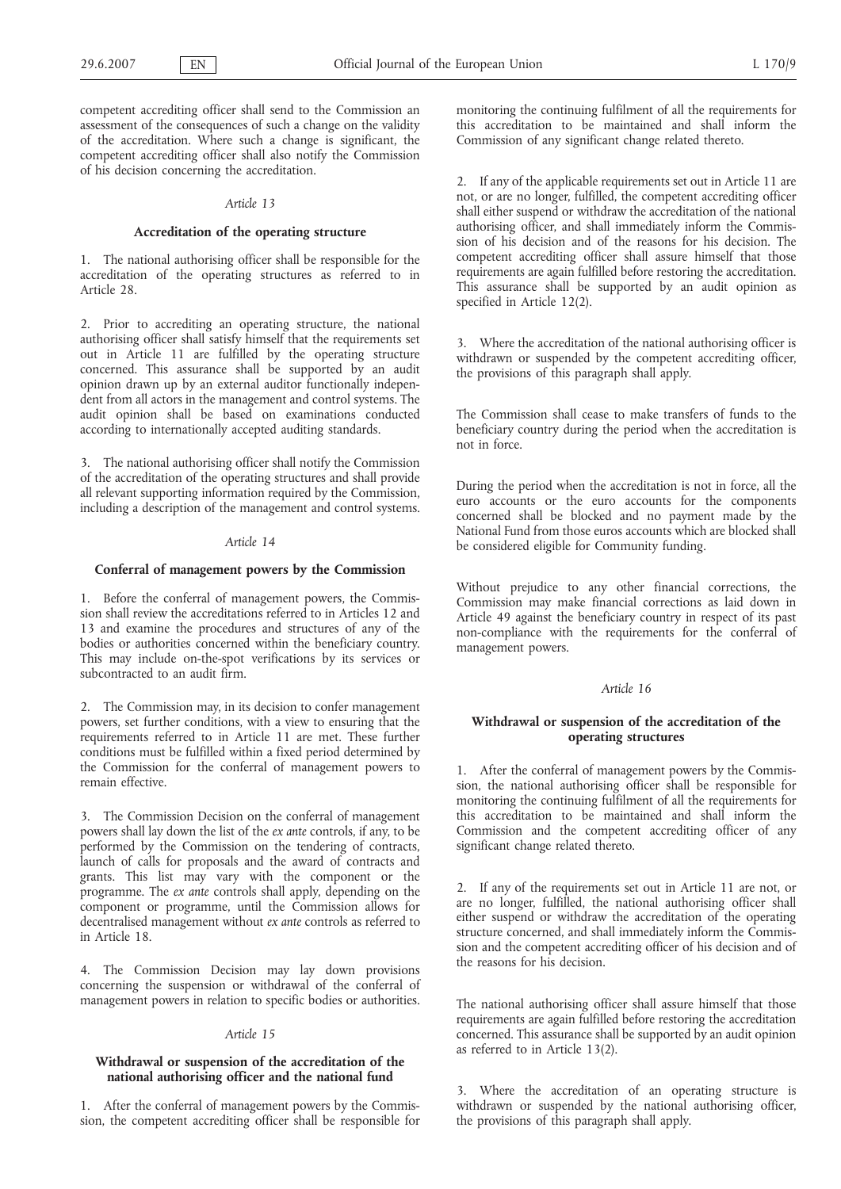competent accrediting officer shall send to the Commission an assessment of the consequences of such a change on the validity of the accreditation. Where such a change is significant, the competent accrediting officer shall also notify the Commission of his decision concerning the accreditation.

*Article 13*

**Accreditation of the operating structure**

1. The national authorising officer shall be responsible for the accreditation of the operating structures as referred to in Article 28.

2. Prior to accrediting an operating structure, the national authorising officer shall satisfy himself that the requirements set out in Article 11 are fulfilled by the operating structure concerned. This assurance shall be supported by an audit opinion drawn up by an external auditor functionally independent from all actors in the management and control systems. The audit opinion shall be based on examinations conducted according to internationally accepted auditing standards.

3. The national authorising officer shall notify the Commission of the accreditation of the operating structures and shall provide all relevant supporting information required by the Commission, including a description of the management and control systems.

*Article 14*

**Conferral of management powers by the Commission**

1. Before the conferral of management powers, the Commission shall review the accreditations referred to in Articles 12 and 13 and examine the procedures and structures of any of the bodies or authorities concerned within the beneficiary country. This may include on-the-spot verifications by its services or subcontracted to an audit firm.

2. The Commission may, in its decision to confer management powers, set further conditions, with a view to ensuring that the requirements referred to in Article 11 are met. These further conditions must be fulfilled within a fixed period determined by the Commission for the conferral of management powers to remain effective.

3. The Commission Decision on the conferral of management powers shall lay down the list of the *ex ante* controls, if any, to be performed by the Commission on the tendering of contracts, launch of calls for proposals and the award of contracts and grants. This list may vary with the component or the programme. The *ex ante* controls shall apply, depending on the component or programme, until the Commission allows for decentralised management without *ex ante* controls as referred to in Article 18.

4. The Commission Decision may lay down provisions concerning the suspension or withdrawal of the conferral of management powers in relation to specific bodies or authorities.

*Article 15*

**Withdrawal or suspension of the accreditation of the national authorising officer and the national fund**

1. After the conferral of management powers by the Commission, the competent accrediting officer shall be responsible for monitoring the continuing fulfilment of all the requirements for this accreditation to be maintained and shall inform the Commission of any significant change related thereto.

2. If any of the applicable requirements set out in Article 11 are not, or are no longer, fulfilled, the competent accrediting officer shall either suspend or withdraw the accreditation of the national authorising officer, and shall immediately inform the Commission of his decision and of the reasons for his decision. The competent accrediting officer shall assure himself that those requirements are again fulfilled before restoring the accreditation. This assurance shall be supported by an audit opinion as specified in Article 12(2).

3. Where the accreditation of the national authorising officer is withdrawn or suspended by the competent accrediting officer, the provisions of this paragraph shall apply.

The Commission shall cease to make transfers of funds to the beneficiary country during the period when the accreditation is not in force.

During the period when the accreditation is not in force, all the euro accounts or the euro accounts for the components concerned shall be blocked and no payment made by the National Fund from those euros accounts which are blocked shall be considered eligible for Community funding.

Without prejudice to any other financial corrections, the Commission may make financial corrections as laid down in Article 49 against the beneficiary country in respect of its past non-compliance with the requirements for the conferral of management powers.

*Article 16*

**Withdrawal or suspension of the accreditation of the operating structures**

1. After the conferral of management powers by the Commission, the national authorising officer shall be responsible for monitoring the continuing fulfilment of all the requirements for this accreditation to be maintained and shall inform the Commission and the competent accrediting officer of any significant change related thereto.

2. If any of the requirements set out in Article 11 are not, or are no longer, fulfilled, the national authorising officer shall either suspend or withdraw the accreditation of the operating structure concerned, and shall immediately inform the Commission and the competent accrediting officer of his decision and of the reasons for his decision.

The national authorising officer shall assure himself that those requirements are again fulfilled before restoring the accreditation concerned. This assurance shall be supported by an audit opinion as referred to in Article 13(2).

3. Where the accreditation of an operating structure is withdrawn or suspended by the national authorising officer, the provisions of this paragraph shall apply.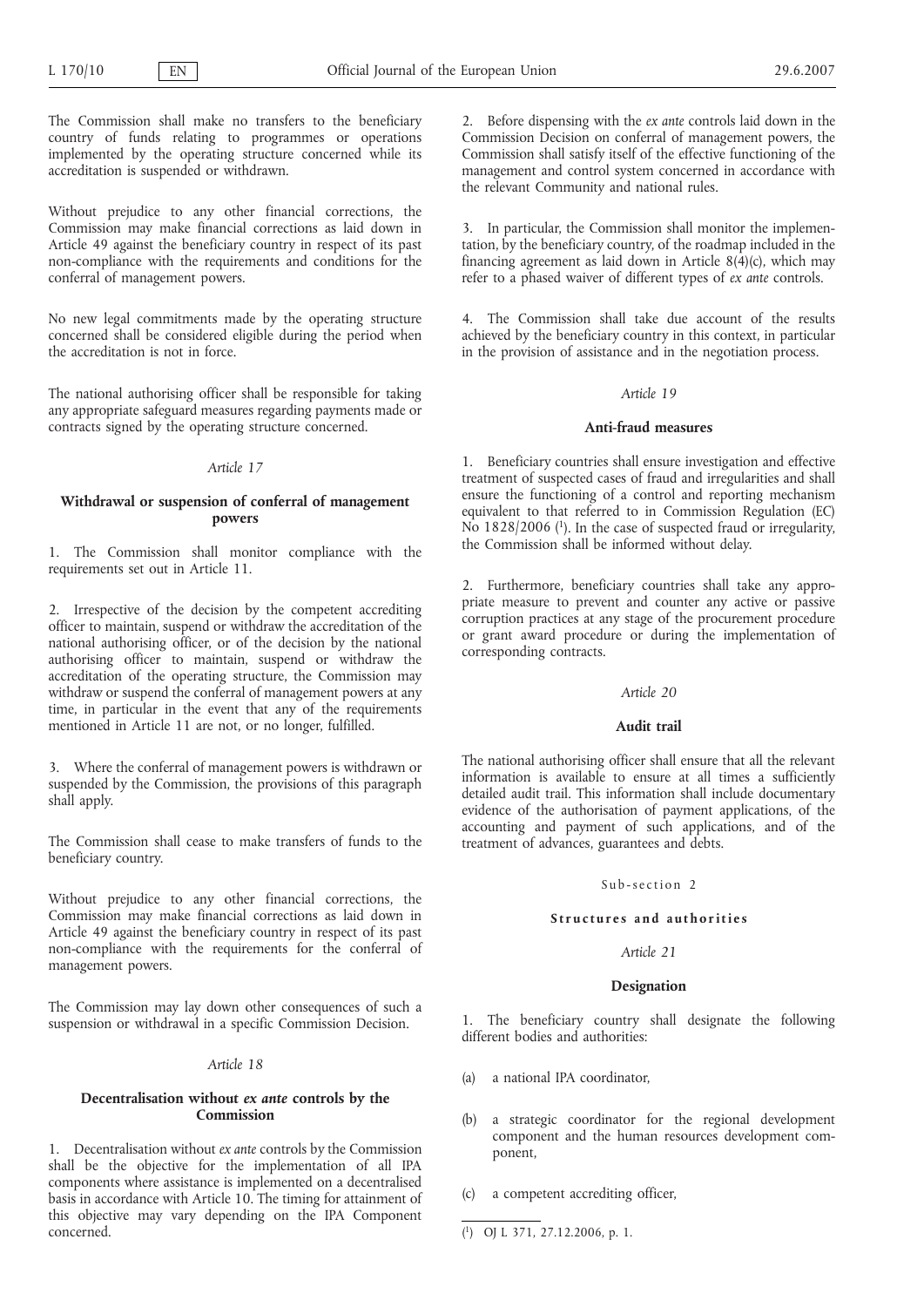The Commission shall make no transfers to the beneficiary country of funds relating to programmes or operations implemented by the operating structure concerned while its accreditation is suspended or withdrawn.

Without prejudice to any other financial corrections, the Commission may make financial corrections as laid down in Article 49 against the beneficiary country in respect of its past non-compliance with the requirements and conditions for the conferral of management powers.

No new legal commitments made by the operating structure concerned shall be considered eligible during the period when the accreditation is not in force.

The national authorising officer shall be responsible for taking any appropriate safeguard measures regarding payments made or contracts signed by the operating structure concerned.

### *Article 17*

### Withdrawal or suspension of conferral of management powers

1. The Commission shall monitor compliance with the requirements set out in Article 11.

2. Irrespective of the decision by the competent accrediting officer to maintain, suspend or withdraw the accreditation of the national authorising officer, or of the decision by the national authorising officer to maintain, suspend or withdraw the accreditation of the operating structure, the Commission may withdraw or suspend the conferral of management powers at any time, in particular in the event that any of the requirements mentioned in Article 11 are not, or no longer, fulfilled.

3. Where the conferral of management powers is withdrawn or suspended by the Commission, the provisions of this paragraph shall apply.

The Commission shall cease to make transfers of funds to the beneficiary country.

Without prejudice to any other financial corrections, the Commission may make financial corrections as laid down in Article 49 against the beneficiary country in respect of its past non-compliance with the requirements for the conferral of management powers.

The Commission may lay down other consequences of such a suspension or withdrawal in a specific Commission Decision.

### *Article 18*

### Decentralisation without *ex ante* controls by the Commission

1. Decentralisation without *ex ante* controls by the Commission shall be the objective for the implementation of all IPA components where assistance is implemented on a decentralised basis in accordance with Article 10. The timing for attainment of this objective may vary depending on the IPA Component concerned.

2. Before dispensing with the *ex ante* controls laid down in the Commission Decision on conferral of management powers, the Commission shall satisfy itself of the effective functioning of the management and control system concerned in accordance with the relevant Community and national rules.

3. In particular, the Commission shall monitor the implementation, by the beneficiary country, of the roadmap included in the financing agreement as laid down in Article 8(4)(c), which may refer to a phased waiver of different types of *ex ante* controls.

4. The Commission shall take due account of the results achieved by the beneficiary country in this context, in particular in the provision of assistance and in the negotiation process.

### *Article 19*

### Anti-fraud measures

1. Beneficiary countries shall ensure investigation and effective treatment of suspected cases of fraud and irregularities and shall ensure the functioning of a control and reporting mechanism equivalent to that referred to in Commission Regulation (EC) No 1828/2006 [1]. In the case of suspected fraud or irregularity, the Commission shall be informed without delay.

2. Furthermore, beneficiary countries shall take any appropriate measure to prevent and counter any active or passive corruption practices at any stage of the procurement procedure or grant award procedure or during the implementation of corresponding contracts.

### *Article 20*

### Audit trail

The national authorising officer shall ensure that all the relevant information is available to ensure at all times a sufficiently detailed audit trail. This information shall include documentary evidence of the authorisation of payment applications, of the accounting and payment of such applications, and of the treatment of advances, guarantees and debts.

Sub-section 2

**Structures and authorities**

### *Article 21*

### Designation

1. The beneficiary country shall designate the following different bodies and authorities:

(a) a national IPA coordinator,

(b) a strategic coordinator for the regional development component and the human resources development component,

(c) a competent accrediting officer,

---

[1] OJ L 371, 27.12.2006, p. 1.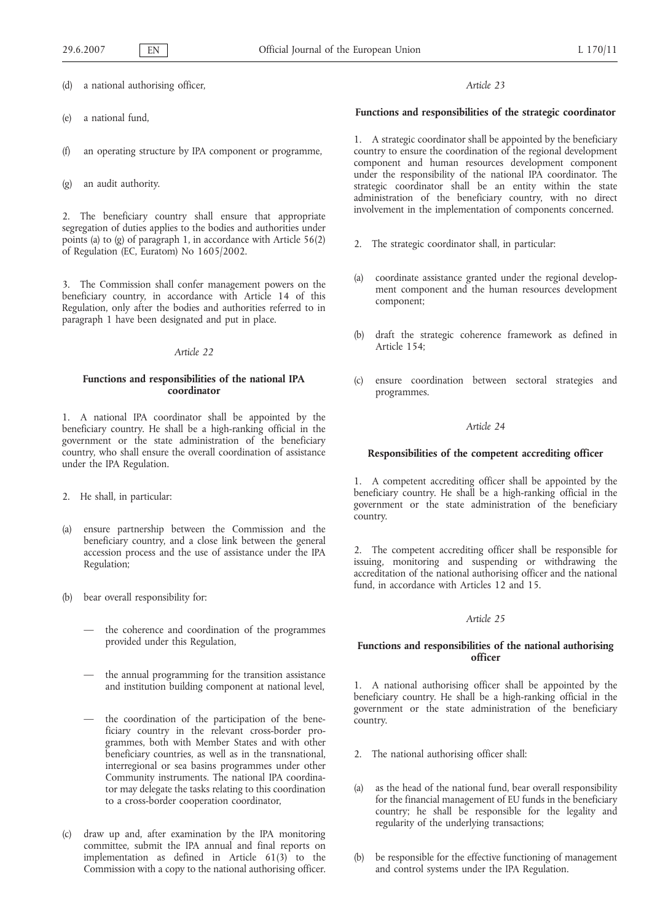(d) a national authorising officer,

(e) a national fund,

(f) an operating structure by IPA component or programme,

(g) an audit authority.

2. The beneficiary country shall ensure that appropriate segregation of duties applies to the bodies and authorities under points (a) to (g) of paragraph 1, in accordance with Article 56(2) of Regulation (EC, Euratom) No 1605/2002.

3. The Commission shall confer management powers on the beneficiary country, in accordance with Article 14 of this Regulation, only after the bodies and authorities referred to in paragraph 1 have been designated and put in place.

*Article 22*

**Functions and responsibilities of the national IPA coordinator**

1. A national IPA coordinator shall be appointed by the beneficiary country. He shall be a high-ranking official in the government or the state administration of the beneficiary country, who shall ensure the overall coordination of assistance under the IPA Regulation.

2. He shall, in particular:

(a) ensure partnership between the Commission and the beneficiary country, and a close link between the general accession process and the use of assistance under the IPA Regulation;

(b) bear overall responsibility for:

— the coherence and coordination of the programmes provided under this Regulation,

— the annual programming for the transition assistance and institution building component at national level,

— the coordination of the participation of the beneficiary country in the relevant cross-border programmes, both with Member States and with other beneficiary countries, as well as in the transnational, interregional or sea basins programmes under other Community instruments. The national IPA coordinator may delegate the tasks relating to this coordination to a cross-border cooperation coordinator,

(c) draw up and, after examination by the IPA monitoring committee, submit the IPA annual and final reports on implementation as defined in Article 61(3) to the Commission with a copy to the national authorising officer.

*Article 23*

**Functions and responsibilities of the strategic coordinator**

1. A strategic coordinator shall be appointed by the beneficiary country to ensure the coordination of the regional development component and human resources development component under the responsibility of the national IPA coordinator. The strategic coordinator shall be an entity within the state administration of the beneficiary country, with no direct involvement in the implementation of components concerned.

2. The strategic coordinator shall, in particular:

(a) coordinate assistance granted under the regional development component and the human resources development component;

(b) draft the strategic coherence framework as defined in Article 154;

(c) ensure coordination between sectoral strategies and programmes.

*Article 24*

**Responsibilities of the competent accrediting officer**

1. A competent accrediting officer shall be appointed by the beneficiary country. He shall be a high-ranking official in the government or the state administration of the beneficiary country.

2. The competent accrediting officer shall be responsible for issuing, monitoring and suspending or withdrawing the accreditation of the national authorising officer and the national fund, in accordance with Articles 12 and 15.

*Article 25*

**Functions and responsibilities of the national authorising officer**

1. A national authorising officer shall be appointed by the beneficiary country. He shall be a high-ranking official in the government or the state administration of the beneficiary country.

2. The national authorising officer shall:

(a) as the head of the national fund, bear overall responsibility for the financial management of EU funds in the beneficiary country; he shall be responsible for the legality and regularity of the underlying transactions;

(b) be responsible for the effective functioning of management and control systems under the IPA Regulation.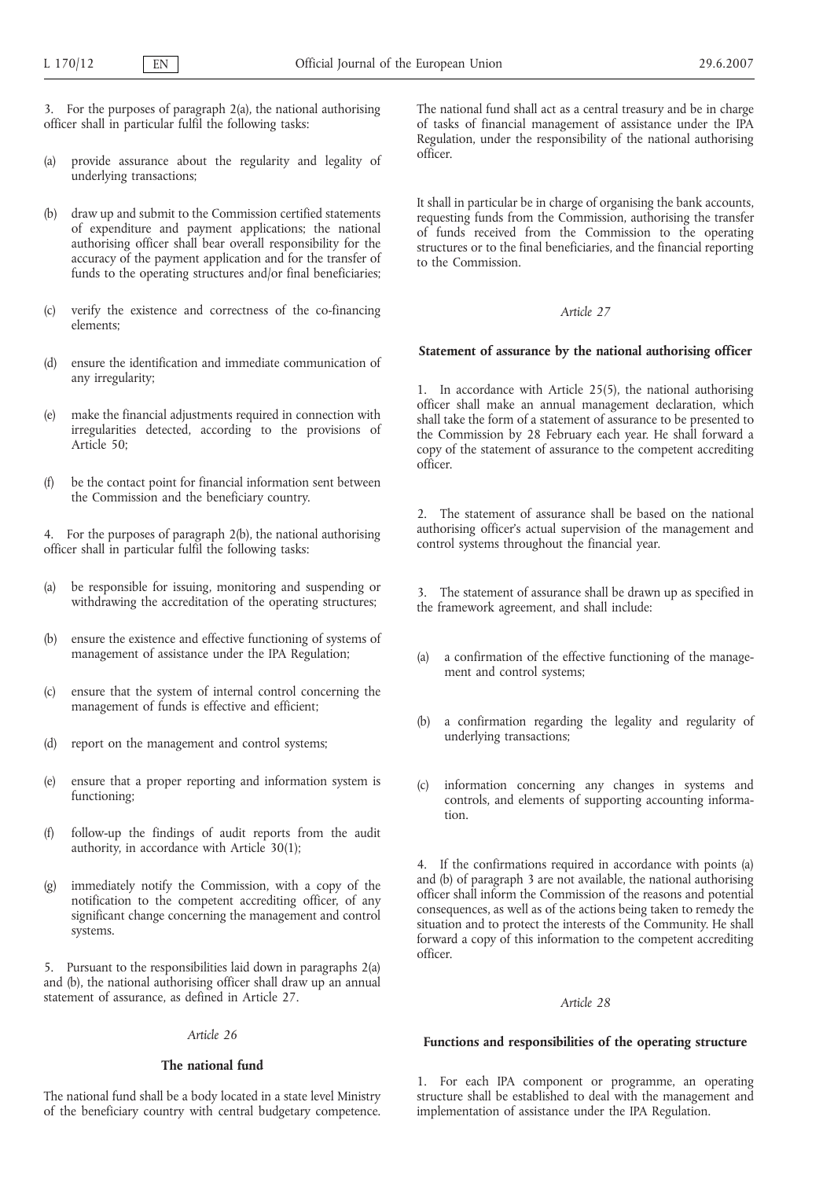3. For the purposes of paragraph 2(a), the national authorising officer shall in particular fulfil the following tasks:

(a) provide assurance about the regularity and legality of underlying transactions;

(b) draw up and submit to the Commission certified statements of expenditure and payment applications; the national authorising officer shall bear overall responsibility for the accuracy of the payment application and for the transfer of funds to the operating structures and/or final beneficiaries;

(c) verify the existence and correctness of the co-financing elements;

(d) ensure the identification and immediate communication of any irregularity;

(e) make the financial adjustments required in connection with irregularities detected, according to the provisions of Article 50;

(f) be the contact point for financial information sent between the Commission and the beneficiary country.

4. For the purposes of paragraph 2(b), the national authorising officer shall in particular fulfil the following tasks:

(a) be responsible for issuing, monitoring and suspending or withdrawing the accreditation of the operating structures;

(b) ensure the existence and effective functioning of systems of management of assistance under the IPA Regulation;

(c) ensure that the system of internal control concerning the management of funds is effective and efficient;

(d) report on the management and control systems;

(e) ensure that a proper reporting and information system is functioning;

(f) follow-up the findings of audit reports from the audit authority, in accordance with Article 30(1);

(g) immediately notify the Commission, with a copy of the notification to the competent accrediting officer, of any significant change concerning the management and control systems.

5. Pursuant to the responsibilities laid down in paragraphs 2(a) and (b), the national authorising officer shall draw up an annual statement of assurance, as defined in Article 27.

*Article 26*

**The national fund**

The national fund shall be a body located in a state level Ministry of the beneficiary country with central budgetary competence. The national fund shall act as a central treasury and be in charge of tasks of financial management of assistance under the IPA Regulation, under the responsibility of the national authorising officer.

It shall in particular be in charge of organising the bank accounts, requesting funds from the Commission, authorising the transfer of funds received from the Commission to the operating structures or to the final beneficiaries, and the financial reporting to the Commission.

*Article 27*

**Statement of assurance by the national authorising officer**

1. In accordance with Article 25(5), the national authorising officer shall make an annual management declaration, which shall take the form of a statement of assurance to be presented to the Commission by 28 February each year. He shall forward a copy of the statement of assurance to the competent accrediting officer.

2. The statement of assurance shall be based on the national authorising officer's actual supervision of the management and control systems throughout the financial year.

3. The statement of assurance shall be drawn up as specified in the framework agreement, and shall include:

(a) a confirmation of the effective functioning of the management and control systems;

(b) a confirmation regarding the legality and regularity of underlying transactions;

(c) information concerning any changes in systems and controls, and elements of supporting accounting information.

4. If the confirmations required in accordance with points (a) and (b) of paragraph 3 are not available, the national authorising officer shall inform the Commission of the reasons and potential consequences, as well as of the actions being taken to remedy the situation and to protect the interests of the Community. He shall forward a copy of this information to the competent accrediting officer.

*Article 28*

**Functions and responsibilities of the operating structure**

1. For each IPA component or programme, an operating structure shall be established to deal with the management and implementation of assistance under the IPA Regulation.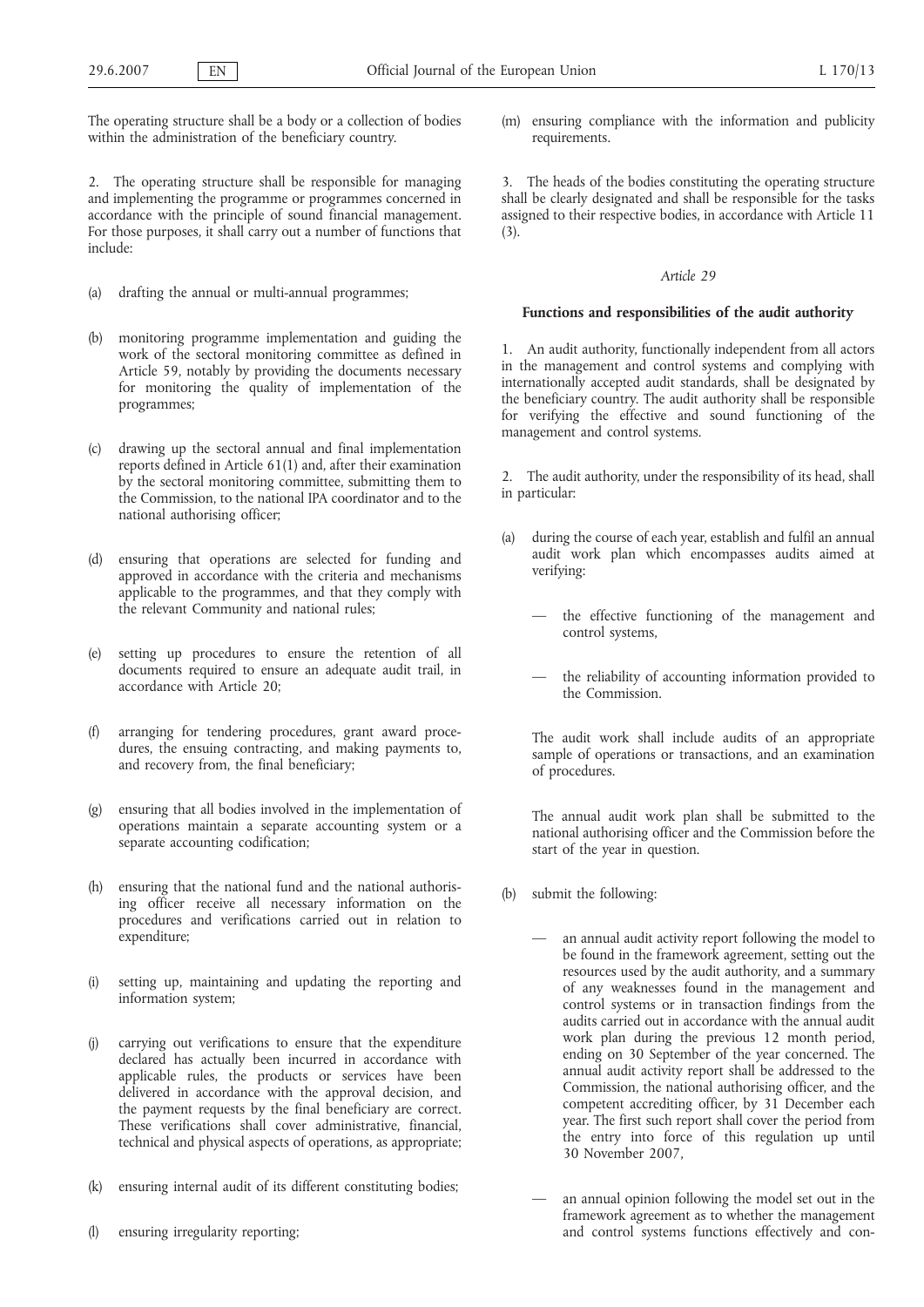The operating structure shall be a body or a collection of bodies within the administration of the beneficiary country.

2. The operating structure shall be responsible for managing and implementing the programme or programmes concerned in accordance with the principle of sound financial management. For those purposes, it shall carry out a number of functions that include:

(a) drafting the annual or multi-annual programmes;

(b) monitoring programme implementation and guiding the work of the sectoral monitoring committee as defined in Article 59, notably by providing the documents necessary for monitoring the quality of implementation of the programmes;

(c) drawing up the sectoral annual and final implementation reports defined in Article 61(1) and, after their examination by the sectoral monitoring committee, submitting them to the Commission, to the national IPA coordinator and to the national authorising officer;

(d) ensuring that operations are selected for funding and approved in accordance with the criteria and mechanisms applicable to the programmes, and that they comply with the relevant Community and national rules;

(e) setting up procedures to ensure the retention of all documents required to ensure an adequate audit trail, in accordance with Article 20;

(f) arranging for tendering procedures, grant award procedures, the ensuing contracting, and making payments to, and recovery from, the final beneficiary;

(g) ensuring that all bodies involved in the implementation of operations maintain a separate accounting system or a separate accounting codification;

(h) ensuring that the national fund and the national authorising officer receive all necessary information on the procedures and verifications carried out in relation to expenditure;

(i) setting up, maintaining and updating the reporting and information system;

(j) carrying out verifications to ensure that the expenditure declared has actually been incurred in accordance with applicable rules, the products or services have been delivered in accordance with the approval decision, and the payment requests by the final beneficiary are correct. These verifications shall cover administrative, financial, technical and physical aspects of operations, as appropriate;

(k) ensuring internal audit of its different constituting bodies;

(l) ensuring irregularity reporting;

(m) ensuring compliance with the information and publicity requirements.

3. The heads of the bodies constituting the operating structure shall be clearly designated and shall be responsible for the tasks assigned to their respective bodies, in accordance with Article 11 (3).

*Article 29*

**Functions and responsibilities of the audit authority**

1. An audit authority, functionally independent from all actors in the management and control systems and complying with internationally accepted audit standards, shall be designated by the beneficiary country. The audit authority shall be responsible for verifying the effective and sound functioning of the management and control systems.

2. The audit authority, under the responsibility of its head, shall in particular:

(a) during the course of each year, establish and fulfil an annual audit work plan which encompasses audits aimed at verifying:

— the effective functioning of the management and control systems,

— the reliability of accounting information provided to the Commission.

The audit work shall include audits of an appropriate sample of operations or transactions, and an examination of procedures.

The annual audit work plan shall be submitted to the national authorising officer and the Commission before the start of the year in question.

(b) submit the following:

— an annual audit activity report following the model to be found in the framework agreement, setting out the resources used by the audit authority, and a summary of any weaknesses found in the management and control systems or in transaction findings from the audits carried out in accordance with the annual audit work plan during the previous 12 month period, ending on 30 September of the year concerned. The annual audit activity report shall be addressed to the Commission, the national authorising officer, and the competent accrediting officer, by 31 December each year. The first such report shall cover the period from the entry into force of this regulation up until 30 November 2007,

— an annual opinion following the model set out in the framework agreement as to whether the management and control systems functions effectively and con-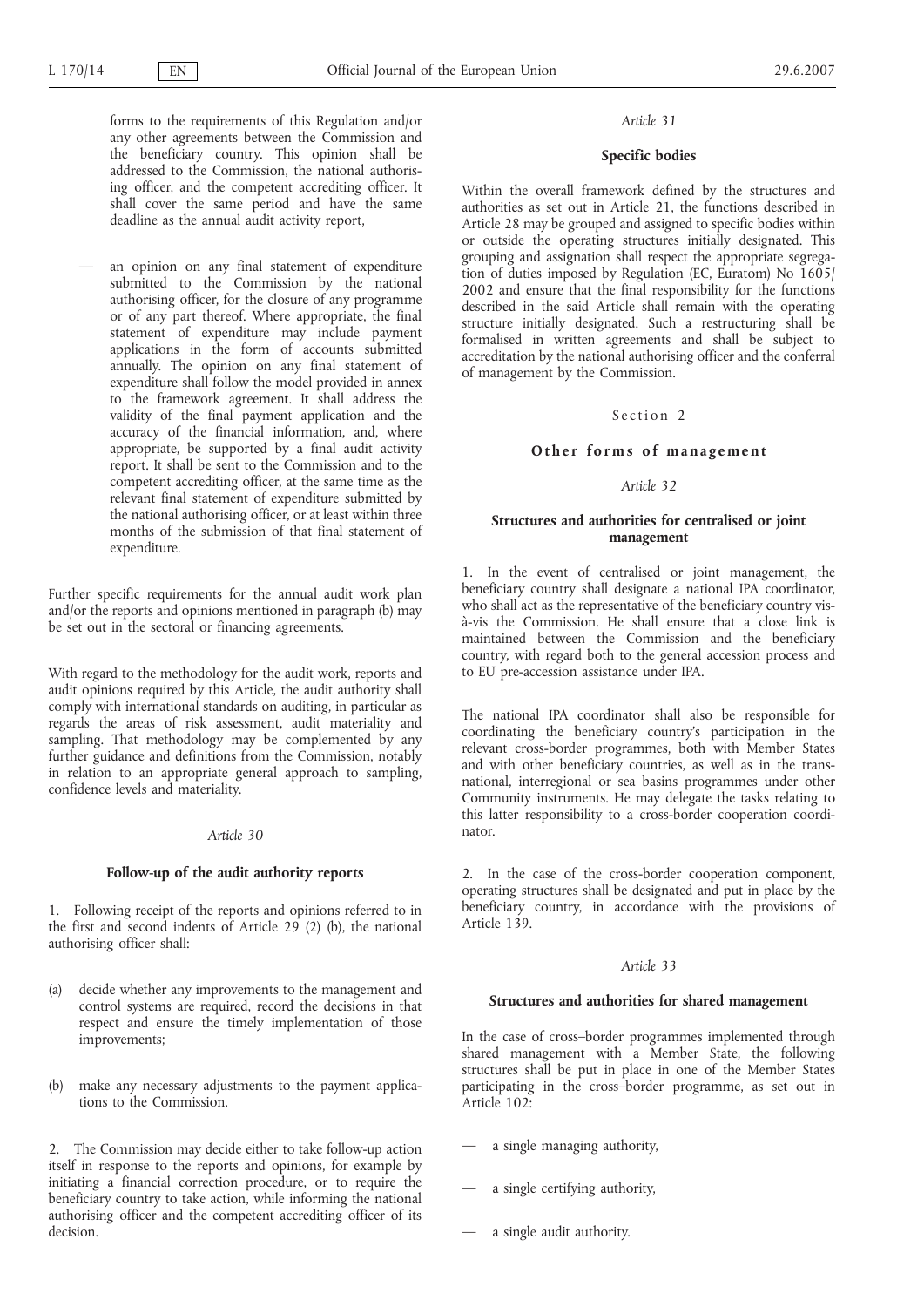forms to the requirements of this Regulation and/or any other agreements between the Commission and the beneficiary country. This opinion shall be addressed to the Commission, the national authorising officer, and the competent accrediting officer. It shall cover the same period and have the same deadline as the annual audit activity report,

— an opinion on any final statement of expenditure submitted to the Commission by the national authorising officer, for the closure of any programme or of any part thereof. Where appropriate, the final statement of expenditure may include payment applications in the form of accounts submitted annually. The opinion on any final statement of expenditure shall follow the model provided in annex to the framework agreement. It shall address the validity of the final payment application and the accuracy of the financial information, and, where appropriate, be supported by a final audit activity report. It shall be sent to the Commission and to the competent accrediting officer, at the same time as the relevant final statement of expenditure submitted by the national authorising officer, or at least within three months of the submission of that final statement of expenditure.

Further specific requirements for the annual audit work plan and/or the reports and opinions mentioned in paragraph (b) may be set out in the sectoral or financing agreements.

With regard to the methodology for the audit work, reports and audit opinions required by this Article, the audit authority shall comply with international standards on auditing, in particular as regards the areas of risk assessment, audit materiality and sampling. That methodology may be complemented by any further guidance and definitions from the Commission, notably in relation to an appropriate general approach to sampling, confidence levels and materiality.

*Article 30*

**Follow-up of the audit authority reports**

1. Following receipt of the reports and opinions referred to in the first and second indents of Article 29 (2) (b), the national authorising officer shall:

(a) decide whether any improvements to the management and control systems are required, record the decisions in that respect and ensure the timely implementation of those improvements;

(b) make any necessary adjustments to the payment applications to the Commission.

2. The Commission may decide either to take follow-up action itself in response to the reports and opinions, for example by initiating a financial correction procedure, or to require the beneficiary country to take action, while informing the national authorising officer and the competent accrediting officer of its decision.

*Article 31*

**Specific bodies**

Within the overall framework defined by the structures and authorities as set out in Article 21, the functions described in Article 28 may be grouped and assigned to specific bodies within or outside the operating structures initially designated. This grouping and assignation shall respect the appropriate segregation of duties imposed by Regulation (EC, Euratom) No 1605/2002 and ensure that the final responsibility for the functions described in the said Article shall remain with the operating structure initially designated. Such a restructuring shall be formalised in written agreements and shall be subject to accreditation by the national authorising officer and the conferral of management by the Commission.

Section 2

**Other forms of management**

*Article 32*

**Structures and authorities for centralised or joint management**

1. In the event of centralised or joint management, the beneficiary country shall designate a national IPA coordinator, who shall act as the representative of the beneficiary country vis-à-vis the Commission. He shall ensure that a close link is maintained between the Commission and the beneficiary country, with regard both to the general accession process and to EU pre-accession assistance under IPA.

The national IPA coordinator shall also be responsible for coordinating the beneficiary country's participation in the relevant cross-border programmes, both with Member States and with other beneficiary countries, as well as in the transnational, interregional or sea basins programmes under other Community instruments. He may delegate the tasks relating to this latter responsibility to a cross-border cooperation coordinator.

2. In the case of the cross-border cooperation component, operating structures shall be designated and put in place by the beneficiary country, in accordance with the provisions of Article 139.

*Article 33*

**Structures and authorities for shared management**

In the case of cross–border programmes implemented through shared management with a Member State, the following structures shall be put in place in one of the Member States participating in the cross–border programme, as set out in Article 102:

— a single managing authority,

— a single certifying authority,

— a single audit authority.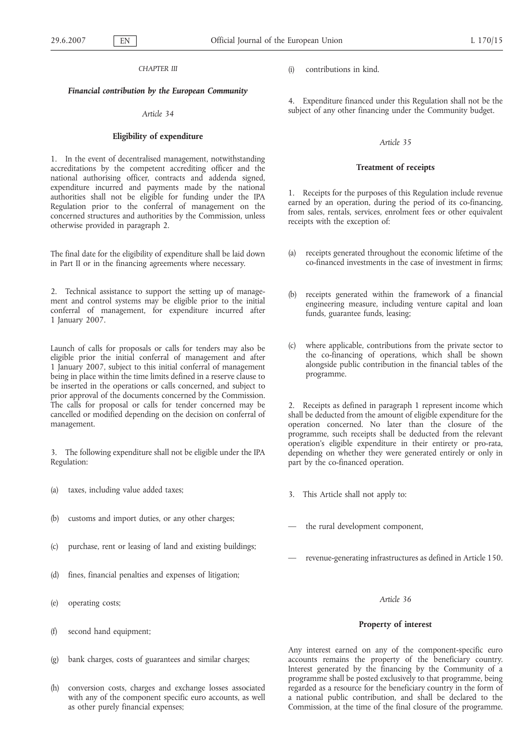*CHAPTER III*

***Financial contribution by the European Community***

*Article 34*

**Eligibility of expenditure**

1. In the event of decentralised management, notwithstanding accreditations by the competent accrediting officer and the national authorising officer, contracts and addenda signed, expenditure incurred and payments made by the national authorities shall not be eligible for funding under the IPA Regulation prior to the conferral of management on the concerned structures and authorities by the Commission, unless otherwise provided in paragraph 2.

The final date for the eligibility of expenditure shall be laid down in Part II or in the financing agreements where necessary.

2. Technical assistance to support the setting up of management and control systems may be eligible prior to the initial conferral of management, for expenditure incurred after 1 January 2007.

Launch of calls for proposals or calls for tenders may also be eligible prior the initial conferral of management and after 1 January 2007, subject to this initial conferral of management being in place within the time limits defined in a reserve clause to be inserted in the operations or calls concerned, and subject to prior approval of the documents concerned by the Commission. The calls for proposal or calls for tender concerned may be cancelled or modified depending on the decision on conferral of management.

3. The following expenditure shall not be eligible under the IPA Regulation:

(a) taxes, including value added taxes;

(b) customs and import duties, or any other charges;

(c) purchase, rent or leasing of land and existing buildings;

(d) fines, financial penalties and expenses of litigation;

(e) operating costs;

(f) second hand equipment;

(g) bank charges, costs of guarantees and similar charges;

(h) conversion costs, charges and exchange losses associated with any of the component specific euro accounts, as well as other purely financial expenses;

(i) contributions in kind.

4. Expenditure financed under this Regulation shall not be the subject of any other financing under the Community budget.

*Article 35*

**Treatment of receipts**

1. Receipts for the purposes of this Regulation include revenue earned by an operation, during the period of its co-financing, from sales, rentals, services, enrolment fees or other equivalent receipts with the exception of:

(a) receipts generated throughout the economic lifetime of the co-financed investments in the case of investment in firms;

(b) receipts generated within the framework of a financial engineering measure, including venture capital and loan funds, guarantee funds, leasing;

(c) where applicable, contributions from the private sector to the co-financing of operations, which shall be shown alongside public contribution in the financial tables of the programme.

2. Receipts as defined in paragraph 1 represent income which shall be deducted from the amount of eligible expenditure for the operation concerned. No later than the closure of the programme, such receipts shall be deducted from the relevant operation's eligible expenditure in their entirety or pro-rata, depending on whether they were generated entirely or only in part by the co-financed operation.

3. This Article shall not apply to:

— the rural development component,

— revenue-generating infrastructures as defined in Article 150.

*Article 36*

**Property of interest**

Any interest earned on any of the component-specific euro accounts remains the property of the beneficiary country. Interest generated by the financing by the Community of a programme shall be posted exclusively to that programme, being regarded as a resource for the beneficiary country in the form of a national public contribution, and shall be declared to the Commission, at the time of the final closure of the programme.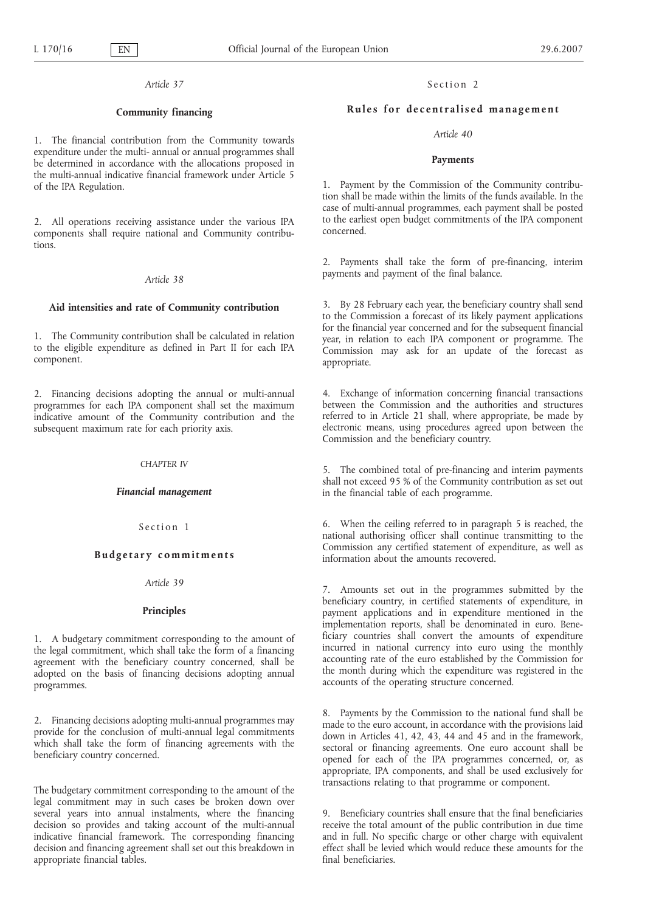*Article 37*

**Community financing**

1. The financial contribution from the Community towards expenditure under the multi- annual or annual programmes shall be determined in accordance with the allocations proposed in the multi-annual indicative financial framework under Article 5 of the IPA Regulation.

2. All operations receiving assistance under the various IPA components shall require national and Community contributions.

*Article 38*

**Aid intensities and rate of Community contribution**

1. The Community contribution shall be calculated in relation to the eligible expenditure as defined in Part II for each IPA component.

2. Financing decisions adopting the annual or multi-annual programmes for each IPA component shall set the maximum indicative amount of the Community contribution and the subsequent maximum rate for each priority axis.

CHAPTER IV

***Financial management***

Section 1

**Budgetary commitments**

*Article 39*

**Principles**

1. A budgetary commitment corresponding to the amount of the legal commitment, which shall take the form of a financing agreement with the beneficiary country concerned, shall be adopted on the basis of financing decisions adopting annual programmes.

2. Financing decisions adopting multi-annual programmes may provide for the conclusion of multi-annual legal commitments which shall take the form of financing agreements with the beneficiary country concerned.

The budgetary commitment corresponding to the amount of the legal commitment may in such cases be broken down over several years into annual instalments, where the financing decision so provides and taking account of the multi-annual indicative financial framework. The corresponding financing decision and financing agreement shall set out this breakdown in appropriate financial tables.

Section 2

**Rules for decentralised management**

*Article 40*

**Payments**

1. Payment by the Commission of the Community contribution shall be made within the limits of the funds available. In the case of multi-annual programmes, each payment shall be posted to the earliest open budget commitments of the IPA component concerned.

2. Payments shall take the form of pre-financing, interim payments and payment of the final balance.

3. By 28 February each year, the beneficiary country shall send to the Commission a forecast of its likely payment applications for the financial year concerned and for the subsequent financial year, in relation to each IPA component or programme. The Commission may ask for an update of the forecast as appropriate.

4. Exchange of information concerning financial transactions between the Commission and the authorities and structures referred to in Article 21 shall, where appropriate, be made by electronic means, using procedures agreed upon between the Commission and the beneficiary country.

5. The combined total of pre-financing and interim payments shall not exceed 95 % of the Community contribution as set out in the financial table of each programme.

6. When the ceiling referred to in paragraph 5 is reached, the national authorising officer shall continue transmitting to the Commission any certified statement of expenditure, as well as information about the amounts recovered.

7. Amounts set out in the programmes submitted by the beneficiary country, in certified statements of expenditure, in payment applications and in expenditure mentioned in the implementation reports, shall be denominated in euro. Beneficiary countries shall convert the amounts of expenditure incurred in national currency into euro using the monthly accounting rate of the euro established by the Commission for the month during which the expenditure was registered in the accounts of the operating structure concerned.

8. Payments by the Commission to the national fund shall be made to the euro account, in accordance with the provisions laid down in Articles 41, 42, 43, 44 and 45 and in the framework, sectoral or financing agreements. One euro account shall be opened for each of the IPA programmes concerned, or, as appropriate, IPA components, and shall be used exclusively for transactions relating to that programme or component.

9. Beneficiary countries shall ensure that the final beneficiaries receive the total amount of the public contribution in due time and in full. No specific charge or other charge with equivalent effect shall be levied which would reduce these amounts for the final beneficiaries.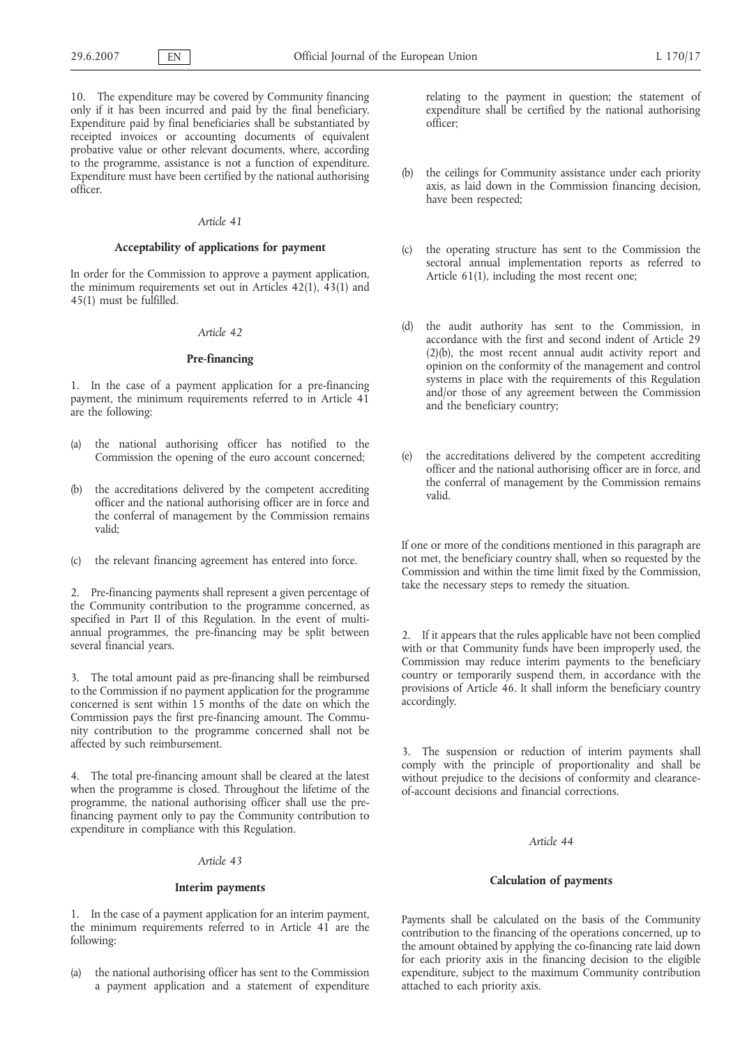10. The expenditure may be covered by Community financing only if it has been incurred and paid by the final beneficiary. Expenditure paid by final beneficiaries shall be substantiated by receipted invoices or accounting documents of equivalent probative value or other relevant documents, where, according to the programme, assistance is not a function of expenditure. Expenditure must have been certified by the national authorising officer.

*Article 41*

**Acceptability of applications for payment**

In order for the Commission to approve a payment application, the minimum requirements set out in Articles 42(1), 43(1) and 45(1) must be fulfilled.

*Article 42*

**Pre-financing**

1. In the case of a payment application for a pre-financing payment, the minimum requirements referred to in Article 41 are the following:

(a) the national authorising officer has notified to the Commission the opening of the euro account concerned;

(b) the accreditations delivered by the competent accrediting officer and the national authorising officer are in force and the conferral of management by the Commission remains valid;

(c) the relevant financing agreement has entered into force.

2. Pre-financing payments shall represent a given percentage of the Community contribution to the programme concerned, as specified in Part II of this Regulation. In the event of multi-annual programmes, the pre-financing may be split between several financial years.

3. The total amount paid as pre-financing shall be reimbursed to the Commission if no payment application for the programme concerned is sent within 15 months of the date on which the Commission pays the first pre-financing amount. The Community contribution to the programme concerned shall not be affected by such reimbursement.

4. The total pre-financing amount shall be cleared at the latest when the programme is closed. Throughout the lifetime of the programme, the national authorising officer shall use the pre-financing payment only to pay the Community contribution to expenditure in compliance with this Regulation.

*Article 43*

**Interim payments**

1. In the case of a payment application for an interim payment, the minimum requirements referred to in Article 41 are the following:

(a) the national authorising officer has sent to the Commission a payment application and a statement of expenditure relating to the payment in question; the statement of expenditure shall be certified by the national authorising officer;

(b) the ceilings for Community assistance under each priority axis, as laid down in the Commission financing decision, have been respected;

(c) the operating structure has sent to the Commission the sectoral annual implementation reports as referred to Article 61(1), including the most recent one;

(d) the audit authority has sent to the Commission, in accordance with the first and second indent of Article 29 (2)(b), the most recent annual audit activity report and opinion on the conformity of the management and control systems in place with the requirements of this Regulation and/or those of any agreement between the Commission and the beneficiary country;

(e) the accreditations delivered by the competent accrediting officer and the national authorising officer are in force, and the conferral of management by the Commission remains valid.

If one or more of the conditions mentioned in this paragraph are not met, the beneficiary country shall, when so requested by the Commission and within the time limit fixed by the Commission, take the necessary steps to remedy the situation.

2. If it appears that the rules applicable have not been complied with or that Community funds have been improperly used, the Commission may reduce interim payments to the beneficiary country or temporarily suspend them, in accordance with the provisions of Article 46. It shall inform the beneficiary country accordingly.

3. The suspension or reduction of interim payments shall comply with the principle of proportionality and shall be without prejudice to the decisions of conformity and clearance-of-account decisions and financial corrections.

*Article 44*

**Calculation of payments**

Payments shall be calculated on the basis of the Community contribution to the financing of the operations concerned, up to the amount obtained by applying the co-financing rate laid down for each priority axis in the financing decision to the eligible expenditure, subject to the maximum Community contribution attached to each priority axis.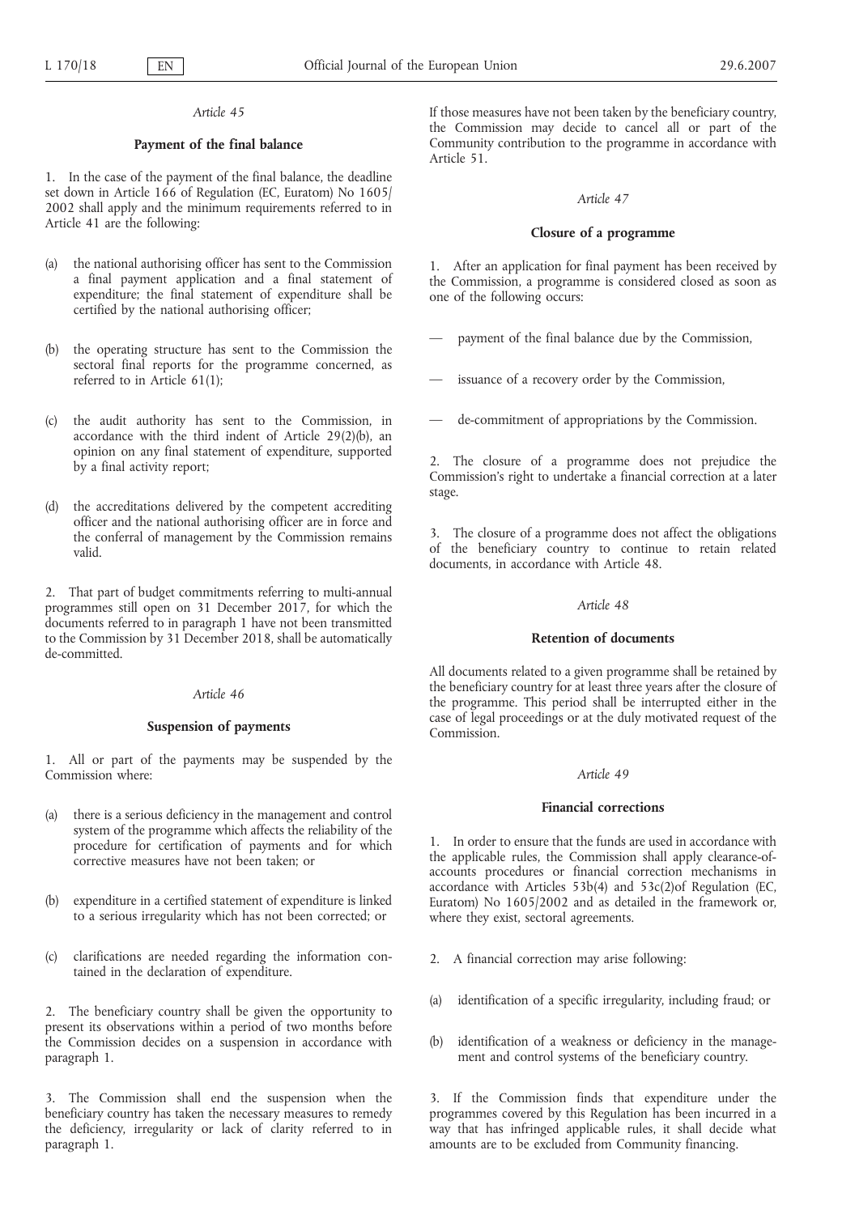*Article 45*

**Payment of the final balance**

1. In the case of the payment of the final balance, the deadline set down in Article 166 of Regulation (EC, Euratom) No 1605/2002 shall apply and the minimum requirements referred to in Article 41 are the following:

(a) the national authorising officer has sent to the Commission a final payment application and a final statement of expenditure; the final statement of expenditure shall be certified by the national authorising officer;

(b) the operating structure has sent to the Commission the sectoral final reports for the programme concerned, as referred to in Article 61(1);

(c) the audit authority has sent to the Commission, in accordance with the third indent of Article 29(2)(b), an opinion on any final statement of expenditure, supported by a final activity report;

(d) the accreditations delivered by the competent accrediting officer and the national authorising officer are in force and the conferral of management by the Commission remains valid.

2. That part of budget commitments referring to multi-annual programmes still open on 31 December 2017, for which the documents referred to in paragraph 1 have not been transmitted to the Commission by 31 December 2018, shall be automatically de-committed.

*Article 46*

**Suspension of payments**

1. All or part of the payments may be suspended by the Commission where:

(a) there is a serious deficiency in the management and control system of the programme which affects the reliability of the procedure for certification of payments and for which corrective measures have not been taken; or

(b) expenditure in a certified statement of expenditure is linked to a serious irregularity which has not been corrected; or

(c) clarifications are needed regarding the information contained in the declaration of expenditure.

2. The beneficiary country shall be given the opportunity to present its observations within a period of two months before the Commission decides on a suspension in accordance with paragraph 1.

3. The Commission shall end the suspension when the beneficiary country has taken the necessary measures to remedy the deficiency, irregularity or lack of clarity referred to in paragraph 1.

If those measures have not been taken by the beneficiary country, the Commission may decide to cancel all or part of the Community contribution to the programme in accordance with Article 51.

*Article 47*

**Closure of a programme**

1. After an application for final payment has been received by the Commission, a programme is considered closed as soon as one of the following occurs:

— payment of the final balance due by the Commission,

— issuance of a recovery order by the Commission,

— de-commitment of appropriations by the Commission.

2. The closure of a programme does not prejudice the Commission's right to undertake a financial correction at a later stage.

3. The closure of a programme does not affect the obligations of the beneficiary country to continue to retain related documents, in accordance with Article 48.

*Article 48*

**Retention of documents**

All documents related to a given programme shall be retained by the beneficiary country for at least three years after the closure of the programme. This period shall be interrupted either in the case of legal proceedings or at the duly motivated request of the Commission.

*Article 49*

**Financial corrections**

1. In order to ensure that the funds are used in accordance with the applicable rules, the Commission shall apply clearance-of-accounts procedures or financial correction mechanisms in accordance with Articles 53b(4) and 53c(2)of Regulation (EC, Euratom) No 1605/2002 and as detailed in the framework or, where they exist, sectoral agreements.

2. A financial correction may arise following:

(a) identification of a specific irregularity, including fraud; or

(b) identification of a weakness or deficiency in the management and control systems of the beneficiary country.

3. If the Commission finds that expenditure under the programmes covered by this Regulation has been incurred in a way that has infringed applicable rules, it shall decide what amounts are to be excluded from Community financing.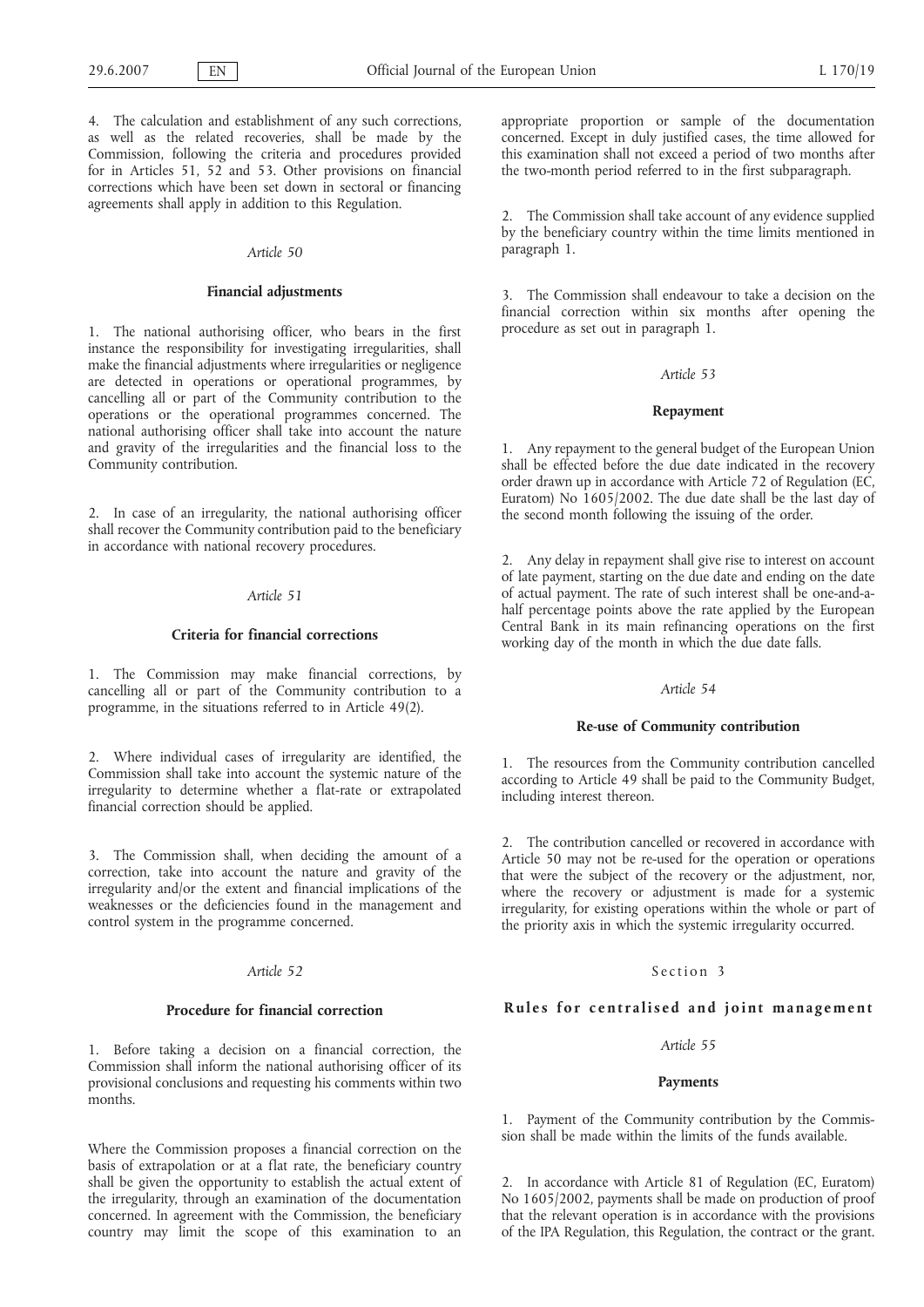4. The calculation and establishment of any such corrections, as well as the related recoveries, shall be made by the Commission, following the criteria and procedures provided for in Articles 51, 52 and 53. Other provisions on financial corrections which have been set down in sectoral or financing agreements shall apply in addition to this Regulation.

*Article 50*

**Financial adjustments**

1. The national authorising officer, who bears in the first instance the responsibility for investigating irregularities, shall make the financial adjustments where irregularities or negligence are detected in operations or operational programmes, by cancelling all or part of the Community contribution to the operations or the operational programmes concerned. The national authorising officer shall take into account the nature and gravity of the irregularities and the financial loss to the Community contribution.

2. In case of an irregularity, the national authorising officer shall recover the Community contribution paid to the beneficiary in accordance with national recovery procedures.

*Article 51*

**Criteria for financial corrections**

1. The Commission may make financial corrections, by cancelling all or part of the Community contribution to a programme, in the situations referred to in Article 49(2).

2. Where individual cases of irregularity are identified, the Commission shall take into account the systemic nature of the irregularity to determine whether a flat-rate or extrapolated financial correction should be applied.

3. The Commission shall, when deciding the amount of a correction, take into account the nature and gravity of the irregularity and/or the extent and financial implications of the weaknesses or the deficiencies found in the management and control system in the programme concerned.

*Article 52*

**Procedure for financial correction**

1. Before taking a decision on a financial correction, the Commission shall inform the national authorising officer of its provisional conclusions and requesting his comments within two months.

Where the Commission proposes a financial correction on the basis of extrapolation or at a flat rate, the beneficiary country shall be given the opportunity to establish the actual extent of the irregularity, through an examination of the documentation concerned. In agreement with the Commission, the beneficiary country may limit the scope of this examination to an appropriate proportion or sample of the documentation concerned. Except in duly justified cases, the time allowed for this examination shall not exceed a period of two months after the two-month period referred to in the first subparagraph.

2. The Commission shall take account of any evidence supplied by the beneficiary country within the time limits mentioned in paragraph 1.

3. The Commission shall endeavour to take a decision on the financial correction within six months after opening the procedure as set out in paragraph 1.

*Article 53*

**Repayment**

1. Any repayment to the general budget of the European Union shall be effected before the due date indicated in the recovery order drawn up in accordance with Article 72 of Regulation (EC, Euratom) No 1605/2002. The due date shall be the last day of the second month following the issuing of the order.

2. Any delay in repayment shall give rise to interest on account of late payment, starting on the due date and ending on the date of actual payment. The rate of such interest shall be one-and-a-half percentage points above the rate applied by the European Central Bank in its main refinancing operations on the first working day of the month in which the due date falls.

*Article 54*

**Re-use of Community contribution**

1. The resources from the Community contribution cancelled according to Article 49 shall be paid to the Community Budget, including interest thereon.

2. The contribution cancelled or recovered in accordance with Article 50 may not be re-used for the operation or operations that were the subject of the recovery or the adjustment, nor, where the recovery or adjustment is made for a systemic irregularity, for existing operations within the whole or part of the priority axis in which the systemic irregularity occurred.

Section 3

**Rules for centralised and joint management**

*Article 55*

**Payments**

1. Payment of the Community contribution by the Commission shall be made within the limits of the funds available.

2. In accordance with Article 81 of Regulation (EC, Euratom) No 1605/2002, payments shall be made on production of proof that the relevant operation is in accordance with the provisions of the IPA Regulation, this Regulation, the contract or the grant.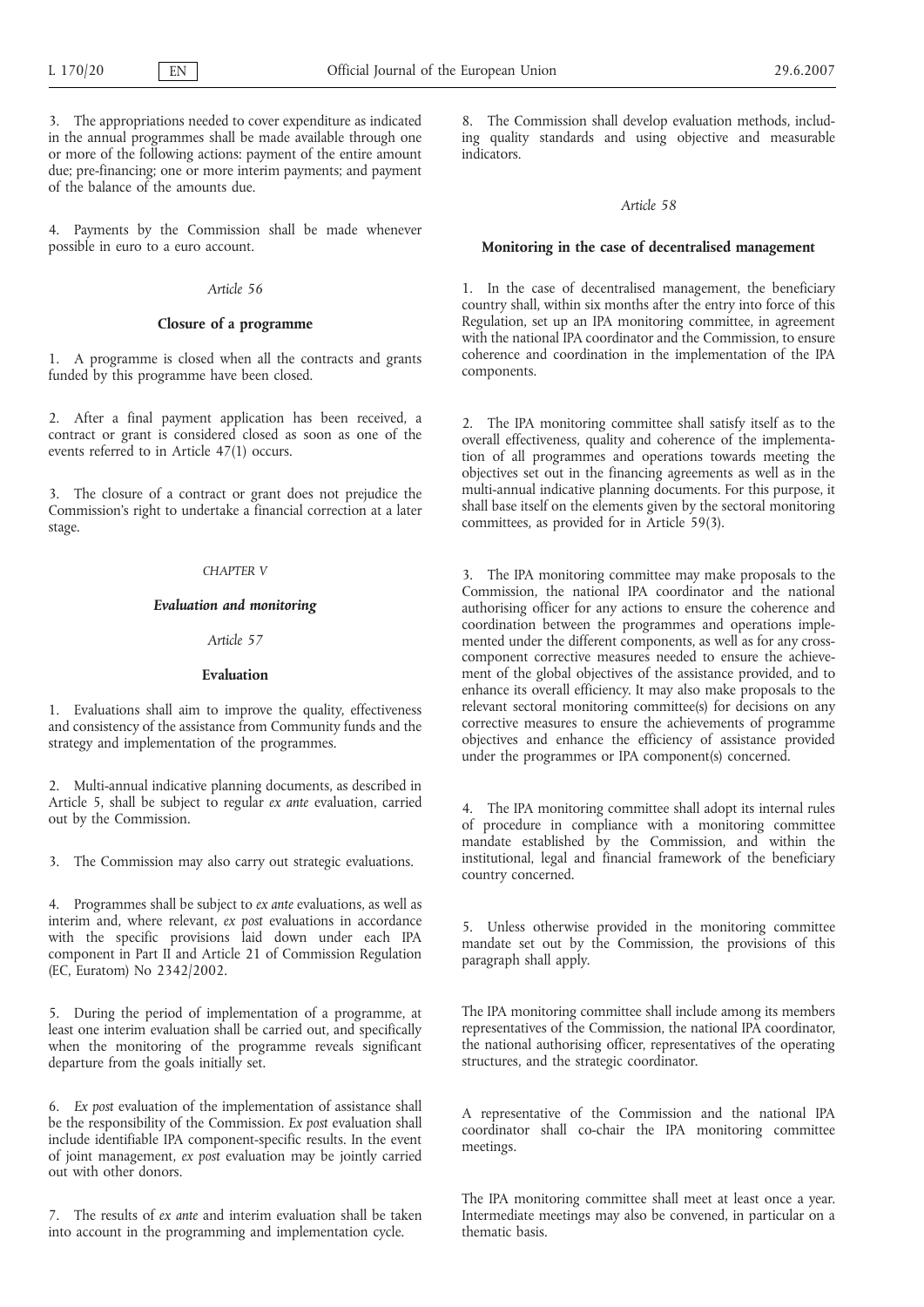3. The appropriations needed to cover expenditure as indicated in the annual programmes shall be made available through one or more of the following actions: payment of the entire amount due; pre-financing; one or more interim payments; and payment of the balance of the amounts due.

4. Payments by the Commission shall be made whenever possible in euro to a euro account.

*Article 56*

**Closure of a programme**

1. A programme is closed when all the contracts and grants funded by this programme have been closed.

2. After a final payment application has been received, a contract or grant is considered closed as soon as one of the events referred to in Article 47(1) occurs.

3. The closure of a contract or grant does not prejudice the Commission's right to undertake a financial correction at a later stage.

*CHAPTER V*

***Evaluation and monitoring***

*Article 57*

**Evaluation**

1. Evaluations shall aim to improve the quality, effectiveness and consistency of the assistance from Community funds and the strategy and implementation of the programmes.

2. Multi-annual indicative planning documents, as described in Article 5, shall be subject to regular *ex ante* evaluation, carried out by the Commission.

3. The Commission may also carry out strategic evaluations.

4. Programmes shall be subject to *ex ante* evaluations, as well as interim and, where relevant, *ex post* evaluations in accordance with the specific provisions laid down under each IPA component in Part II and Article 21 of Commission Regulation (EC, Euratom) No 2342/2002.

5. During the period of implementation of a programme, at least one interim evaluation shall be carried out, and specifically when the monitoring of the programme reveals significant departure from the goals initially set.

6. *Ex post* evaluation of the implementation of assistance shall be the responsibility of the Commission. *Ex post* evaluation shall include identifiable IPA component-specific results. In the event of joint management, *ex post* evaluation may be jointly carried out with other donors.

7. The results of *ex ante* and interim evaluation shall be taken into account in the programming and implementation cycle.

8. The Commission shall develop evaluation methods, including quality standards and using objective and measurable indicators.

*Article 58*

**Monitoring in the case of decentralised management**

1. In the case of decentralised management, the beneficiary country shall, within six months after the entry into force of this Regulation, set up an IPA monitoring committee, in agreement with the national IPA coordinator and the Commission, to ensure coherence and coordination in the implementation of the IPA components.

2. The IPA monitoring committee shall satisfy itself as to the overall effectiveness, quality and coherence of the implementation of all programmes and operations towards meeting the objectives set out in the financing agreements as well as in the multi-annual indicative planning documents. For this purpose, it shall base itself on the elements given by the sectoral monitoring committees, as provided for in Article 59(3).

3. The IPA monitoring committee may make proposals to the Commission, the national IPA coordinator and the national authorising officer for any actions to ensure the coherence and coordination between the programmes and operations implemented under the different components, as well as for any cross-component corrective measures needed to ensure the achievement of the global objectives of the assistance provided, and to enhance its overall efficiency. It may also make proposals to the relevant sectoral monitoring committee(s) for decisions on any corrective measures to ensure the achievements of programme objectives and enhance the efficiency of assistance provided under the programmes or IPA component(s) concerned.

4. The IPA monitoring committee shall adopt its internal rules of procedure in compliance with a monitoring committee mandate established by the Commission, and within the institutional, legal and financial framework of the beneficiary country concerned.

5. Unless otherwise provided in the monitoring committee mandate set out by the Commission, the provisions of this paragraph shall apply.

The IPA monitoring committee shall include among its members representatives of the Commission, the national IPA coordinator, the national authorising officer, representatives of the operating structures, and the strategic coordinator.

A representative of the Commission and the national IPA coordinator shall co-chair the IPA monitoring committee meetings.

The IPA monitoring committee shall meet at least once a year. Intermediate meetings may also be convened, in particular on a thematic basis.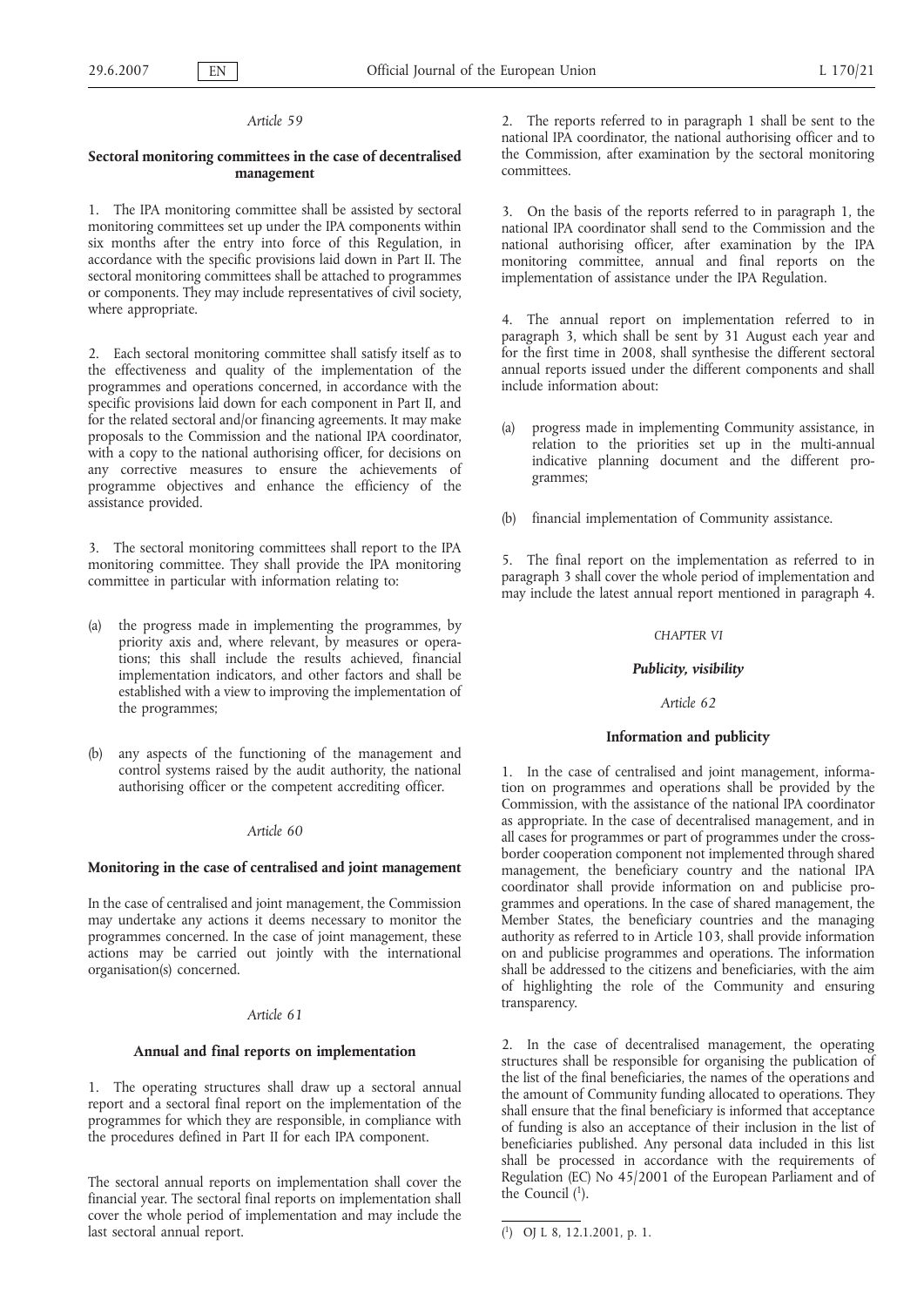*Article 59*

**Sectoral monitoring committees in the case of decentralised management**

1. The IPA monitoring committee shall be assisted by sectoral monitoring committees set up under the IPA components within six months after the entry into force of this Regulation, in accordance with the specific provisions laid down in Part II. The sectoral monitoring committees shall be attached to programmes or components. They may include representatives of civil society, where appropriate.

2. Each sectoral monitoring committee shall satisfy itself as to the effectiveness and quality of the implementation of the programmes and operations concerned, in accordance with the specific provisions laid down for each component in Part II, and for the related sectoral and/or financing agreements. It may make proposals to the Commission and the national IPA coordinator, with a copy to the national authorising officer, for decisions on any corrective measures to ensure the achievements of programme objectives and enhance the efficiency of the assistance provided.

3. The sectoral monitoring committees shall report to the IPA monitoring committee. They shall provide the IPA monitoring committee in particular with information relating to:

(a) the progress made in implementing the programmes, by priority axis and, where relevant, by measures or operations; this shall include the results achieved, financial implementation indicators, and other factors and shall be established with a view to improving the implementation of the programmes;

(b) any aspects of the functioning of the management and control systems raised by the audit authority, the national authorising officer or the competent accrediting officer.

*Article 60*

**Monitoring in the case of centralised and joint management**

In the case of centralised and joint management, the Commission may undertake any actions it deems necessary to monitor the programmes concerned. In the case of joint management, these actions may be carried out jointly with the international organisation(s) concerned.

*Article 61*

**Annual and final reports on implementation**

1. The operating structures shall draw up a sectoral annual report and a sectoral final report on the implementation of the programmes for which they are responsible, in compliance with the procedures defined in Part II for each IPA component.

The sectoral annual reports on implementation shall cover the financial year. The sectoral final reports on implementation shall cover the whole period of implementation and may include the last sectoral annual report.

2. The reports referred to in paragraph 1 shall be sent to the national IPA coordinator, the national authorising officer and to the Commission, after examination by the sectoral monitoring committees.

3. On the basis of the reports referred to in paragraph 1, the national IPA coordinator shall send to the Commission and the national authorising officer, after examination by the IPA monitoring committee, annual and final reports on the implementation of assistance under the IPA Regulation.

4. The annual report on implementation referred to in paragraph 3, which shall be sent by 31 August each year and for the first time in 2008, shall synthesise the different sectoral annual reports issued under the different components and shall include information about:

(a) progress made in implementing Community assistance, in relation to the priorities set up in the multi-annual indicative planning document and the different programmes;

(b) financial implementation of Community assistance.

5. The final report on the implementation as referred to in paragraph 3 shall cover the whole period of implementation and may include the latest annual report mentioned in paragraph 4.

*CHAPTER VI*

***Publicity, visibility***

*Article 62*

**Information and publicity**

1. In the case of centralised and joint management, information on programmes and operations shall be provided by the Commission, with the assistance of the national IPA coordinator as appropriate. In the case of decentralised management, and in all cases for programmes or part of programmes under the cross-border cooperation component not implemented through shared management, the beneficiary country and the national IPA coordinator shall provide information on and publicise programmes and operations. In the case of shared management, the Member States, the beneficiary countries and the managing authority as referred to in Article 103, shall provide information on and publicise programmes and operations. The information shall be addressed to the citizens and beneficiaries, with the aim of highlighting the role of the Community and ensuring transparency.

2. In the case of decentralised management, the operating structures shall be responsible for organising the publication of the list of the final beneficiaries, the names of the operations and the amount of Community funding allocated to operations. They shall ensure that the final beneficiary is informed that acceptance of funding is also an acceptance of their inclusion in the list of beneficiaries published. Any personal data included in this list shall be processed in accordance with the requirements of Regulation (EC) No 45/2001 of the European Parliament and of the Council [1].

[1] OJ L 8, 12.1.2001, p. 1.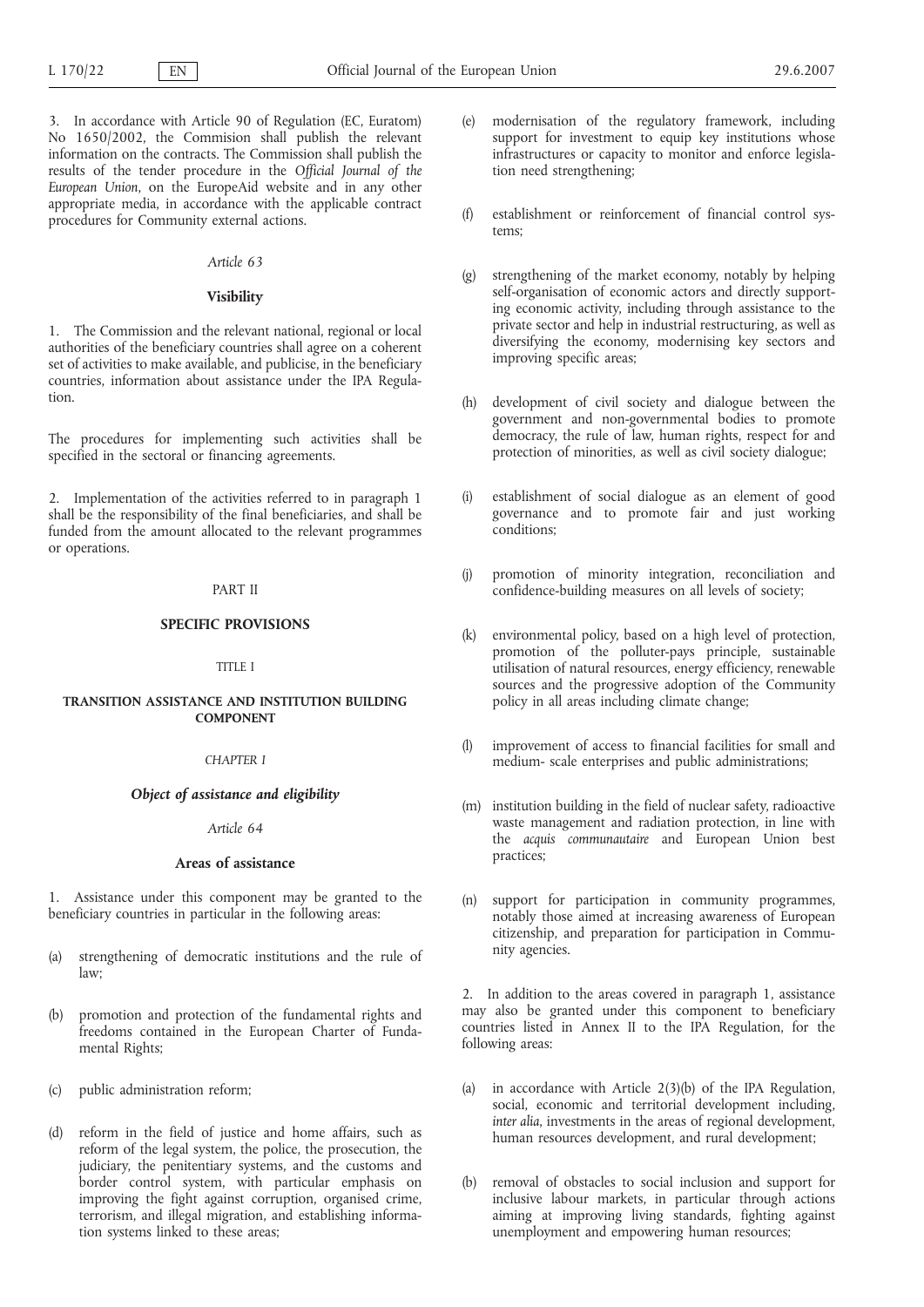3. In accordance with Article 90 of Regulation (EC, Euratom) No 1650/2002, the Commision shall publish the relevant information on the contracts. The Commission shall publish the results of the tender procedure in the *Official Journal of the European Union*, on the EuropeAid website and in any other appropriate media, in accordance with the applicable contract procedures for Community external actions.

*Article 63*

**Visibility**

1. The Commission and the relevant national, regional or local authorities of the beneficiary countries shall agree on a coherent set of activities to make available, and publicise, in the beneficiary countries, information about assistance under the IPA Regulation.

The procedures for implementing such activities shall be specified in the sectoral or financing agreements.

2. Implementation of the activities referred to in paragraph 1 shall be the responsibility of the final beneficiaries, and shall be funded from the amount allocated to the relevant programmes or operations.

PART II

**SPECIFIC PROVISIONS**

TITLE I

**TRANSITION ASSISTANCE AND INSTITUTION BUILDING COMPONENT**

*CHAPTER I*

***Object of assistance and eligibility***

*Article 64*

**Areas of assistance**

1. Assistance under this component may be granted to the beneficiary countries in particular in the following areas:

(a) strengthening of democratic institutions and the rule of law;

(b) promotion and protection of the fundamental rights and freedoms contained in the European Charter of Fundamental Rights;

(c) public administration reform;

(d) reform in the field of justice and home affairs, such as reform of the legal system, the police, the prosecution, the judiciary, the penitentiary systems, and the customs and border control system, with particular emphasis on improving the fight against corruption, organised crime, terrorism, and illegal migration, and establishing information systems linked to these areas;

(e) modernisation of the regulatory framework, including support for investment to equip key institutions whose infrastructures or capacity to monitor and enforce legislation need strengthening;

(f) establishment or reinforcement of financial control systems;

(g) strengthening of the market economy, notably by helping self-organisation of economic actors and directly supporting economic activity, including through assistance to the private sector and help in industrial restructuring, as well as diversifying the economy, modernising key sectors and improving specific areas;

(h) development of civil society and dialogue between the government and non-governmental bodies to promote democracy, the rule of law, human rights, respect for and protection of minorities, as well as civil society dialogue;

(i) establishment of social dialogue as an element of good governance and to promote fair and just working conditions;

(j) promotion of minority integration, reconciliation and confidence-building measures on all levels of society;

(k) environmental policy, based on a high level of protection, promotion of the polluter-pays principle, sustainable utilisation of natural resources, energy efficiency, renewable sources and the progressive adoption of the Community policy in all areas including climate change;

(l) improvement of access to financial facilities for small and medium- scale enterprises and public administrations;

(m) institution building in the field of nuclear safety, radioactive waste management and radiation protection, in line with the *acquis communautaire* and European Union best practices;

(n) support for participation in community programmes, notably those aimed at increasing awareness of European citizenship, and preparation for participation in Community agencies.

2. In addition to the areas covered in paragraph 1, assistance may also be granted under this component to beneficiary countries listed in Annex II to the IPA Regulation, for the following areas:

(a) in accordance with Article 2(3)(b) of the IPA Regulation, social, economic and territorial development including, *inter alia*, investments in the areas of regional development, human resources development, and rural development;

(b) removal of obstacles to social inclusion and support for inclusive labour markets, in particular through actions aiming at improving living standards, fighting against unemployment and empowering human resources;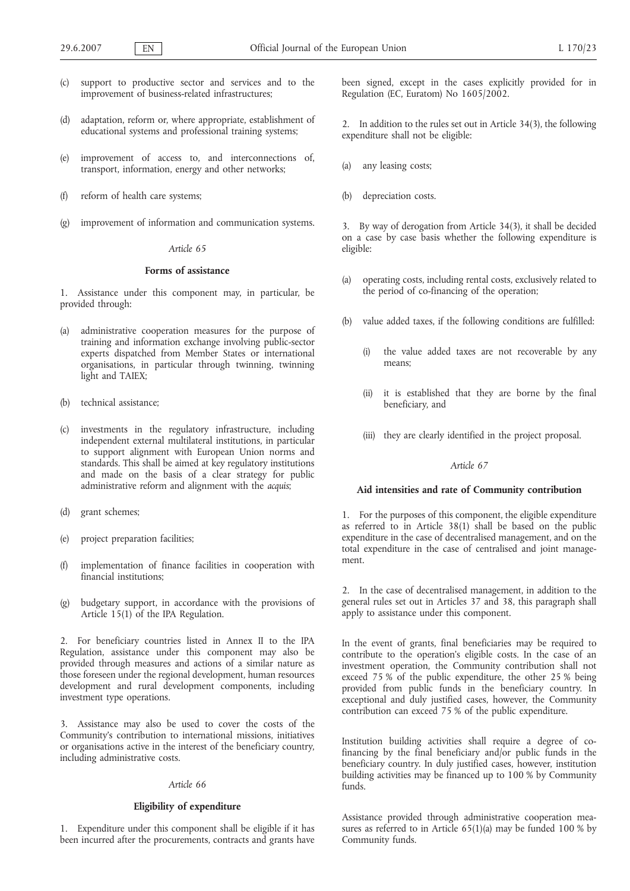(c) support to productive sector and services and to the improvement of business-related infrastructures;

(d) adaptation, reform or, where appropriate, establishment of educational systems and professional training systems;

(e) improvement of access to, and interconnections of, transport, information, energy and other networks;

(f) reform of health care systems;

(g) improvement of information and communication systems.

*Article 65*

**Forms of assistance**

1. Assistance under this component may, in particular, be provided through:

(a) administrative cooperation measures for the purpose of training and information exchange involving public-sector experts dispatched from Member States or international organisations, in particular through twinning, twinning light and TAIEX;

(b) technical assistance;

(c) investments in the regulatory infrastructure, including independent external multilateral institutions, in particular to support alignment with European Union norms and standards. This shall be aimed at key regulatory institutions and made on the basis of a clear strategy for public administrative reform and alignment with the *acquis*;

(d) grant schemes;

(e) project preparation facilities;

(f) implementation of finance facilities in cooperation with financial institutions;

(g) budgetary support, in accordance with the provisions of Article 15(1) of the IPA Regulation.

2. For beneficiary countries listed in Annex II to the IPA Regulation, assistance under this component may also be provided through measures and actions of a similar nature as those foreseen under the regional development, human resources development and rural development components, including investment type operations.

3. Assistance may also be used to cover the costs of the Community's contribution to international missions, initiatives or organisations active in the interest of the beneficiary country, including administrative costs.

*Article 66*

**Eligibility of expenditure**

1. Expenditure under this component shall be eligible if it has been incurred after the procurements, contracts and grants have been signed, except in the cases explicitly provided for in Regulation (EC, Euratom) No 1605/2002.

2. In addition to the rules set out in Article 34(3), the following expenditure shall not be eligible:

(a) any leasing costs;

(b) depreciation costs.

3. By way of derogation from Article 34(3), it shall be decided on a case by case basis whether the following expenditure is eligible:

(a) operating costs, including rental costs, exclusively related to the period of co-financing of the operation;

(b) value added taxes, if the following conditions are fulfilled:

  (i) the value added taxes are not recoverable by any means;

  (ii) it is established that they are borne by the final beneficiary, and

  (iii) they are clearly identified in the project proposal.

*Article 67*

**Aid intensities and rate of Community contribution**

1. For the purposes of this component, the eligible expenditure as referred to in Article 38(1) shall be based on the public expenditure in the case of decentralised management, and on the total expenditure in the case of centralised and joint management.

2. In the case of decentralised management, in addition to the general rules set out in Articles 37 and 38, this paragraph shall apply to assistance under this component.

In the event of grants, final beneficiaries may be required to contribute to the operation's eligible costs. In the case of an investment operation, the Community contribution shall not exceed 75 % of the public expenditure, the other 25 % being provided from public funds in the beneficiary country. In exceptional and duly justified cases, however, the Community contribution can exceed 75 % of the public expenditure.

Institution building activities shall require a degree of co-financing by the final beneficiary and/or public funds in the beneficiary country. In duly justified cases, however, institution building activities may be financed up to 100 % by Community funds.

Assistance provided through administrative cooperation measures as referred to in Article 65(1)(a) may be funded 100 % by Community funds.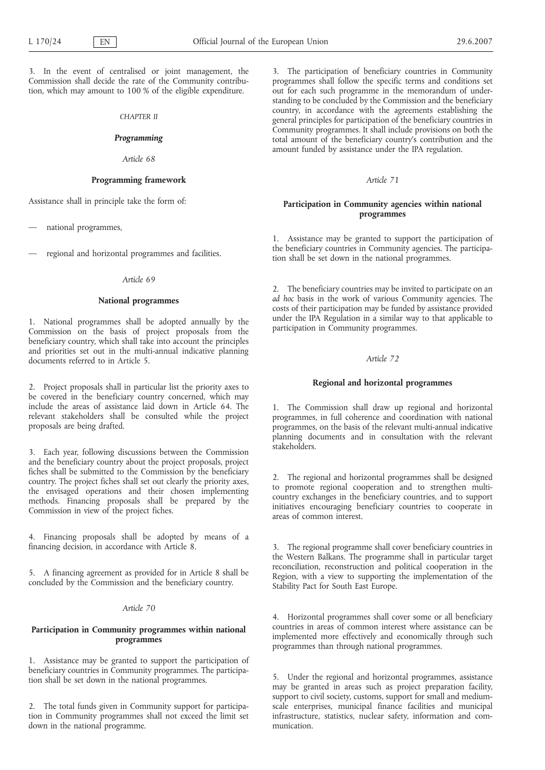3. In the event of centralised or joint management, the Commission shall decide the rate of the Community contribution, which may amount to 100 % of the eligible expenditure.

## *CHAPTER II*

## ***Programming***

### *Article 68*

### **Programming framework**

Assistance shall in principle take the form of:

— national programmes,

— regional and horizontal programmes and facilities.

### *Article 69*

### **National programmes**

1. National programmes shall be adopted annually by the Commission on the basis of project proposals from the beneficiary country, which shall take into account the principles and priorities set out in the multi-annual indicative planning documents referred to in Article 5.

2. Project proposals shall in particular list the priority axes to be covered in the beneficiary country concerned, which may include the areas of assistance laid down in Article 64. The relevant stakeholders shall be consulted while the project proposals are being drafted.

3. Each year, following discussions between the Commission and the beneficiary country about the project proposals, project fiches shall be submitted to the Commission by the beneficiary country. The project fiches shall set out clearly the priority axes, the envisaged operations and their chosen implementing methods. Financing proposals shall be prepared by the Commission in view of the project fiches.

4. Financing proposals shall be adopted by means of a financing decision, in accordance with Article 8.

5. A financing agreement as provided for in Article 8 shall be concluded by the Commission and the beneficiary country.

### *Article 70*

### **Participation in Community programmes within national programmes**

1. Assistance may be granted to support the participation of beneficiary countries in Community programmes. The participation shall be set down in the national programmes.

2. The total funds given in Community support for participation in Community programmes shall not exceed the limit set down in the national programme.

3. The participation of beneficiary countries in Community programmes shall follow the specific terms and conditions set out for each such programme in the memorandum of understanding to be concluded by the Commission and the beneficiary country, in accordance with the agreements establishing the general principles for participation of the beneficiary countries in Community programmes. It shall include provisions on both the total amount of the beneficiary country's contribution and the amount funded by assistance under the IPA regulation.

### *Article 71*

### **Participation in Community agencies within national programmes**

1. Assistance may be granted to support the participation of the beneficiary countries in Community agencies. The participation shall be set down in the national programmes.

2. The beneficiary countries may be invited to participate on an *ad hoc* basis in the work of various Community agencies. The costs of their participation may be funded by assistance provided under the IPA Regulation in a similar way to that applicable to participation in Community programmes.

### *Article 72*

### **Regional and horizontal programmes**

1. The Commission shall draw up regional and horizontal programmes, in full coherence and coordination with national programmes, on the basis of the relevant multi-annual indicative planning documents and in consultation with the relevant stakeholders.

2. The regional and horizontal programmes shall be designed to promote regional cooperation and to strengthen multi-country exchanges in the beneficiary countries, and to support initiatives encouraging beneficiary countries to cooperate in areas of common interest.

3. The regional programme shall cover beneficiary countries in the Western Balkans. The programme shall in particular target reconciliation, reconstruction and political cooperation in the Region, with a view to supporting the implementation of the Stability Pact for South East Europe.

4. Horizontal programmes shall cover some or all beneficiary countries in areas of common interest where assistance can be implemented more effectively and economically through such programmes than through national programmes.

5. Under the regional and horizontal programmes, assistance may be granted in areas such as project preparation facility, support to civil society, customs, support for small and medium-scale enterprises, municipal finance facilities and municipal infrastructure, statistics, nuclear safety, information and communication.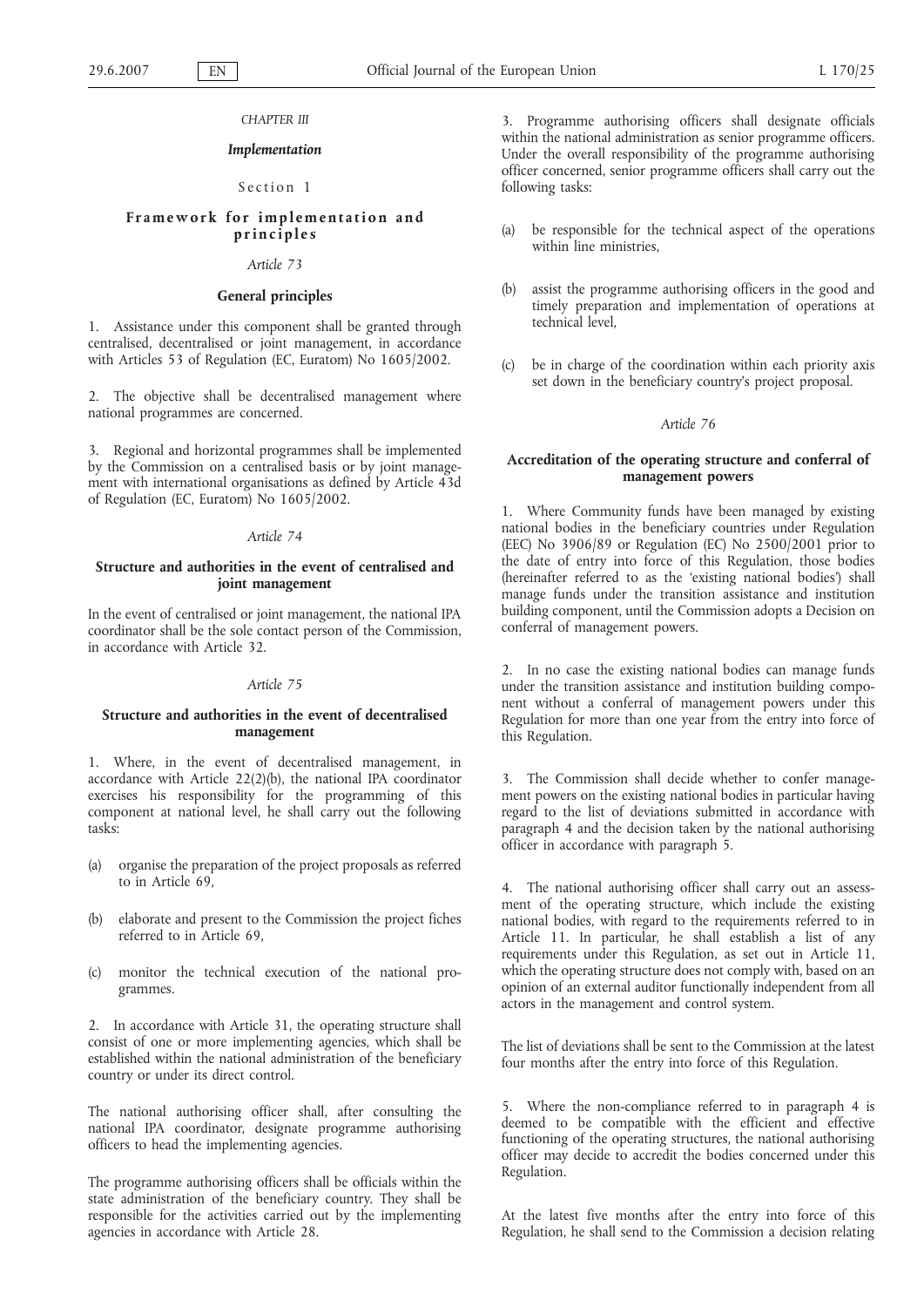*CHAPTER III*

***Implementation***

Section 1

## Framework for implementation and principles

*Article 73*

### General principles

1. Assistance under this component shall be granted through centralised, decentralised or joint management, in accordance with Articles 53 of Regulation (EC, Euratom) No 1605/2002.

2. The objective shall be decentralised management where national programmes are concerned.

3. Regional and horizontal programmes shall be implemented by the Commission on a centralised basis or by joint management with international organisations as defined by Article 43d of Regulation (EC, Euratom) No 1605/2002.

*Article 74*

### Structure and authorities in the event of centralised and joint management

In the event of centralised or joint management, the national IPA coordinator shall be the sole contact person of the Commission, in accordance with Article 32.

*Article 75*

### Structure and authorities in the event of decentralised management

1. Where, in the event of decentralised management, in accordance with Article 22(2)(b), the national IPA coordinator exercises his responsibility for the programming of this component at national level, he shall carry out the following tasks:

(a) organise the preparation of the project proposals as referred to in Article 69,

(b) elaborate and present to the Commission the project fiches referred to in Article 69,

(c) monitor the technical execution of the national programmes.

2. In accordance with Article 31, the operating structure shall consist of one or more implementing agencies, which shall be established within the national administration of the beneficiary country or under its direct control.

The national authorising officer shall, after consulting the national IPA coordinator, designate programme authorising officers to head the implementing agencies.

The programme authorising officers shall be officials within the state administration of the beneficiary country. They shall be responsible for the activities carried out by the implementing agencies in accordance with Article 28.

3. Programme authorising officers shall designate officials within the national administration as senior programme officers. Under the overall responsibility of the programme authorising officer concerned, senior programme officers shall carry out the following tasks:

(a) be responsible for the technical aspect of the operations within line ministries,

(b) assist the programme authorising officers in the good and timely preparation and implementation of operations at technical level,

(c) be in charge of the coordination within each priority axis set down in the beneficiary country's project proposal.

*Article 76*

### Accreditation of the operating structure and conferral of management powers

1. Where Community funds have been managed by existing national bodies in the beneficiary countries under Regulation (EEC) No 3906/89 or Regulation (EC) No 2500/2001 prior to the date of entry into force of this Regulation, those bodies (hereinafter referred to as the 'existing national bodies') shall manage funds under the transition assistance and institution building component, until the Commission adopts a Decision on conferral of management powers.

2. In no case the existing national bodies can manage funds under the transition assistance and institution building component without a conferral of management powers under this Regulation for more than one year from the entry into force of this Regulation.

3. The Commission shall decide whether to confer management powers on the existing national bodies in particular having regard to the list of deviations submitted in accordance with paragraph 4 and the decision taken by the national authorising officer in accordance with paragraph 5.

4. The national authorising officer shall carry out an assessment of the operating structure, which include the existing national bodies, with regard to the requirements referred to in Article 11. In particular, he shall establish a list of any requirements under this Regulation, as set out in Article 11, which the operating structure does not comply with, based on an opinion of an external auditor functionally independent from all actors in the management and control system.

The list of deviations shall be sent to the Commission at the latest four months after the entry into force of this Regulation.

5. Where the non-compliance referred to in paragraph 4 is deemed to be compatible with the efficient and effective functioning of the operating structures, the national authorising officer may decide to accredit the bodies concerned under this Regulation.

At the latest five months after the entry into force of this Regulation, he shall send to the Commission a decision relating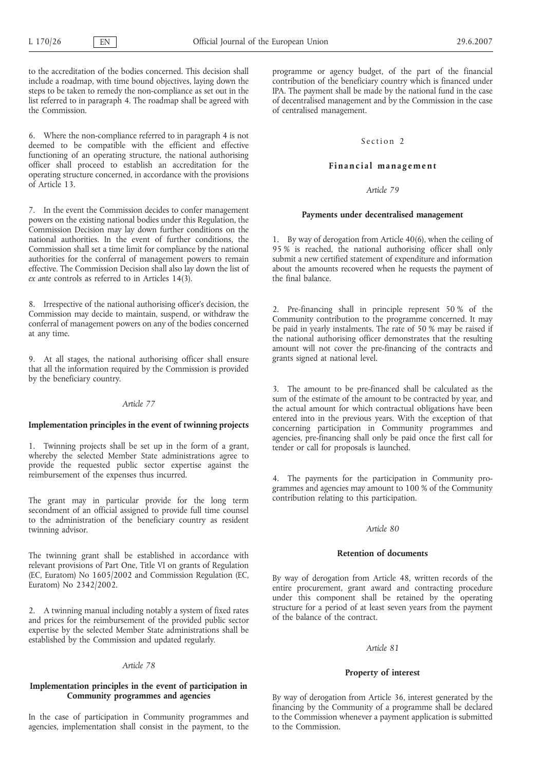to the accreditation of the bodies concerned. This decision shall include a roadmap, with time bound objectives, laying down the steps to be taken to remedy the non-compliance as set out in the list referred to in paragraph 4. The roadmap shall be agreed with the Commission.

6. Where the non-compliance referred to in paragraph 4 is not deemed to be compatible with the efficient and effective functioning of an operating structure, the national authorising officer shall proceed to establish an accreditation for the operating structure concerned, in accordance with the provisions of Article 13.

7. In the event the Commission decides to confer management powers on the existing national bodies under this Regulation, the Commission Decision may lay down further conditions on the national authorities. In the event of further conditions, the Commission shall set a time limit for compliance by the national authorities for the conferral of management powers to remain effective. The Commission Decision shall also lay down the list of *ex ante* controls as referred to in Articles 14(3).

8. Irrespective of the national authorising officer's decision, the Commission may decide to maintain, suspend, or withdraw the conferral of management powers on any of the bodies concerned at any time.

9. At all stages, the national authorising officer shall ensure that all the information required by the Commission is provided by the beneficiary country.

*Article 77*

**Implementation principles in the event of twinning projects**

1. Twinning projects shall be set up in the form of a grant, whereby the selected Member State administrations agree to provide the requested public sector expertise against the reimbursement of the expenses thus incurred.

The grant may in particular provide for the long term secondment of an official assigned to provide full time counsel to the administration of the beneficiary country as resident twinning advisor.

The twinning grant shall be established in accordance with relevant provisions of Part One, Title VI on grants of Regulation (EC, Euratom) No 1605/2002 and Commission Regulation (EC, Euratom) No 2342/2002.

2. A twinning manual including notably a system of fixed rates and prices for the reimbursement of the provided public sector expertise by the selected Member State administrations shall be established by the Commission and updated regularly.

*Article 78*

**Implementation principles in the event of participation in Community programmes and agencies**

In the case of participation in Community programmes and agencies, implementation shall consist in the payment, to the programme or agency budget, of the part of the financial contribution of the beneficiary country which is financed under IPA. The payment shall be made by the national fund in the case of decentralised management and by the Commission in the case of centralised management.

Section 2

**Financial management**

*Article 79*

**Payments under decentralised management**

1. By way of derogation from Article 40(6), when the ceiling of 95 % is reached, the national authorising officer shall only submit a new certified statement of expenditure and information about the amounts recovered when he requests the payment of the final balance.

2. Pre-financing shall in principle represent 50 % of the Community contribution to the programme concerned. It may be paid in yearly instalments. The rate of 50 % may be raised if the national authorising officer demonstrates that the resulting amount will not cover the pre-financing of the contracts and grants signed at national level.

3. The amount to be pre-financed shall be calculated as the sum of the estimate of the amount to be contracted by year, and the actual amount for which contractual obligations have been entered into in the previous years. With the exception of that concerning participation in Community programmes and agencies, pre-financing shall only be paid once the first call for tender or call for proposals is launched.

4. The payments for the participation in Community programmes and agencies may amount to 100 % of the Community contribution relating to this participation.

*Article 80*

**Retention of documents**

By way of derogation from Article 48, written records of the entire procurement, grant award and contracting procedure under this component shall be retained by the operating structure for a period of at least seven years from the payment of the balance of the contract.

*Article 81*

**Property of interest**

By way of derogation from Article 36, interest generated by the financing by the Community of a programme shall be declared to the Commission whenever a payment application is submitted to the Commission.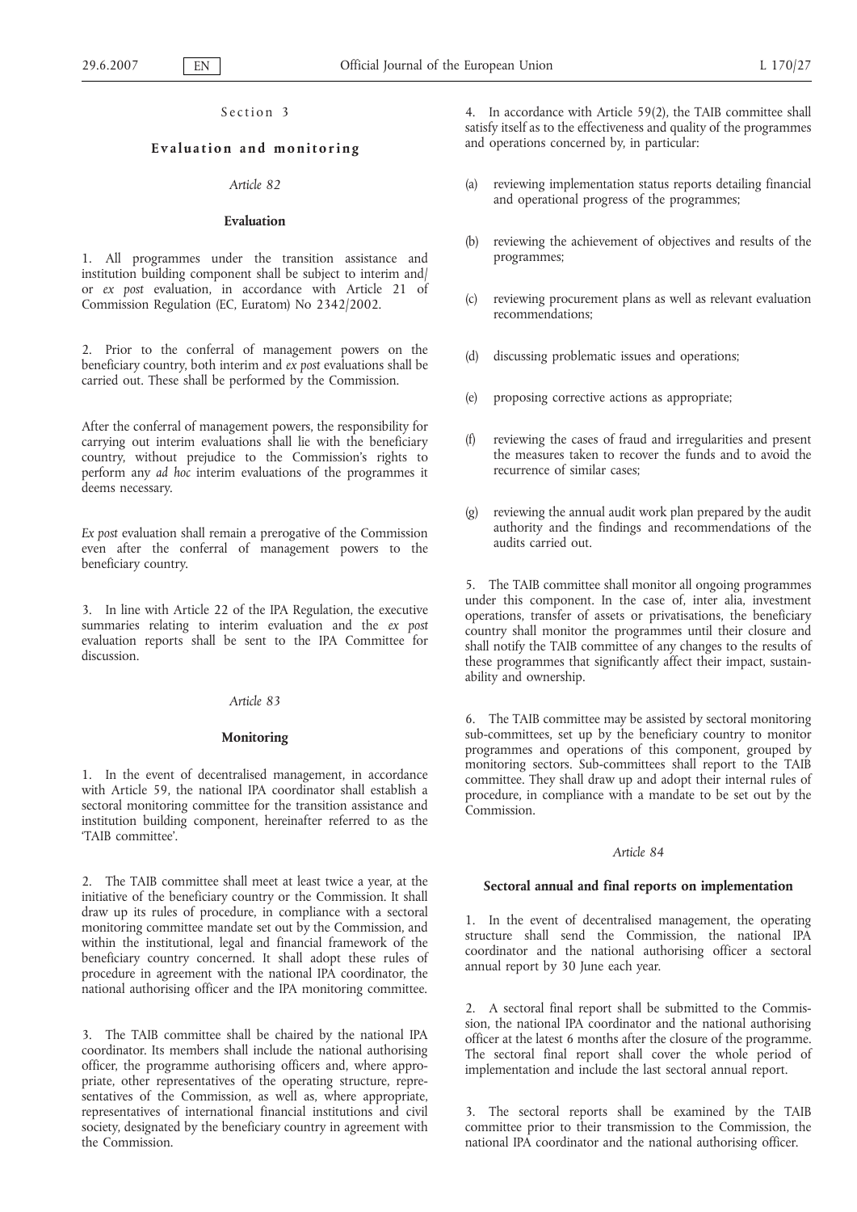Section 3

## Evaluation and monitoring

*Article 82*

### Evaluation

1. All programmes under the transition assistance and institution building component shall be subject to interim and/or *ex post* evaluation, in accordance with Article 21 of Commission Regulation (EC, Euratom) No 2342/2002.

2. Prior to the conferral of management powers on the beneficiary country, both interim and *ex post* evaluations shall be carried out. These shall be performed by the Commission.

After the conferral of management powers, the responsibility for carrying out interim evaluations shall lie with the beneficiary country, without prejudice to the Commission's rights to perform any *ad hoc* interim evaluations of the programmes it deems necessary.

*Ex post* evaluation shall remain a prerogative of the Commission even after the conferral of management powers to the beneficiary country.

3. In line with Article 22 of the IPA Regulation, the executive summaries relating to interim evaluation and the *ex post* evaluation reports shall be sent to the IPA Committee for discussion.

*Article 83*

### Monitoring

1. In the event of decentralised management, in accordance with Article 59, the national IPA coordinator shall establish a sectoral monitoring committee for the transition assistance and institution building component, hereinafter referred to as the 'TAIB committee'.

2. The TAIB committee shall meet at least twice a year, at the initiative of the beneficiary country or the Commission. It shall draw up its rules of procedure, in compliance with a sectoral monitoring committee mandate set out by the Commission, and within the institutional, legal and financial framework of the beneficiary country concerned. It shall adopt these rules of procedure in agreement with the national IPA coordinator, the national authorising officer and the IPA monitoring committee.

3. The TAIB committee shall be chaired by the national IPA coordinator. Its members shall include the national authorising officer, the programme authorising officers and, where appropriate, other representatives of the operating structure, representatives of the Commission, as well as, where appropriate, representatives of international financial institutions and civil society, designated by the beneficiary country in agreement with the Commission.

4. In accordance with Article 59(2), the TAIB committee shall satisfy itself as to the effectiveness and quality of the programmes and operations concerned by, in particular:

(a) reviewing implementation status reports detailing financial and operational progress of the programmes;

(b) reviewing the achievement of objectives and results of the programmes;

(c) reviewing procurement plans as well as relevant evaluation recommendations;

(d) discussing problematic issues and operations;

(e) proposing corrective actions as appropriate;

(f) reviewing the cases of fraud and irregularities and present the measures taken to recover the funds and to avoid the recurrence of similar cases;

(g) reviewing the annual audit work plan prepared by the audit authority and the findings and recommendations of the audits carried out.

5. The TAIB committee shall monitor all ongoing programmes under this component. In the case of, inter alia, investment operations, transfer of assets or privatisations, the beneficiary country shall monitor the programmes until their closure and shall notify the TAIB committee of any changes to the results of these programmes that significantly affect their impact, sustainability and ownership.

6. The TAIB committee may be assisted by sectoral monitoring sub-committees, set up by the beneficiary country to monitor programmes and operations of this component, grouped by monitoring sectors. Sub-committees shall report to the TAIB committee. They shall draw up and adopt their internal rules of procedure, in compliance with a mandate to be set out by the Commission.

*Article 84*

### Sectoral annual and final reports on implementation

1. In the event of decentralised management, the operating structure shall send the Commission, the national IPA coordinator and the national authorising officer a sectoral annual report by 30 June each year.

2. A sectoral final report shall be submitted to the Commission, the national IPA coordinator and the national authorising officer at the latest 6 months after the closure of the programme. The sectoral final report shall cover the whole period of implementation and include the last sectoral annual report.

3. The sectoral reports shall be examined by the TAIB committee prior to their transmission to the Commission, the national IPA coordinator and the national authorising officer.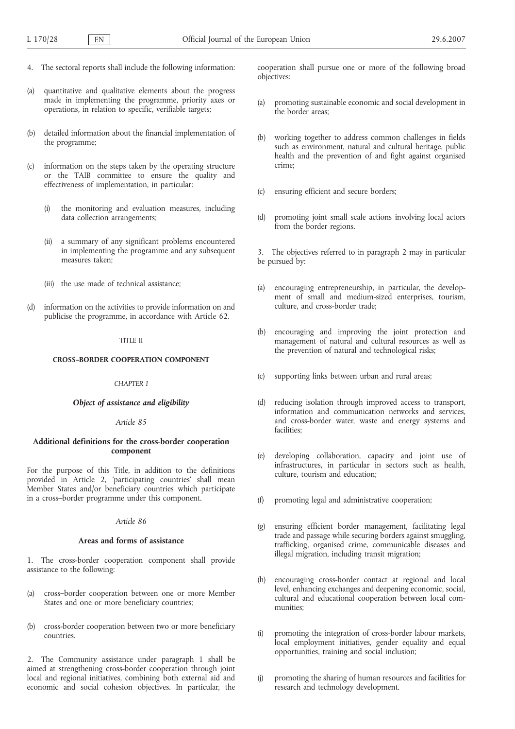4. The sectoral reports shall include the following information:

(a) quantitative and qualitative elements about the progress made in implementing the programme, priority axes or operations, in relation to specific, verifiable targets;

(b) detailed information about the financial implementation of the programme;

(c) information on the steps taken by the operating structure or the TAIB committee to ensure the quality and effectiveness of implementation, in particular:

(i) the monitoring and evaluation measures, including data collection arrangements;

(ii) a summary of any significant problems encountered in implementing the programme and any subsequent measures taken;

(iii) the use made of technical assistance;

(d) information on the activities to provide information on and publicise the programme, in accordance with Article 62.

TITLE II

## CROSS–BORDER COOPERATION COMPONENT

*CHAPTER I*

### *Object of assistance and eligibility*

*Article 85*

#### Additional definitions for the cross-border cooperation component

For the purpose of this Title, in addition to the definitions provided in Article 2, 'participating countries' shall mean Member States and/or beneficiary countries which participate in a cross–border programme under this component.

*Article 86*

#### Areas and forms of assistance

1. The cross-border cooperation component shall provide assistance to the following:

(a) cross–border cooperation between one or more Member States and one or more beneficiary countries;

(b) cross-border cooperation between two or more beneficiary countries.

2. The Community assistance under paragraph 1 shall be aimed at strengthening cross-border cooperation through joint local and regional initiatives, combining both external aid and economic and social cohesion objectives. In particular, the cooperation shall pursue one or more of the following broad objectives:

(a) promoting sustainable economic and social development in the border areas;

(b) working together to address common challenges in fields such as environment, natural and cultural heritage, public health and the prevention of and fight against organised crime;

(c) ensuring efficient and secure borders;

(d) promoting joint small scale actions involving local actors from the border regions.

3. The objectives referred to in paragraph 2 may in particular be pursued by:

(a) encouraging entrepreneurship, in particular, the development of small and medium-sized enterprises, tourism, culture, and cross-border trade;

(b) encouraging and improving the joint protection and management of natural and cultural resources as well as the prevention of natural and technological risks;

(c) supporting links between urban and rural areas;

(d) reducing isolation through improved access to transport, information and communication networks and services, and cross-border water, waste and energy systems and facilities;

(e) developing collaboration, capacity and joint use of infrastructures, in particular in sectors such as health, culture, tourism and education;

(f) promoting legal and administrative cooperation;

(g) ensuring efficient border management, facilitating legal trade and passage while securing borders against smuggling, trafficking, organised crime, communicable diseases and illegal migration, including transit migration;

(h) encouraging cross-border contact at regional and local level, enhancing exchanges and deepening economic, social, cultural and educational cooperation between local communities;

(i) promoting the integration of cross-border labour markets, local employment initiatives, gender equality and equal opportunities, training and social inclusion;

(j) promoting the sharing of human resources and facilities for research and technology development.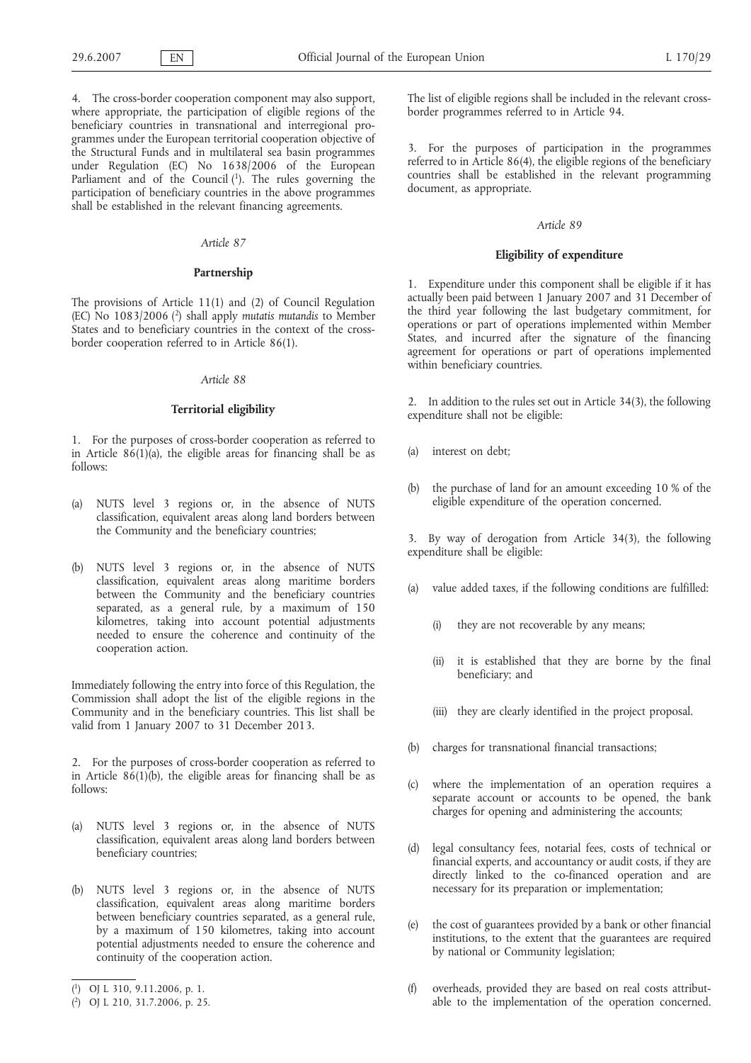4. The cross-border cooperation component may also support, where appropriate, the participation of eligible regions of the beneficiary countries in transnational and interregional programmes under the European territorial cooperation objective of the Structural Funds and in multilateral sea basin programmes under Regulation (EC) No 1638/2006 of the European Parliament and of the Council [1]. The rules governing the participation of beneficiary countries in the above programmes shall be established in the relevant financing agreements.

*Article 87*

**Partnership**

The provisions of Article 11(1) and (2) of Council Regulation (EC) No 1083/2006 [2] shall apply *mutatis mutandis* to Member States and to beneficiary countries in the context of the cross-border cooperation referred to in Article 86(1).

*Article 88*

**Territorial eligibility**

1. For the purposes of cross-border cooperation as referred to in Article 86(1)(a), the eligible areas for financing shall be as follows:

(a) NUTS level 3 regions or, in the absence of NUTS classification, equivalent areas along land borders between the Community and the beneficiary countries;

(b) NUTS level 3 regions or, in the absence of NUTS classification, equivalent areas along maritime borders between the Community and the beneficiary countries separated, as a general rule, by a maximum of 150 kilometres, taking into account potential adjustments needed to ensure the coherence and continuity of the cooperation action.

Immediately following the entry into force of this Regulation, the Commission shall adopt the list of the eligible regions in the Community and in the beneficiary countries. This list shall be valid from 1 January 2007 to 31 December 2013.

2. For the purposes of cross-border cooperation as referred to in Article 86(1)(b), the eligible areas for financing shall be as follows:

(a) NUTS level 3 regions or, in the absence of NUTS classification, equivalent areas along land borders between beneficiary countries;

(b) NUTS level 3 regions or, in the absence of NUTS classification, equivalent areas along maritime borders between beneficiary countries separated, as a general rule, by a maximum of 150 kilometres, taking into account potential adjustments needed to ensure the coherence and continuity of the cooperation action.

The list of eligible regions shall be included in the relevant cross-border programmes referred to in Article 94.

3. For the purposes of participation in the programmes referred to in Article 86(4), the eligible regions of the beneficiary countries shall be established in the relevant programming document, as appropriate.

*Article 89*

**Eligibility of expenditure**

1. Expenditure under this component shall be eligible if it has actually been paid between 1 January 2007 and 31 December of the third year following the last budgetary commitment, for operations or part of operations implemented within Member States, and incurred after the signature of the financing agreement for operations or part of operations implemented within beneficiary countries.

2. In addition to the rules set out in Article 34(3), the following expenditure shall not be eligible:

(a) interest on debt;

(b) the purchase of land for an amount exceeding 10 % of the eligible expenditure of the operation concerned.

3. By way of derogation from Article 34(3), the following expenditure shall be eligible:

(a) value added taxes, if the following conditions are fulfilled:

   (i) they are not recoverable by any means;

   (ii) it is established that they are borne by the final beneficiary; and

   (iii) they are clearly identified in the project proposal.

(b) charges for transnational financial transactions;

(c) where the implementation of an operation requires a separate account or accounts to be opened, the bank charges for opening and administering the accounts;

(d) legal consultancy fees, notarial fees, costs of technical or financial experts, and accountancy or audit costs, if they are directly linked to the co-financed operation and are necessary for its preparation or implementation;

(e) the cost of guarantees provided by a bank or other financial institutions, to the extent that the guarantees are required by national or Community legislation;

(f) overheads, provided they are based on real costs attributable to the implementation of the operation concerned.

[1] OJ L 310, 9.11.2006, p. 1.

[2] OJ L 210, 31.7.2006, p. 25.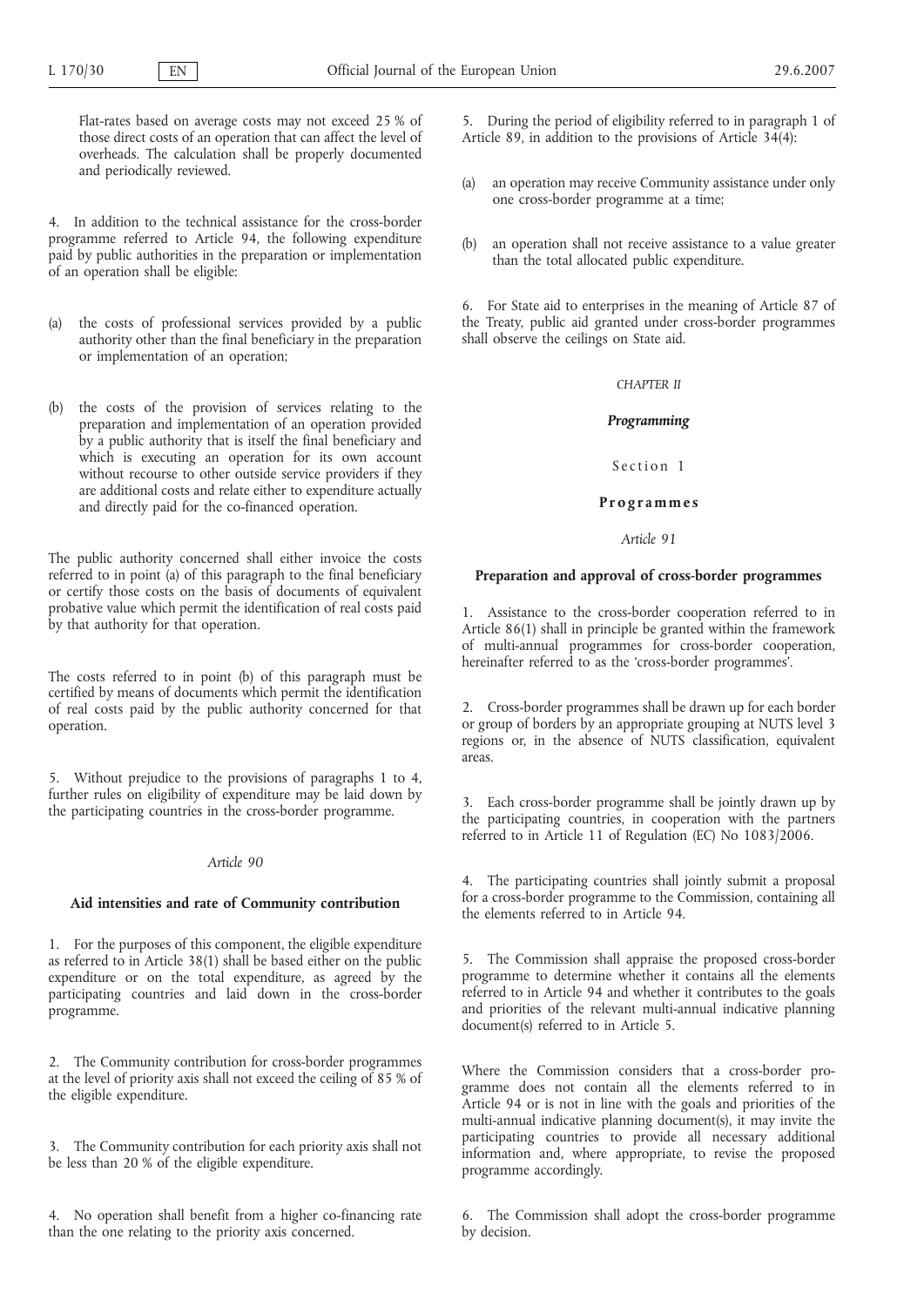Flat-rates based on average costs may not exceed 25 % of those direct costs of an operation that can affect the level of overheads. The calculation shall be properly documented and periodically reviewed.

4. In addition to the technical assistance for the cross-border programme referred to Article 94, the following expenditure paid by public authorities in the preparation or implementation of an operation shall be eligible:

(a) the costs of professional services provided by a public authority other than the final beneficiary in the preparation or implementation of an operation;

(b) the costs of the provision of services relating to the preparation and implementation of an operation provided by a public authority that is itself the final beneficiary and which is executing an operation for its own account without recourse to other outside service providers if they are additional costs and relate either to expenditure actually and directly paid for the co-financed operation.

The public authority concerned shall either invoice the costs referred to in point (a) of this paragraph to the final beneficiary or certify those costs on the basis of documents of equivalent probative value which permit the identification of real costs paid by that authority for that operation.

The costs referred to in point (b) of this paragraph must be certified by means of documents which permit the identification of real costs paid by the public authority concerned for that operation.

5. Without prejudice to the provisions of paragraphs 1 to 4, further rules on eligibility of expenditure may be laid down by the participating countries in the cross-border programme.

*Article 90*

**Aid intensities and rate of Community contribution**

1. For the purposes of this component, the eligible expenditure as referred to in Article 38(1) shall be based either on the public expenditure or on the total expenditure, as agreed by the participating countries and laid down in the cross-border programme.

2. The Community contribution for cross-border programmes at the level of priority axis shall not exceed the ceiling of 85 % of the eligible expenditure.

3. The Community contribution for each priority axis shall not be less than 20 % of the eligible expenditure.

4. No operation shall benefit from a higher co-financing rate than the one relating to the priority axis concerned.

5. During the period of eligibility referred to in paragraph 1 of Article 89, in addition to the provisions of Article 34(4):

(a) an operation may receive Community assistance under only one cross-border programme at a time;

(b) an operation shall not receive assistance to a value greater than the total allocated public expenditure.

6. For State aid to enterprises in the meaning of Article 87 of the Treaty, public aid granted under cross-border programmes shall observe the ceilings on State aid.

*CHAPTER II*

***Programming***

Section 1

**Programmes**

*Article 91*

**Preparation and approval of cross-border programmes**

1. Assistance to the cross-border cooperation referred to in Article 86(1) shall in principle be granted within the framework of multi-annual programmes for cross-border cooperation, hereinafter referred to as the 'cross-border programmes'.

2. Cross-border programmes shall be drawn up for each border or group of borders by an appropriate grouping at NUTS level 3 regions or, in the absence of NUTS classification, equivalent areas.

3. Each cross-border programme shall be jointly drawn up by the participating countries, in cooperation with the partners referred to in Article 11 of Regulation (EC) No 1083/2006.

4. The participating countries shall jointly submit a proposal for a cross-border programme to the Commission, containing all the elements referred to in Article 94.

5. The Commission shall appraise the proposed cross-border programme to determine whether it contains all the elements referred to in Article 94 and whether it contributes to the goals and priorities of the relevant multi-annual indicative planning document(s) referred to in Article 5.

Where the Commission considers that a cross-border programme does not contain all the elements referred to in Article 94 or is not in line with the goals and priorities of the multi-annual indicative planning document(s), it may invite the participating countries to provide all necessary additional information and, where appropriate, to revise the proposed programme accordingly.

6. The Commission shall adopt the cross-border programme by decision.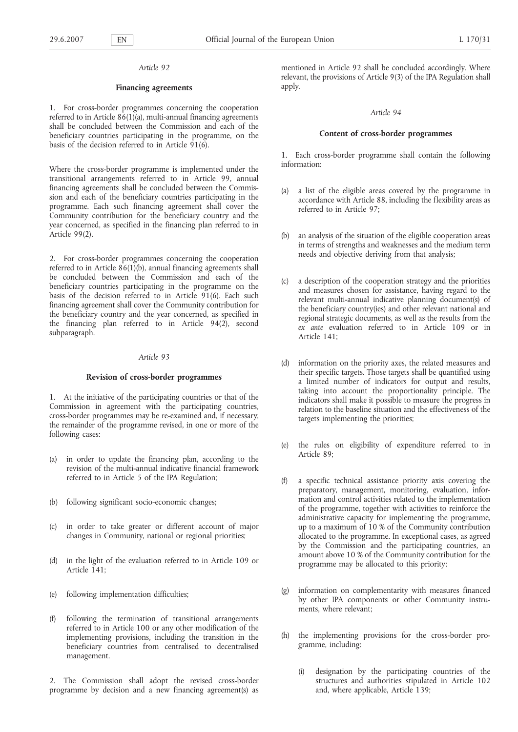*Article 92*

**Financing agreements**

1. For cross-border programmes concerning the cooperation referred to in Article 86(1)(a), multi-annual financing agreements shall be concluded between the Commission and each of the beneficiary countries participating in the programme, on the basis of the decision referred to in Article 91(6).

Where the cross-border programme is implemented under the transitional arrangements referred to in Article 99, annual financing agreements shall be concluded between the Commission and each of the beneficiary countries participating in the programme. Each such financing agreement shall cover the Community contribution for the beneficiary country and the year concerned, as specified in the financing plan referred to in Article 99(2).

2. For cross-border programmes concerning the cooperation referred to in Article 86(1)(b), annual financing agreements shall be concluded between the Commission and each of the beneficiary countries participating in the programme on the basis of the decision referred to in Article 91(6). Each such financing agreement shall cover the Community contribution for the beneficiary country and the year concerned, as specified in the financing plan referred to in Article 94(2), second subparagraph.

*Article 93*

**Revision of cross-border programmes**

1. At the initiative of the participating countries or that of the Commission in agreement with the participating countries, cross-border programmes may be re-examined and, if necessary, the remainder of the programme revised, in one or more of the following cases:

(a) in order to update the financing plan, according to the revision of the multi-annual indicative financial framework referred to in Article 5 of the IPA Regulation;

(b) following significant socio-economic changes;

(c) in order to take greater or different account of major changes in Community, national or regional priorities;

(d) in the light of the evaluation referred to in Article 109 or Article 141;

(e) following implementation difficulties;

(f) following the termination of transitional arrangements referred to in Article 100 or any other modification of the implementing provisions, including the transition in the beneficiary countries from centralised to decentralised management.

2. The Commission shall adopt the revised cross-border programme by decision and a new financing agreement(s) as mentioned in Article 92 shall be concluded accordingly. Where relevant, the provisions of Article 9(3) of the IPA Regulation shall apply.

*Article 94*

**Content of cross-border programmes**

1. Each cross-border programme shall contain the following information:

(a) a list of the eligible areas covered by the programme in accordance with Article 88, including the flexibility areas as referred to in Article 97;

(b) an analysis of the situation of the eligible cooperation areas in terms of strengths and weaknesses and the medium term needs and objective deriving from that analysis;

(c) a description of the cooperation strategy and the priorities and measures chosen for assistance, having regard to the relevant multi-annual indicative planning document(s) of the beneficiary country(ies) and other relevant national and regional strategic documents, as well as the results from the *ex ante* evaluation referred to in Article 109 or in Article 141;

(d) information on the priority axes, the related measures and their specific targets. Those targets shall be quantified using a limited number of indicators for output and results, taking into account the proportionality principle. The indicators shall make it possible to measure the progress in relation to the baseline situation and the effectiveness of the targets implementing the priorities;

(e) the rules on eligibility of expenditure referred to in Article 89;

(f) a specific technical assistance priority axis covering the preparatory, management, monitoring, evaluation, information and control activities related to the implementation of the programme, together with activities to reinforce the administrative capacity for implementing the programme, up to a maximum of 10 % of the Community contribution allocated to the programme. In exceptional cases, as agreed by the Commission and the participating countries, an amount above 10 % of the Community contribution for the programme may be allocated to this priority;

(g) information on complementarity with measures financed by other IPA components or other Community instruments, where relevant;

(h) the implementing provisions for the cross-border programme, including:

(i) designation by the participating countries of the structures and authorities stipulated in Article 102 and, where applicable, Article 139;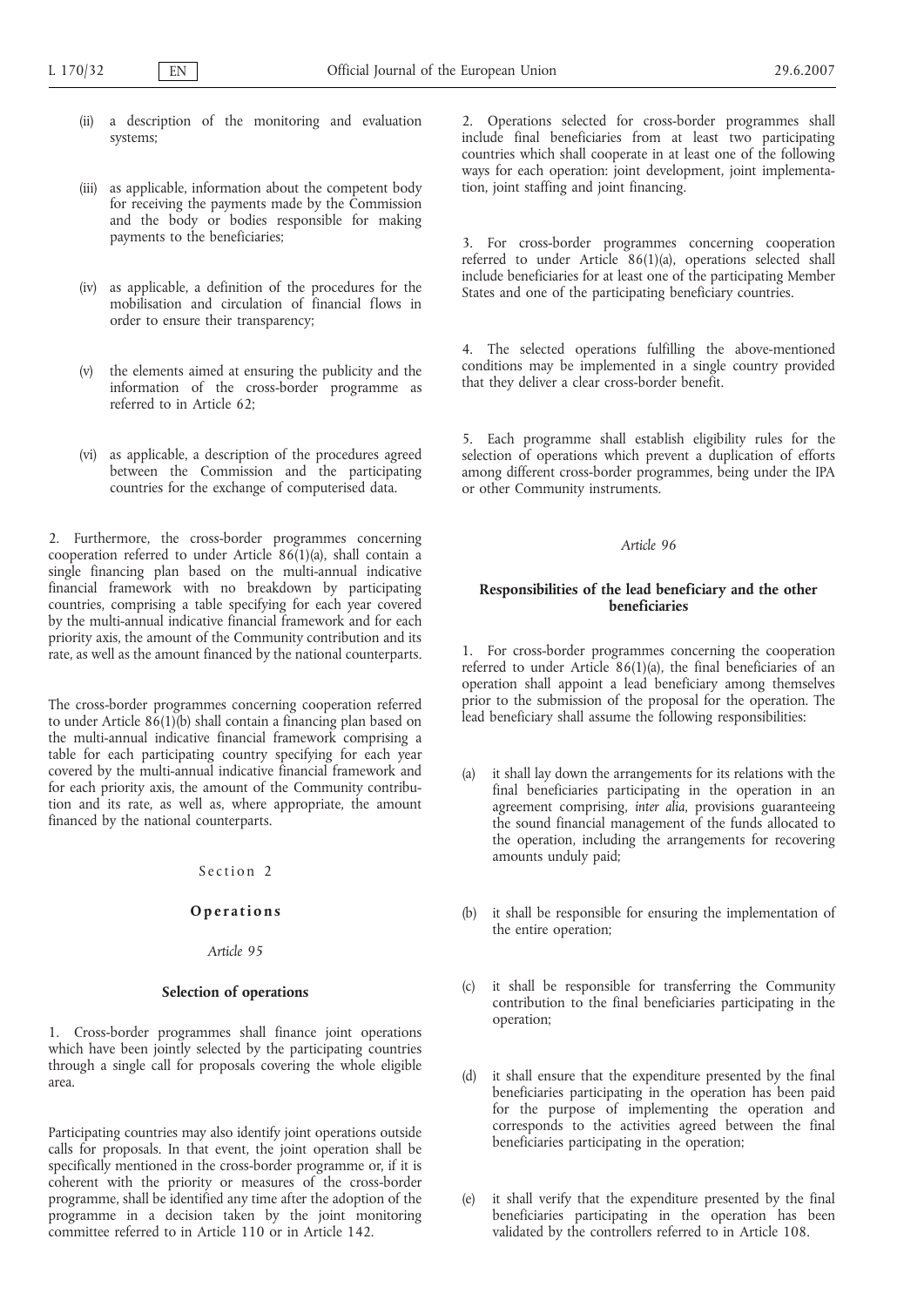(ii) a description of the monitoring and evaluation systems;

(iii) as applicable, information about the competent body for receiving the payments made by the Commission and the body or bodies responsible for making payments to the beneficiaries;

(iv) as applicable, a definition of the procedures for the mobilisation and circulation of financial flows in order to ensure their transparency;

(v) the elements aimed at ensuring the publicity and the information of the cross-border programme as referred to in Article 62;

(vi) as applicable, a description of the procedures agreed between the Commission and the participating countries for the exchange of computerised data.

2. Furthermore, the cross-border programmes concerning cooperation referred to under Article 86(1)(a), shall contain a single financing plan based on the multi-annual indicative financial framework with no breakdown by participating countries, comprising a table specifying for each year covered by the multi-annual indicative financial framework and for each priority axis, the amount of the Community contribution and its rate, as well as the amount financed by the national counterparts.

The cross-border programmes concerning cooperation referred to under Article 86(1)(b) shall contain a financing plan based on the multi-annual indicative financial framework comprising a table for each participating country specifying for each year covered by the multi-annual indicative financial framework and for each priority axis, the amount of the Community contribution and its rate, as well as, where appropriate, the amount financed by the national counterparts.

## Section 2

## Operations

### Article 95

### Selection of operations

1. Cross-border programmes shall finance joint operations which have been jointly selected by the participating countries through a single call for proposals covering the whole eligible area.

Participating countries may also identify joint operations outside calls for proposals. In that event, the joint operation shall be specifically mentioned in the cross-border programme or, if it is coherent with the priority or measures of the cross-border programme, shall be identified any time after the adoption of the programme in a decision taken by the joint monitoring committee referred to in Article 110 or in Article 142.

2. Operations selected for cross-border programmes shall include final beneficiaries from at least two participating countries which shall cooperate in at least one of the following ways for each operation: joint development, joint implementation, joint staffing and joint financing.

3. For cross-border programmes concerning cooperation referred to under Article 86(1)(a), operations selected shall include beneficiaries for at least one of the participating Member States and one of the participating beneficiary countries.

4. The selected operations fulfilling the above-mentioned conditions may be implemented in a single country provided that they deliver a clear cross-border benefit.

5. Each programme shall establish eligibility rules for the selection of operations which prevent a duplication of efforts among different cross-border programmes, being under the IPA or other Community instruments.

### Article 96

### Responsibilities of the lead beneficiary and the other beneficiaries

1. For cross-border programmes concerning the cooperation referred to under Article 86(1)(a), the final beneficiaries of an operation shall appoint a lead beneficiary among themselves prior to the submission of the proposal for the operation. The lead beneficiary shall assume the following responsibilities:

(a) it shall lay down the arrangements for its relations with the final beneficiaries participating in the operation in an agreement comprising, *inter alia*, provisions guaranteeing the sound financial management of the funds allocated to the operation, including the arrangements for recovering amounts unduly paid;

(b) it shall be responsible for ensuring the implementation of the entire operation;

(c) it shall be responsible for transferring the Community contribution to the final beneficiaries participating in the operation;

(d) it shall ensure that the expenditure presented by the final beneficiaries participating in the operation has been paid for the purpose of implementing the operation and corresponds to the activities agreed between the final beneficiaries participating in the operation;

(e) it shall verify that the expenditure presented by the final beneficiaries participating in the operation has been validated by the controllers referred to in Article 108.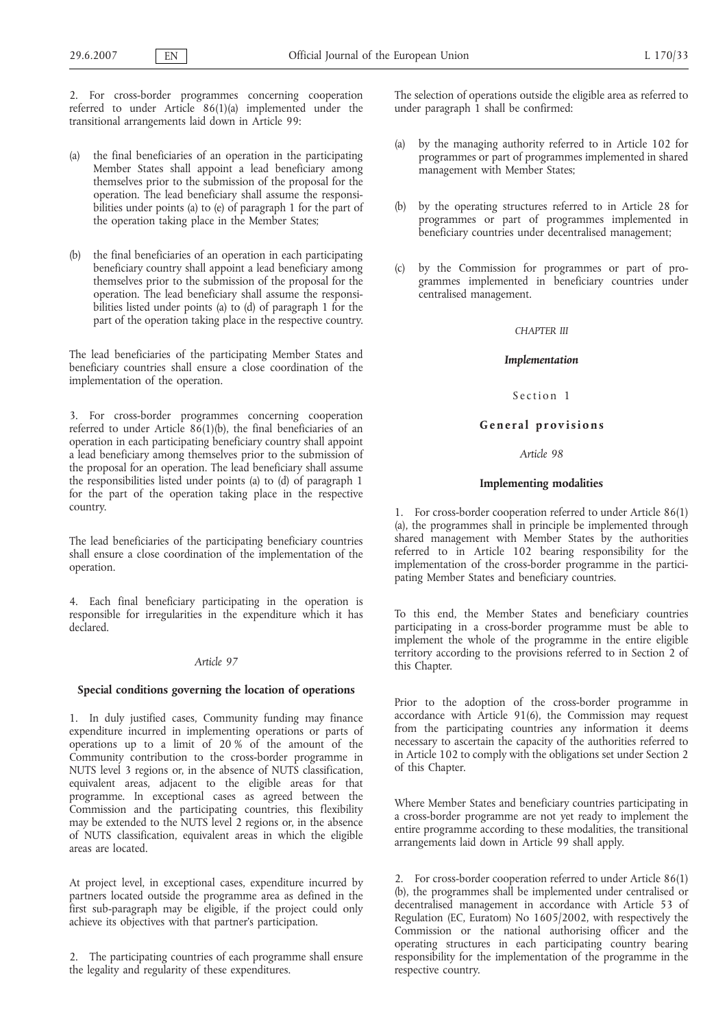2. For cross-border programmes concerning cooperation referred to under Article 86(1)(a) implemented under the transitional arrangements laid down in Article 99:

(a) the final beneficiaries of an operation in the participating Member States shall appoint a lead beneficiary among themselves prior to the submission of the proposal for the operation. The lead beneficiary shall assume the responsibilities under points (a) to (e) of paragraph 1 for the part of the operation taking place in the Member States;

(b) the final beneficiaries of an operation in each participating beneficiary country shall appoint a lead beneficiary among themselves prior to the submission of the proposal for the operation. The lead beneficiary shall assume the responsibilities listed under points (a) to (d) of paragraph 1 for the part of the operation taking place in the respective country.

The lead beneficiaries of the participating Member States and beneficiary countries shall ensure a close coordination of the implementation of the operation.

3. For cross-border programmes concerning cooperation referred to under Article 86(1)(b), the final beneficiaries of an operation in each participating beneficiary country shall appoint a lead beneficiary among themselves prior to the submission of the proposal for an operation. The lead beneficiary shall assume the responsibilities listed under points (a) to (d) of paragraph 1 for the part of the operation taking place in the respective country.

The lead beneficiaries of the participating beneficiary countries shall ensure a close coordination of the implementation of the operation.

4. Each final beneficiary participating in the operation is responsible for irregularities in the expenditure which it has declared.

*Article 97*

**Special conditions governing the location of operations**

1. In duly justified cases, Community funding may finance expenditure incurred in implementing operations or parts of operations up to a limit of 20 % of the amount of the Community contribution to the cross-border programme in NUTS level 3 regions or, in the absence of NUTS classification, equivalent areas, adjacent to the eligible areas for that programme. In exceptional cases as agreed between the Commission and the participating countries, this flexibility may be extended to the NUTS level 2 regions or, in the absence of NUTS classification, equivalent areas in which the eligible areas are located.

At project level, in exceptional cases, expenditure incurred by partners located outside the programme area as defined in the first sub-paragraph may be eligible, if the project could only achieve its objectives with that partner's participation.

2. The participating countries of each programme shall ensure the legality and regularity of these expenditures.

The selection of operations outside the eligible area as referred to under paragraph 1 shall be confirmed:

(a) by the managing authority referred to in Article 102 for programmes or part of programmes implemented in shared management with Member States;

(b) by the operating structures referred to in Article 28 for programmes or part of programmes implemented in beneficiary countries under decentralised management;

(c) by the Commission for programmes or part of programmes implemented in beneficiary countries under centralised management.

## *CHAPTER III*

## *Implementation*

### Section 1

### **General provisions**

*Article 98*

**Implementing modalities**

1. For cross-border cooperation referred to under Article 86(1)(a), the programmes shall in principle be implemented through shared management with Member States by the authorities referred to in Article 102 bearing responsibility for the implementation of the cross-border programme in the participating Member States and beneficiary countries.

To this end, the Member States and beneficiary countries participating in a cross-border programme must be able to implement the whole of the programme in the entire eligible territory according to the provisions referred to in Section 2 of this Chapter.

Prior to the adoption of the cross-border programme in accordance with Article 91(6), the Commission may request from the participating countries any information it deems necessary to ascertain the capacity of the authorities referred to in Article 102 to comply with the obligations set under Section 2 of this Chapter.

Where Member States and beneficiary countries participating in a cross-border programme are not yet ready to implement the entire programme according to these modalities, the transitional arrangements laid down in Article 99 shall apply.

2. For cross-border cooperation referred to under Article 86(1)(b), the programmes shall be implemented under centralised or decentralised management in accordance with Article 53 of Regulation (EC, Euratom) No 1605/2002, with respectively the Commission or the national authorising officer and the operating structures in each participating country bearing responsibility for the implementation of the programme in the respective country.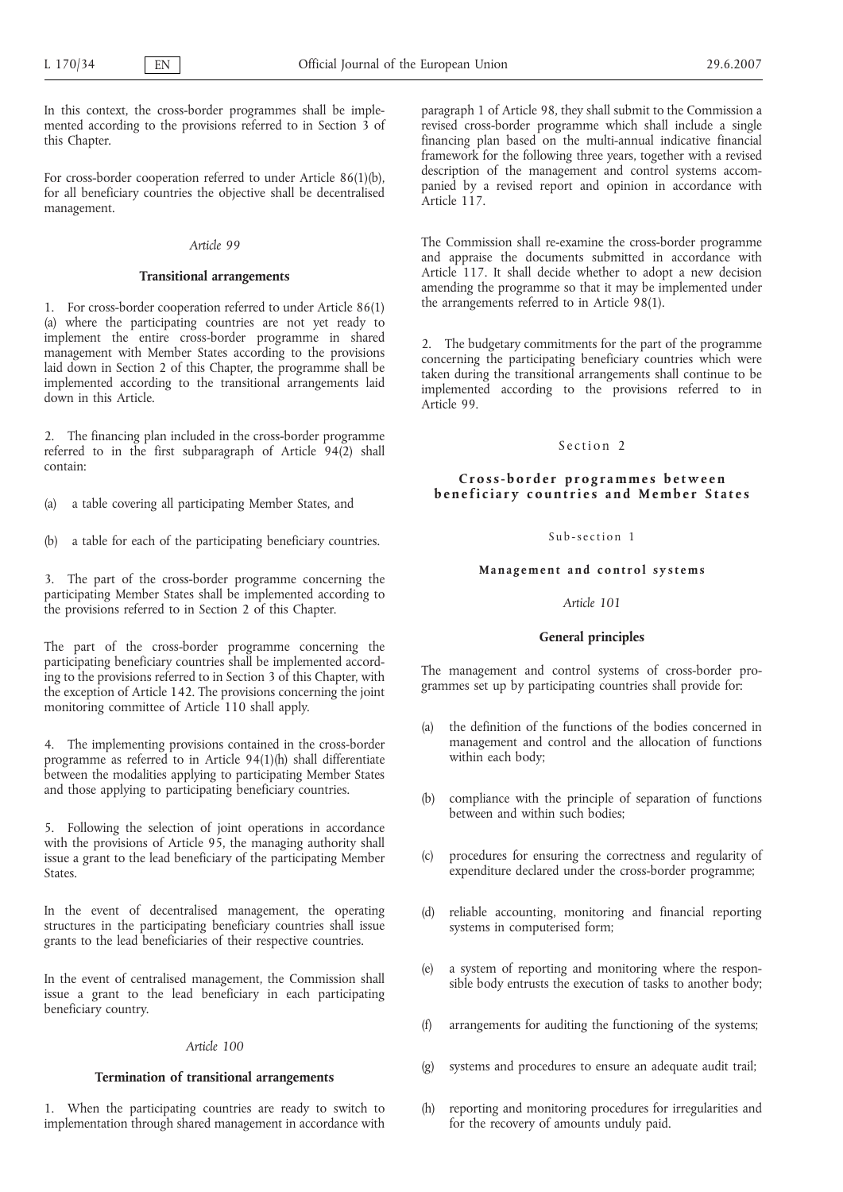In this context, the cross-border programmes shall be implemented according to the provisions referred to in Section 3 of this Chapter.

For cross-border cooperation referred to under Article 86(1)(b), for all beneficiary countries the objective shall be decentralised management.

*Article 99*

**Transitional arrangements**

1. For cross-border cooperation referred to under Article 86(1)(a) where the participating countries are not yet ready to implement the entire cross-border programme in shared management with Member States according to the provisions laid down in Section 2 of this Chapter, the programme shall be implemented according to the transitional arrangements laid down in this Article.

2. The financing plan included in the cross-border programme referred to in the first subparagraph of Article 94(2) shall contain:

(a) a table covering all participating Member States, and

(b) a table for each of the participating beneficiary countries.

3. The part of the cross-border programme concerning the participating Member States shall be implemented according to the provisions referred to in Section 2 of this Chapter.

The part of the cross-border programme concerning the participating beneficiary countries shall be implemented according to the provisions referred to in Section 3 of this Chapter, with the exception of Article 142. The provisions concerning the joint monitoring committee of Article 110 shall apply.

4. The implementing provisions contained in the cross-border programme as referred to in Article 94(1)(h) shall differentiate between the modalities applying to participating Member States and those applying to participating beneficiary countries.

5. Following the selection of joint operations in accordance with the provisions of Article 95, the managing authority shall issue a grant to the lead beneficiary of the participating Member States.

In the event of decentralised management, the operating structures in the participating beneficiary countries shall issue grants to the lead beneficiaries of their respective countries.

In the event of centralised management, the Commission shall issue a grant to the lead beneficiary in each participating beneficiary country.

*Article 100*

**Termination of transitional arrangements**

1. When the participating countries are ready to switch to implementation through shared management in accordance with paragraph 1 of Article 98, they shall submit to the Commission a revised cross-border programme which shall include a single financing plan based on the multi-annual indicative financial framework for the following three years, together with a revised description of the management and control systems accompanied by a revised report and opinion in accordance with Article 117.

The Commission shall re-examine the cross-border programme and appraise the documents submitted in accordance with Article 117. It shall decide whether to adopt a new decision amending the programme so that it may be implemented under the arrangements referred to in Article 98(1).

2. The budgetary commitments for the part of the programme concerning the participating beneficiary countries which were taken during the transitional arrangements shall continue to be implemented according to the provisions referred to in Article 99.

## Section 2

## Cross-border programmes between beneficiary countries and Member States

### Sub-section 1

### Management and control systems

*Article 101*

**General principles**

The management and control systems of cross-border programmes set up by participating countries shall provide for:

(a) the definition of the functions of the bodies concerned in management and control and the allocation of functions within each body;

(b) compliance with the principle of separation of functions between and within such bodies;

(c) procedures for ensuring the correctness and regularity of expenditure declared under the cross-border programme;

(d) reliable accounting, monitoring and financial reporting systems in computerised form;

(e) a system of reporting and monitoring where the responsible body entrusts the execution of tasks to another body;

(f) arrangements for auditing the functioning of the systems;

(g) systems and procedures to ensure an adequate audit trail;

(h) reporting and monitoring procedures for irregularities and for the recovery of amounts unduly paid.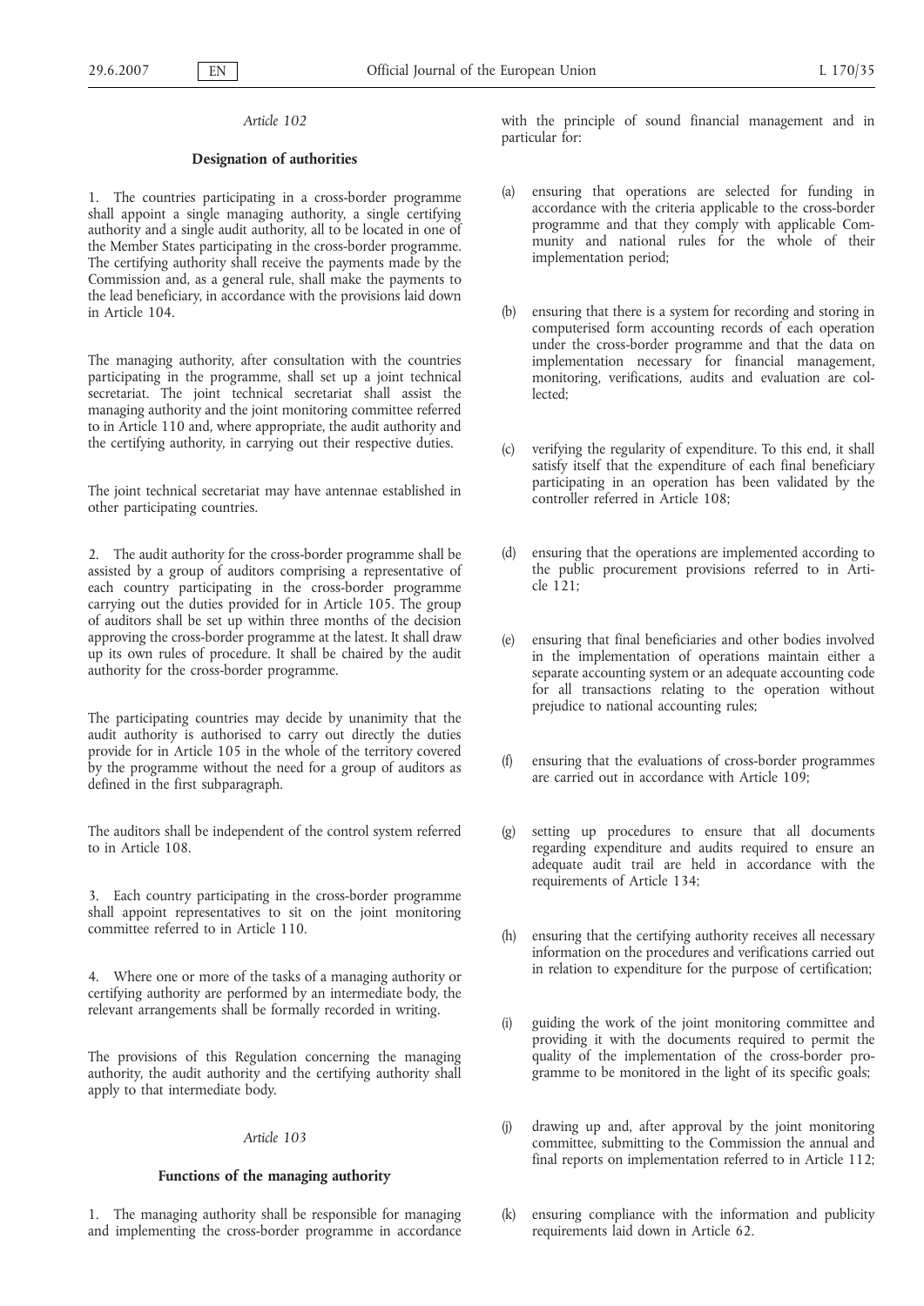*Article 102*

**Designation of authorities**

1. The countries participating in a cross-border programme shall appoint a single managing authority, a single certifying authority and a single audit authority, all to be located in one of the Member States participating in the cross-border programme. The certifying authority shall receive the payments made by the Commission and, as a general rule, shall make the payments to the lead beneficiary, in accordance with the provisions laid down in Article 104.

The managing authority, after consultation with the countries participating in the programme, shall set up a joint technical secretariat. The joint technical secretariat shall assist the managing authority and the joint monitoring committee referred to in Article 110 and, where appropriate, the audit authority and the certifying authority, in carrying out their respective duties.

The joint technical secretariat may have antennae established in other participating countries.

2. The audit authority for the cross-border programme shall be assisted by a group of auditors comprising a representative of each country participating in the cross-border programme carrying out the duties provided for in Article 105. The group of auditors shall be set up within three months of the decision approving the cross-border programme at the latest. It shall draw up its own rules of procedure. It shall be chaired by the audit authority for the cross-border programme.

The participating countries may decide by unanimity that the audit authority is authorised to carry out directly the duties provide for in Article 105 in the whole of the territory covered by the programme without the need for a group of auditors as defined in the first subparagraph.

The auditors shall be independent of the control system referred to in Article 108.

3. Each country participating in the cross-border programme shall appoint representatives to sit on the joint monitoring committee referred to in Article 110.

4. Where one or more of the tasks of a managing authority or certifying authority are performed by an intermediate body, the relevant arrangements shall be formally recorded in writing.

The provisions of this Regulation concerning the managing authority, the audit authority and the certifying authority shall apply to that intermediate body.

*Article 103*

**Functions of the managing authority**

1. The managing authority shall be responsible for managing and implementing the cross-border programme in accordance with the principle of sound financial management and in particular for:

(a) ensuring that operations are selected for funding in accordance with the criteria applicable to the cross-border programme and that they comply with applicable Community and national rules for the whole of their implementation period;

(b) ensuring that there is a system for recording and storing in computerised form accounting records of each operation under the cross-border programme and that the data on implementation necessary for financial management, monitoring, verifications, audits and evaluation are collected;

(c) verifying the regularity of expenditure. To this end, it shall satisfy itself that the expenditure of each final beneficiary participating in an operation has been validated by the controller referred in Article 108;

(d) ensuring that the operations are implemented according to the public procurement provisions referred to in Article 121;

(e) ensuring that final beneficiaries and other bodies involved in the implementation of operations maintain either a separate accounting system or an adequate accounting code for all transactions relating to the operation without prejudice to national accounting rules;

(f) ensuring that the evaluations of cross-border programmes are carried out in accordance with Article 109;

(g) setting up procedures to ensure that all documents regarding expenditure and audits required to ensure an adequate audit trail are held in accordance with the requirements of Article 134;

(h) ensuring that the certifying authority receives all necessary information on the procedures and verifications carried out in relation to expenditure for the purpose of certification;

(i) guiding the work of the joint monitoring committee and providing it with the documents required to permit the quality of the implementation of the cross-border programme to be monitored in the light of its specific goals;

(j) drawing up and, after approval by the joint monitoring committee, submitting to the Commission the annual and final reports on implementation referred to in Article 112;

(k) ensuring compliance with the information and publicity requirements laid down in Article 62.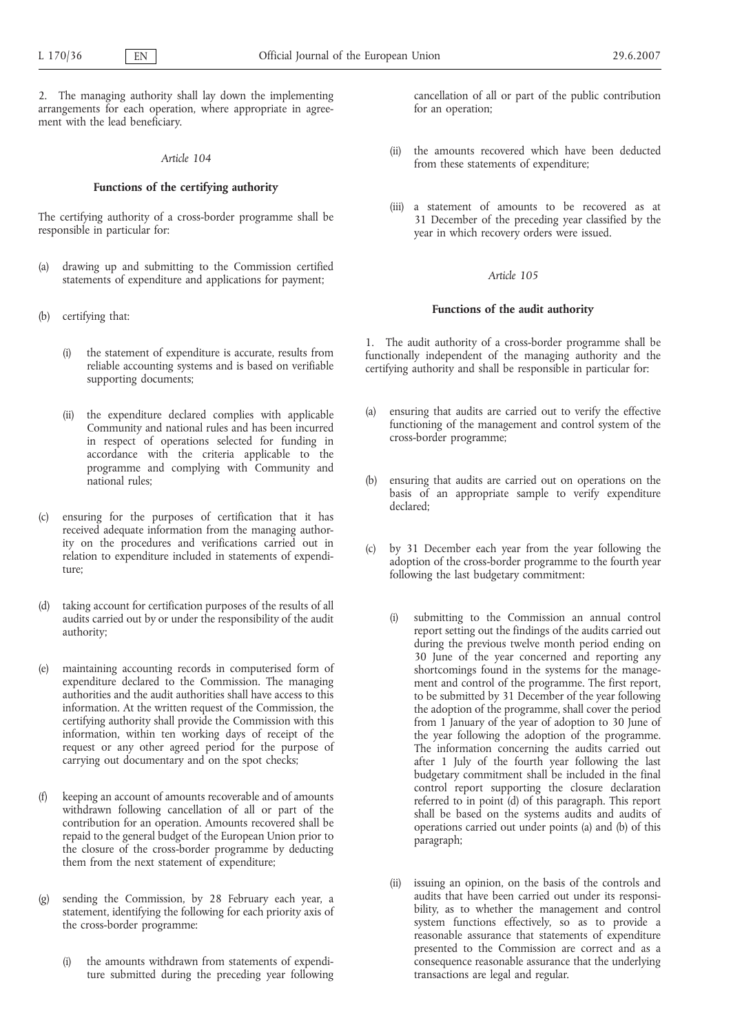2. The managing authority shall lay down the implementing arrangements for each operation, where appropriate in agreement with the lead beneficiary.

*Article 104*

**Functions of the certifying authority**

The certifying authority of a cross-border programme shall be responsible in particular for:

(a) drawing up and submitting to the Commission certified statements of expenditure and applications for payment;

(b) certifying that:

   (i) the statement of expenditure is accurate, results from reliable accounting systems and is based on verifiable supporting documents;

   (ii) the expenditure declared complies with applicable Community and national rules and has been incurred in respect of operations selected for funding in accordance with the criteria applicable to the programme and complying with Community and national rules;

(c) ensuring for the purposes of certification that it has received adequate information from the managing authority on the procedures and verifications carried out in relation to expenditure included in statements of expenditure;

(d) taking account for certification purposes of the results of all audits carried out by or under the responsibility of the audit authority;

(e) maintaining accounting records in computerised form of expenditure declared to the Commission. The managing authorities and the audit authorities shall have access to this information. At the written request of the Commission, the certifying authority shall provide the Commission with this information, within ten working days of receipt of the request or any other agreed period for the purpose of carrying out documentary and on the spot checks;

(f) keeping an account of amounts recoverable and of amounts withdrawn following cancellation of all or part of the contribution for an operation. Amounts recovered shall be repaid to the general budget of the European Union prior to the closure of the cross-border programme by deducting them from the next statement of expenditure;

(g) sending the Commission, by 28 February each year, a statement, identifying the following for each priority axis of the cross-border programme:

   (i) the amounts withdrawn from statements of expenditure submitted during the preceding year following cancellation of all or part of the public contribution for an operation;

   (ii) the amounts recovered which have been deducted from these statements of expenditure;

   (iii) a statement of amounts to be recovered as at 31 December of the preceding year classified by the year in which recovery orders were issued.

*Article 105*

**Functions of the audit authority**

1. The audit authority of a cross-border programme shall be functionally independent of the managing authority and the certifying authority and shall be responsible in particular for:

(a) ensuring that audits are carried out to verify the effective functioning of the management and control system of the cross-border programme;

(b) ensuring that audits are carried out on operations on the basis of an appropriate sample to verify expenditure declared;

(c) by 31 December each year from the year following the adoption of the cross-border programme to the fourth year following the last budgetary commitment:

   (i) submitting to the Commission an annual control report setting out the findings of the audits carried out during the previous twelve month period ending on 30 June of the year concerned and reporting any shortcomings found in the systems for the management and control of the programme. The first report, to be submitted by 31 December of the year following the adoption of the programme, shall cover the period from 1 January of the year of adoption to 30 June of the year following the adoption of the programme. The information concerning the audits carried out after 1 July of the fourth year following the last budgetary commitment shall be included in the final control report supporting the closure declaration referred to in point (d) of this paragraph. This report shall be based on the systems audits and audits of operations carried out under points (a) and (b) of this paragraph;

   (ii) issuing an opinion, on the basis of the controls and audits that have been carried out under its responsibility, as to whether the management and control system functions effectively, so as to provide a reasonable assurance that statements of expenditure presented to the Commission are correct and as a consequence reasonable assurance that the underlying transactions are legal and regular.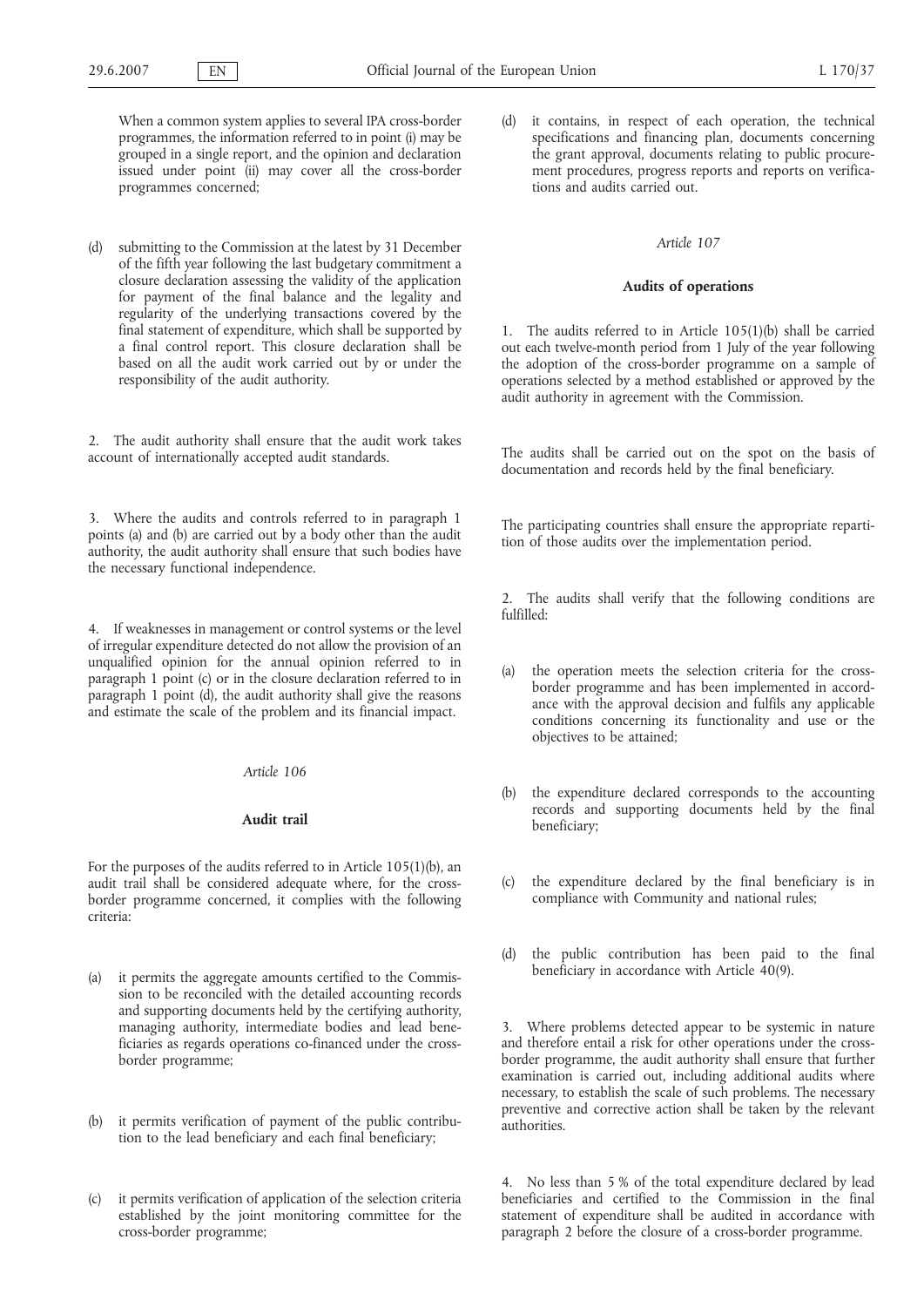When a common system applies to several IPA cross-border programmes, the information referred to in point (i) may be grouped in a single report, and the opinion and declaration issued under point (ii) may cover all the cross-border programmes concerned;

(d) submitting to the Commission at the latest by 31 December of the fifth year following the last budgetary commitment a closure declaration assessing the validity of the application for payment of the final balance and the legality and regularity of the underlying transactions covered by the final statement of expenditure, which shall be supported by a final control report. This closure declaration shall be based on all the audit work carried out by or under the responsibility of the audit authority.

2. The audit authority shall ensure that the audit work takes account of internationally accepted audit standards.

3. Where the audits and controls referred to in paragraph 1 points (a) and (b) are carried out by a body other than the audit authority, the audit authority shall ensure that such bodies have the necessary functional independence.

4. If weaknesses in management or control systems or the level of irregular expenditure detected do not allow the provision of an unqualified opinion for the annual opinion referred to in paragraph 1 point (c) or in the closure declaration referred to in paragraph 1 point (d), the audit authority shall give the reasons and estimate the scale of the problem and its financial impact.

*Article 106*

**Audit trail**

For the purposes of the audits referred to in Article 105(1)(b), an audit trail shall be considered adequate where, for the cross-border programme concerned, it complies with the following criteria:

(a) it permits the aggregate amounts certified to the Commission to be reconciled with the detailed accounting records and supporting documents held by the certifying authority, managing authority, intermediate bodies and lead beneficiaries as regards operations co-financed under the cross-border programme;

(b) it permits verification of payment of the public contribution to the lead beneficiary and each final beneficiary;

(c) it permits verification of application of the selection criteria established by the joint monitoring committee for the cross-border programme;

(d) it contains, in respect of each operation, the technical specifications and financing plan, documents concerning the grant approval, documents relating to public procurement procedures, progress reports and reports on verifications and audits carried out.

*Article 107*

**Audits of operations**

1. The audits referred to in Article 105(1)(b) shall be carried out each twelve-month period from 1 July of the year following the adoption of the cross-border programme on a sample of operations selected by a method established or approved by the audit authority in agreement with the Commission.

The audits shall be carried out on the spot on the basis of documentation and records held by the final beneficiary.

The participating countries shall ensure the appropriate repartition of those audits over the implementation period.

2. The audits shall verify that the following conditions are fulfilled:

(a) the operation meets the selection criteria for the cross-border programme and has been implemented in accordance with the approval decision and fulfils any applicable conditions concerning its functionality and use or the objectives to be attained;

(b) the expenditure declared corresponds to the accounting records and supporting documents held by the final beneficiary;

(c) the expenditure declared by the final beneficiary is in compliance with Community and national rules;

(d) the public contribution has been paid to the final beneficiary in accordance with Article 40(9).

3. Where problems detected appear to be systemic in nature and therefore entail a risk for other operations under the cross-border programme, the audit authority shall ensure that further examination is carried out, including additional audits where necessary, to establish the scale of such problems. The necessary preventive and corrective action shall be taken by the relevant authorities.

4. No less than 5 % of the total expenditure declared by lead beneficiaries and certified to the Commission in the final statement of expenditure shall be audited in accordance with paragraph 2 before the closure of a cross-border programme.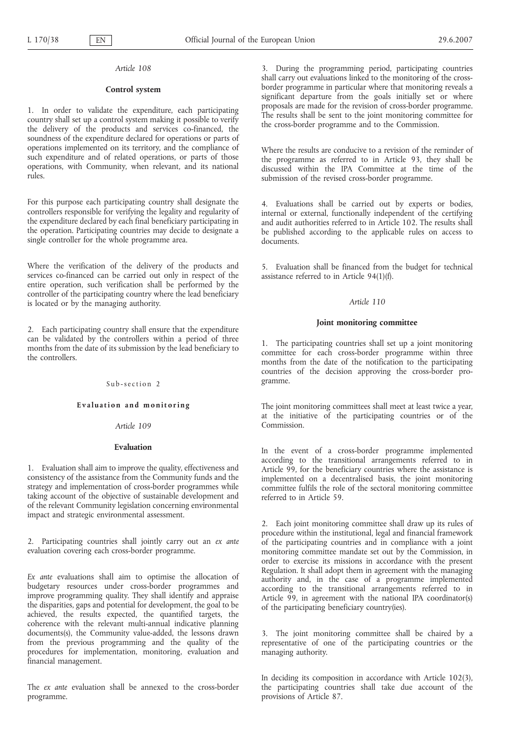*Article 108*

**Control system**

1. In order to validate the expenditure, each participating country shall set up a control system making it possible to verify the delivery of the products and services co-financed, the soundness of the expenditure declared for operations or parts of operations implemented on its territory, and the compliance of such expenditure and of related operations, or parts of those operations, with Community, when relevant, and its national rules.

For this purpose each participating country shall designate the controllers responsible for verifying the legality and regularity of the expenditure declared by each final beneficiary participating in the operation. Participating countries may decide to designate a single controller for the whole programme area.

Where the verification of the delivery of the products and services co-financed can be carried out only in respect of the entire operation, such verification shall be performed by the controller of the participating country where the lead beneficiary is located or by the managing authority.

2. Each participating country shall ensure that the expenditure can be validated by the controllers within a period of three months from the date of its submission by the lead beneficiary to the controllers.

Sub-section 2

**Evaluation and monitoring**

*Article 109*

**Evaluation**

1. Evaluation shall aim to improve the quality, effectiveness and consistency of the assistance from the Community funds and the strategy and implementation of cross-border programmes while taking account of the objective of sustainable development and of the relevant Community legislation concerning environmental impact and strategic environmental assessment.

2. Participating countries shall jointly carry out an *ex ante* evaluation covering each cross-border programme.

*Ex ante* evaluations shall aim to optimise the allocation of budgetary resources under cross-border programmes and improve programming quality. They shall identify and appraise the disparities, gaps and potential for development, the goal to be achieved, the results expected, the quantified targets, the coherence with the relevant multi-annual indicative planning documents(s), the Community value-added, the lessons drawn from the previous programming and the quality of the procedures for implementation, monitoring, evaluation and financial management.

The *ex ante* evaluation shall be annexed to the cross-border programme.

3. During the programming period, participating countries shall carry out evaluations linked to the monitoring of the cross-border programme in particular where that monitoring reveals a significant departure from the goals initially set or where proposals are made for the revision of cross-border programme. The results shall be sent to the joint monitoring committee for the cross-border programme and to the Commission.

Where the results are conducive to a revision of the reminder of the programme as referred to in Article 93, they shall be discussed within the IPA Committee at the time of the submission of the revised cross-border programme.

4. Evaluations shall be carried out by experts or bodies, internal or external, functionally independent of the certifying and audit authorities referred to in Article 102. The results shall be published according to the applicable rules on access to documents.

5. Evaluation shall be financed from the budget for technical assistance referred to in Article 94(1)(f).

*Article 110*

**Joint monitoring committee**

1. The participating countries shall set up a joint monitoring committee for each cross-border programme within three months from the date of the notification to the participating countries of the decision approving the cross-border programme.

The joint monitoring committees shall meet at least twice a year, at the initiative of the participating countries or of the Commission.

In the event of a cross-border programme implemented according to the transitional arrangements referred to in Article 99, for the beneficiary countries where the assistance is implemented on a decentralised basis, the joint monitoring committee fulfils the role of the sectoral monitoring committee referred to in Article 59.

2. Each joint monitoring committee shall draw up its rules of procedure within the institutional, legal and financial framework of the participating countries and in compliance with a joint monitoring committee mandate set out by the Commission, in order to exercise its missions in accordance with the present Regulation. It shall adopt them in agreement with the managing authority and, in the case of a programme implemented according to the transitional arrangements referred to in Article 99, in agreement with the national IPA coordinator(s) of the participating beneficiary country(ies).

3. The joint monitoring committee shall be chaired by a representative of one of the participating countries or the managing authority.

In deciding its composition in accordance with Article 102(3), the participating countries shall take due account of the provisions of Article 87.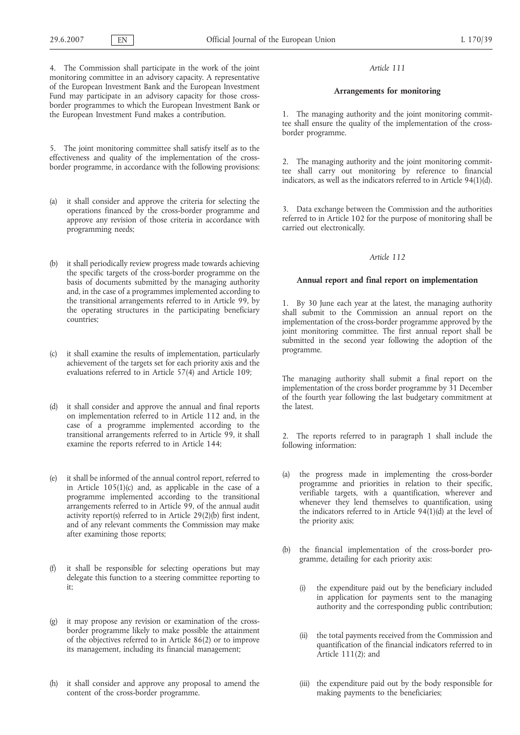4. The Commission shall participate in the work of the joint monitoring committee in an advisory capacity. A representative of the European Investment Bank and the European Investment Fund may participate in an advisory capacity for those cross-border programmes to which the European Investment Bank or the European Investment Fund makes a contribution.

5. The joint monitoring committee shall satisfy itself as to the effectiveness and quality of the implementation of the cross-border programme, in accordance with the following provisions:

(a) it shall consider and approve the criteria for selecting the operations financed by the cross-border programme and approve any revision of those criteria in accordance with programming needs;

(b) it shall periodically review progress made towards achieving the specific targets of the cross-border programme on the basis of documents submitted by the managing authority and, in the case of a programmes implemented according to the transitional arrangements referred to in Article 99, by the operating structures in the participating beneficiary countries;

(c) it shall examine the results of implementation, particularly achievement of the targets set for each priority axis and the evaluations referred to in Article 57(4) and Article 109;

(d) it shall consider and approve the annual and final reports on implementation referred to in Article 112 and, in the case of a programme implemented according to the transitional arrangements referred to in Article 99, it shall examine the reports referred to in Article 144;

(e) it shall be informed of the annual control report, referred to in Article 105(1)(c) and, as applicable in the case of a programme implemented according to the transitional arrangements referred to in Article 99, of the annual audit activity report(s) referred to in Article 29(2)(b) first indent, and of any relevant comments the Commission may make after examining those reports;

(f) it shall be responsible for selecting operations but may delegate this function to a steering committee reporting to it;

(g) it may propose any revision or examination of the cross-border programme likely to make possible the attainment of the objectives referred to in Article 86(2) or to improve its management, including its financial management;

(h) it shall consider and approve any proposal to amend the content of the cross-border programme.

*Article 111*

**Arrangements for monitoring**

1. The managing authority and the joint monitoring committee shall ensure the quality of the implementation of the cross-border programme.

2. The managing authority and the joint monitoring committee shall carry out monitoring by reference to financial indicators, as well as the indicators referred to in Article 94(1)(d).

3. Data exchange between the Commission and the authorities referred to in Article 102 for the purpose of monitoring shall be carried out electronically.

*Article 112*

**Annual report and final report on implementation**

1. By 30 June each year at the latest, the managing authority shall submit to the Commission an annual report on the implementation of the cross-border programme approved by the joint monitoring committee. The first annual report shall be submitted in the second year following the adoption of the programme.

The managing authority shall submit a final report on the implementation of the cross border programme by 31 December of the fourth year following the last budgetary commitment at the latest.

2. The reports referred to in paragraph 1 shall include the following information:

(a) the progress made in implementing the cross-border programme and priorities in relation to their specific, verifiable targets, with a quantification, wherever and whenever they lend themselves to quantification, using the indicators referred to in Article 94(1)(d) at the level of the priority axis;

(b) the financial implementation of the cross-border programme, detailing for each priority axis:

   (i) the expenditure paid out by the beneficiary included in application for payments sent to the managing authority and the corresponding public contribution;

   (ii) the total payments received from the Commission and quantification of the financial indicators referred to in Article 111(2); and

   (iii) the expenditure paid out by the body responsible for making payments to the beneficiaries;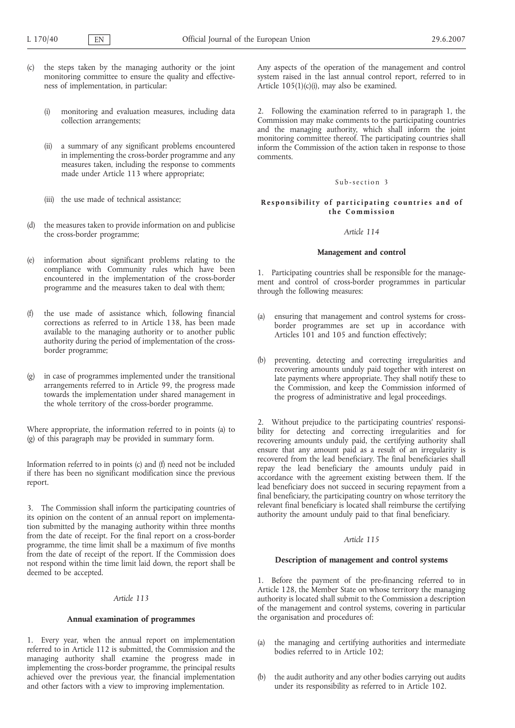(c) the steps taken by the managing authority or the joint monitoring committee to ensure the quality and effectiveness of implementation, in particular:

   (i) monitoring and evaluation measures, including data collection arrangements;

   (ii) a summary of any significant problems encountered in implementing the cross-border programme and any measures taken, including the response to comments made under Article 113 where appropriate;

   (iii) the use made of technical assistance;

(d) the measures taken to provide information on and publicise the cross-border programme;

(e) information about significant problems relating to the compliance with Community rules which have been encountered in the implementation of the cross-border programme and the measures taken to deal with them;

(f) the use made of assistance which, following financial corrections as referred to in Article 138, has been made available to the managing authority or to another public authority during the period of implementation of the cross-border programme;

(g) in case of programmes implemented under the transitional arrangements referred to in Article 99, the progress made towards the implementation under shared management in the whole territory of the cross-border programme.

Where appropriate, the information referred to in points (a) to (g) of this paragraph may be provided in summary form.

Information referred to in points (c) and (f) need not be included if there has been no significant modification since the previous report.

3. The Commission shall inform the participating countries of its opinion on the content of an annual report on implementation submitted by the managing authority within three months from the date of receipt. For the final report on a cross-border programme, the time limit shall be a maximum of five months from the date of receipt of the report. If the Commission does not respond within the time limit laid down, the report shall be deemed to be accepted.

*Article 113*

**Annual examination of programmes**

1. Every year, when the annual report on implementation referred to in Article 112 is submitted, the Commission and the managing authority shall examine the progress made in implementing the cross-border programme, the principal results achieved over the previous year, the financial implementation and other factors with a view to improving implementation.

Any aspects of the operation of the management and control system raised in the last annual control report, referred to in Article 105(1)(c)(i), may also be examined.

2. Following the examination referred to in paragraph 1, the Commission may make comments to the participating countries and the managing authority, which shall inform the joint monitoring committee thereof. The participating countries shall inform the Commission of the action taken in response to those comments.

Sub-section 3

**Responsibility of participating countries and of the Commission**

*Article 114*

**Management and control**

1. Participating countries shall be responsible for the management and control of cross-border programmes in particular through the following measures:

(a) ensuring that management and control systems for cross-border programmes are set up in accordance with Articles 101 and 105 and function effectively;

(b) preventing, detecting and correcting irregularities and recovering amounts unduly paid together with interest on late payments where appropriate. They shall notify these to the Commission, and keep the Commission informed of the progress of administrative and legal proceedings.

2. Without prejudice to the participating countries' responsibility for detecting and correcting irregularities and for recovering amounts unduly paid, the certifying authority shall ensure that any amount paid as a result of an irregularity is recovered from the lead beneficiary. The final beneficiaries shall repay the lead beneficiary the amounts unduly paid in accordance with the agreement existing between them. If the lead beneficiary does not succeed in securing repayment from a final beneficiary, the participating country on whose territory the relevant final beneficiary is located shall reimburse the certifying authority the amount unduly paid to that final beneficiary.

*Article 115*

**Description of management and control systems**

1. Before the payment of the pre-financing referred to in Article 128, the Member State on whose territory the managing authority is located shall submit to the Commission a description of the management and control systems, covering in particular the organisation and procedures of:

(a) the managing and certifying authorities and intermediate bodies referred to in Article 102;

(b) the audit authority and any other bodies carrying out audits under its responsibility as referred to in Article 102.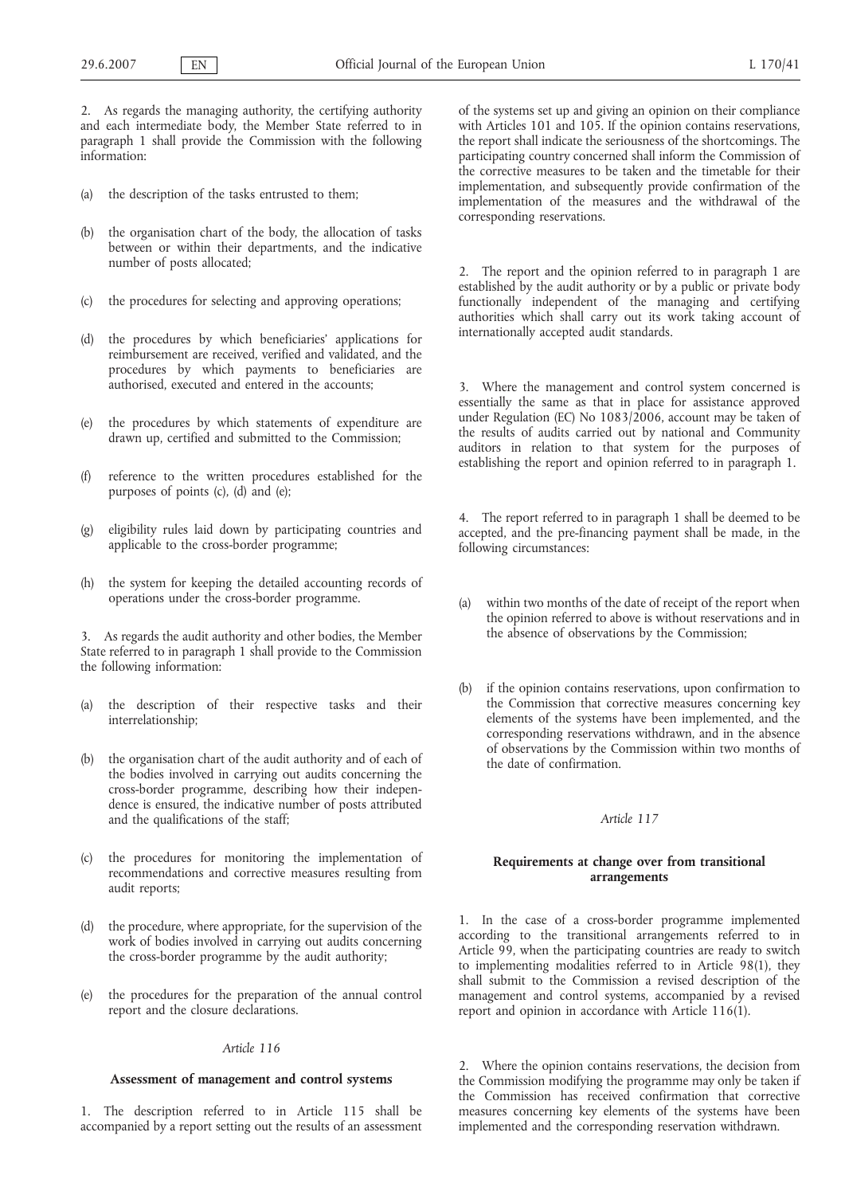2. As regards the managing authority, the certifying authority and each intermediate body, the Member State referred to in paragraph 1 shall provide the Commission with the following information:

(a) the description of the tasks entrusted to them;

(b) the organisation chart of the body, the allocation of tasks between or within their departments, and the indicative number of posts allocated;

(c) the procedures for selecting and approving operations;

(d) the procedures by which beneficiaries' applications for reimbursement are received, verified and validated, and the procedures by which payments to beneficiaries are authorised, executed and entered in the accounts;

(e) the procedures by which statements of expenditure are drawn up, certified and submitted to the Commission;

(f) reference to the written procedures established for the purposes of points (c), (d) and (e);

(g) eligibility rules laid down by participating countries and applicable to the cross-border programme;

(h) the system for keeping the detailed accounting records of operations under the cross-border programme.

3. As regards the audit authority and other bodies, the Member State referred to in paragraph 1 shall provide to the Commission the following information:

(a) the description of their respective tasks and their interrelationship;

(b) the organisation chart of the audit authority and of each of the bodies involved in carrying out audits concerning the cross-border programme, describing how their independence is ensured, the indicative number of posts attributed and the qualifications of the staff;

(c) the procedures for monitoring the implementation of recommendations and corrective measures resulting from audit reports;

(d) the procedure, where appropriate, for the supervision of the work of bodies involved in carrying out audits concerning the cross-border programme by the audit authority;

(e) the procedures for the preparation of the annual control report and the closure declarations.

*Article 116*

**Assessment of management and control systems**

1. The description referred to in Article 115 shall be accompanied by a report setting out the results of an assessment of the systems set up and giving an opinion on their compliance with Articles 101 and 105. If the opinion contains reservations, the report shall indicate the seriousness of the shortcomings. The participating country concerned shall inform the Commission of the corrective measures to be taken and the timetable for their implementation, and subsequently provide confirmation of the implementation of the measures and the withdrawal of the corresponding reservations.

2. The report and the opinion referred to in paragraph 1 are established by the audit authority or by a public or private body functionally independent of the managing and certifying authorities which shall carry out its work taking account of internationally accepted audit standards.

3. Where the management and control system concerned is essentially the same as that in place for assistance approved under Regulation (EC) No 1083/2006, account may be taken of the results of audits carried out by national and Community auditors in relation to that system for the purposes of establishing the report and opinion referred to in paragraph 1.

4. The report referred to in paragraph 1 shall be deemed to be accepted, and the pre-financing payment shall be made, in the following circumstances:

(a) within two months of the date of receipt of the report when the opinion referred to above is without reservations and in the absence of observations by the Commission;

(b) if the opinion contains reservations, upon confirmation to the Commission that corrective measures concerning key elements of the systems have been implemented, and the corresponding reservations withdrawn, and in the absence of observations by the Commission within two months of the date of confirmation.

*Article 117*

**Requirements at change over from transitional arrangements**

1. In the case of a cross-border programme implemented according to the transitional arrangements referred to in Article 99, when the participating countries are ready to switch to implementing modalities referred to in Article 98(1), they shall submit to the Commission a revised description of the management and control systems, accompanied by a revised report and opinion in accordance with Article 116(1).

2. Where the opinion contains reservations, the decision from the Commission modifying the programme may only be taken if the Commission has received confirmation that corrective measures concerning key elements of the systems have been implemented and the corresponding reservation withdrawn.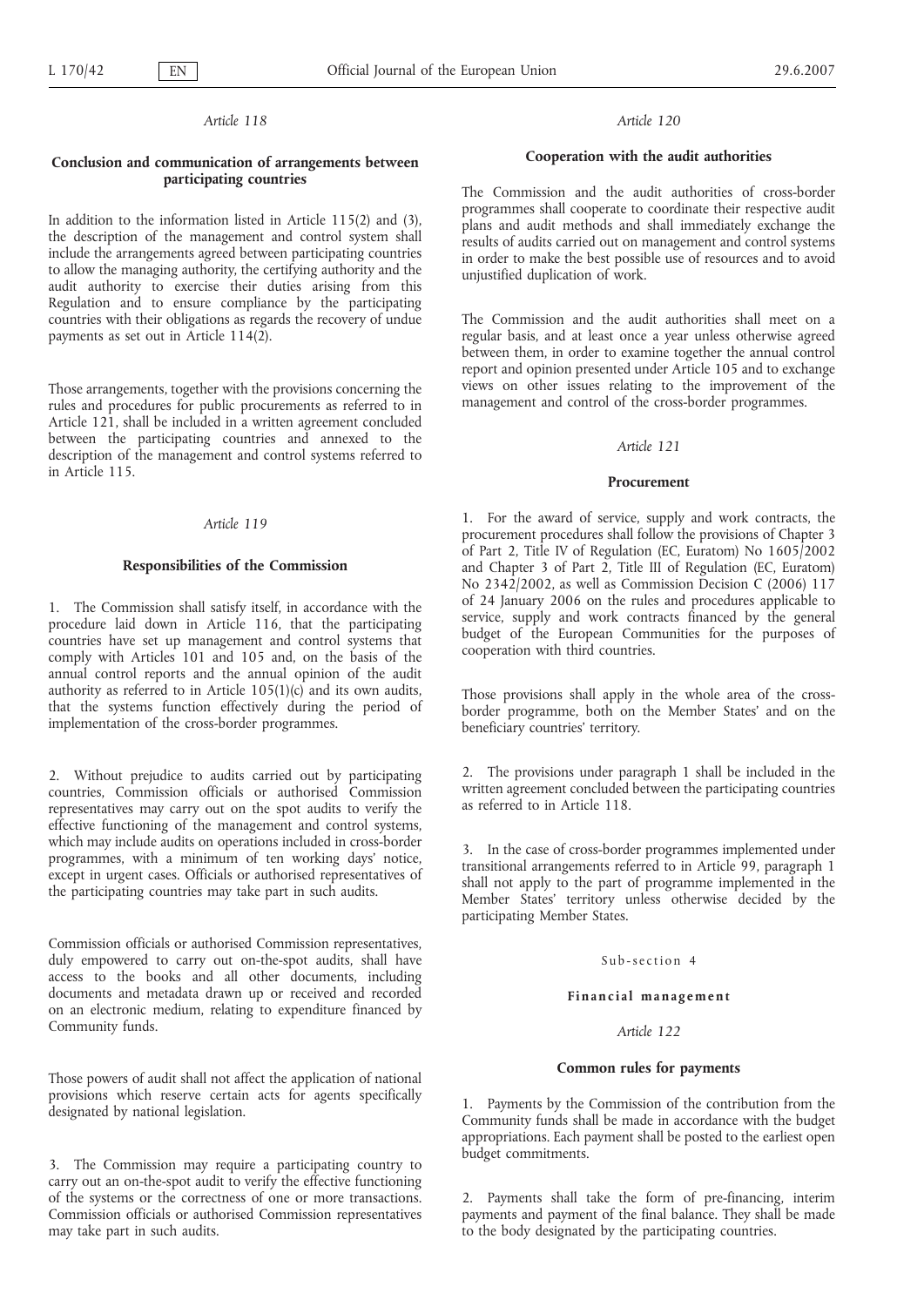*Article 118*

**Conclusion and communication of arrangements between participating countries**

In addition to the information listed in Article 115(2) and (3), the description of the management and control system shall include the arrangements agreed between participating countries to allow the managing authority, the certifying authority and the audit authority to exercise their duties arising from this Regulation and to ensure compliance by the participating countries with their obligations as regards the recovery of undue payments as set out in Article 114(2).

Those arrangements, together with the provisions concerning the rules and procedures for public procurements as referred to in Article 121, shall be included in a written agreement concluded between the participating countries and annexed to the description of the management and control systems referred to in Article 115.

*Article 119*

**Responsibilities of the Commission**

1. The Commission shall satisfy itself, in accordance with the procedure laid down in Article 116, that the participating countries have set up management and control systems that comply with Articles 101 and 105 and, on the basis of the annual control reports and the annual opinion of the audit authority as referred to in Article 105(1)(c) and its own audits, that the systems function effectively during the period of implementation of the cross-border programmes.

2. Without prejudice to audits carried out by participating countries, Commission officials or authorised Commission representatives may carry out on the spot audits to verify the effective functioning of the management and control systems, which may include audits on operations included in cross-border programmes, with a minimum of ten working days' notice, except in urgent cases. Officials or authorised representatives of the participating countries may take part in such audits.

Commission officials or authorised Commission representatives, duly empowered to carry out on-the-spot audits, shall have access to the books and all other documents, including documents and metadata drawn up or received and recorded on an electronic medium, relating to expenditure financed by Community funds.

Those powers of audit shall not affect the application of national provisions which reserve certain acts for agents specifically designated by national legislation.

3. The Commission may require a participating country to carry out an on-the-spot audit to verify the effective functioning of the systems or the correctness of one or more transactions. Commission officials or authorised Commission representatives may take part in such audits.

*Article 120*

**Cooperation with the audit authorities**

The Commission and the audit authorities of cross-border programmes shall cooperate to coordinate their respective audit plans and audit methods and shall immediately exchange the results of audits carried out on management and control systems in order to make the best possible use of resources and to avoid unjustified duplication of work.

The Commission and the audit authorities shall meet on a regular basis, and at least once a year unless otherwise agreed between them, in order to examine together the annual control report and opinion presented under Article 105 and to exchange views on other issues relating to the improvement of the management and control of the cross-border programmes.

*Article 121*

**Procurement**

1. For the award of service, supply and work contracts, the procurement procedures shall follow the provisions of Chapter 3 of Part 2, Title IV of Regulation (EC, Euratom) No 1605/2002 and Chapter 3 of Part 2, Title III of Regulation (EC, Euratom) No 2342/2002, as well as Commission Decision C (2006) 117 of 24 January 2006 on the rules and procedures applicable to service, supply and work contracts financed by the general budget of the European Communities for the purposes of cooperation with third countries.

Those provisions shall apply in the whole area of the cross-border programme, both on the Member States' and on the beneficiary countries' territory.

2. The provisions under paragraph 1 shall be included in the written agreement concluded between the participating countries as referred to in Article 118.

3. In the case of cross-border programmes implemented under transitional arrangements referred to in Article 99, paragraph 1 shall not apply to the part of programme implemented in the Member States' territory unless otherwise decided by the participating Member States.

Sub-section 4

**Financial management**

*Article 122*

**Common rules for payments**

1. Payments by the Commission of the contribution from the Community funds shall be made in accordance with the budget appropriations. Each payment shall be posted to the earliest open budget commitments.

2. Payments shall take the form of pre-financing, interim payments and payment of the final balance. They shall be made to the body designated by the participating countries.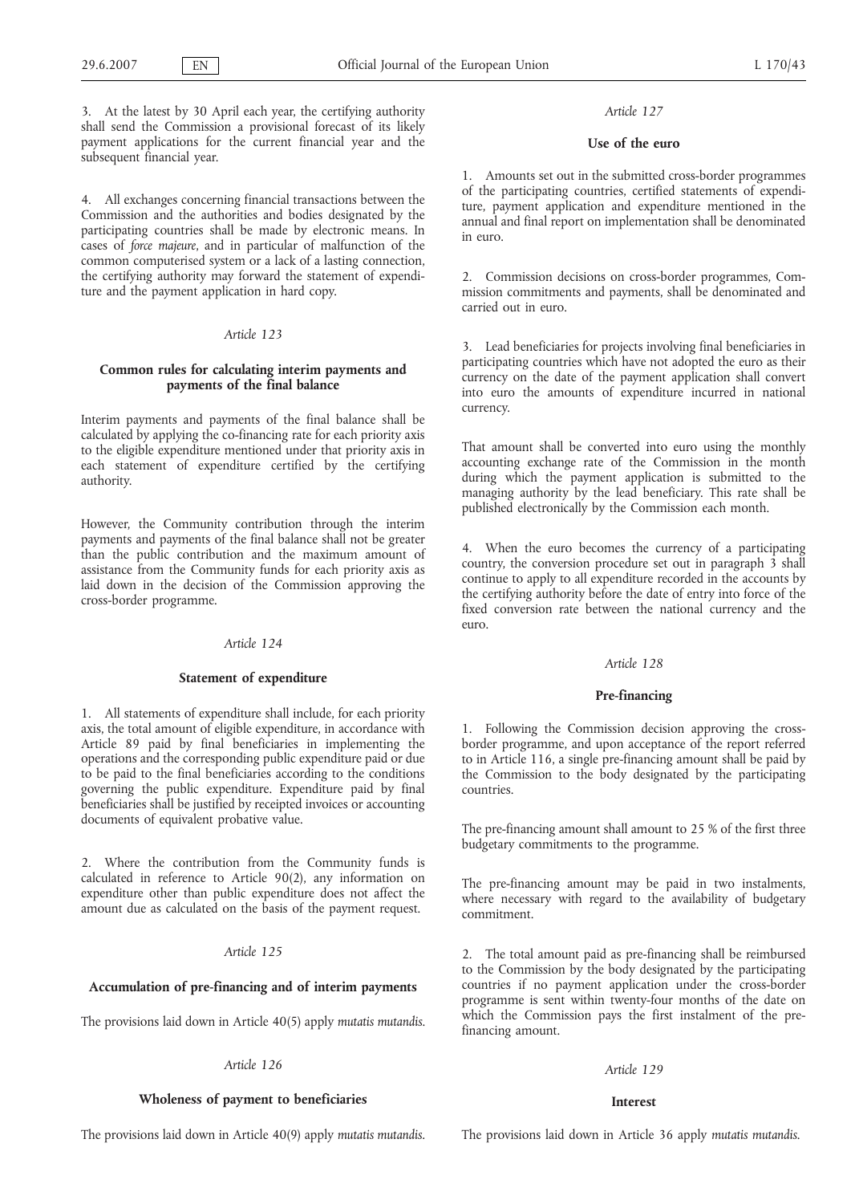3. At the latest by 30 April each year, the certifying authority shall send the Commission a provisional forecast of its likely payment applications for the current financial year and the subsequent financial year.

4. All exchanges concerning financial transactions between the Commission and the authorities and bodies designated by the participating countries shall be made by electronic means. In cases of *force majeure*, and in particular of malfunction of the common computerised system or a lack of a lasting connection, the certifying authority may forward the statement of expenditure and the payment application in hard copy.

*Article 123*

**Common rules for calculating interim payments and payments of the final balance**

Interim payments and payments of the final balance shall be calculated by applying the co-financing rate for each priority axis to the eligible expenditure mentioned under that priority axis in each statement of expenditure certified by the certifying authority.

However, the Community contribution through the interim payments and payments of the final balance shall not be greater than the public contribution and the maximum amount of assistance from the Community funds for each priority axis as laid down in the decision of the Commission approving the cross-border programme.

*Article 124*

**Statement of expenditure**

1. All statements of expenditure shall include, for each priority axis, the total amount of eligible expenditure, in accordance with Article 89 paid by final beneficiaries in implementing the operations and the corresponding public expenditure paid or due to be paid to the final beneficiaries according to the conditions governing the public expenditure. Expenditure paid by final beneficiaries shall be justified by receipted invoices or accounting documents of equivalent probative value.

2. Where the contribution from the Community funds is calculated in reference to Article 90(2), any information on expenditure other than public expenditure does not affect the amount due as calculated on the basis of the payment request.

*Article 125*

**Accumulation of pre-financing and of interim payments**

The provisions laid down in Article 40(5) apply *mutatis mutandis*.

*Article 126*

**Wholeness of payment to beneficiaries**

The provisions laid down in Article 40(9) apply *mutatis mutandis*.

*Article 127*

**Use of the euro**

1. Amounts set out in the submitted cross-border programmes of the participating countries, certified statements of expenditure, payment application and expenditure mentioned in the annual and final report on implementation shall be denominated in euro.

2. Commission decisions on cross-border programmes, Commission commitments and payments, shall be denominated and carried out in euro.

3. Lead beneficiaries for projects involving final beneficiaries in participating countries which have not adopted the euro as their currency on the date of the payment application shall convert into euro the amounts of expenditure incurred in national currency.

That amount shall be converted into euro using the monthly accounting exchange rate of the Commission in the month during which the payment application is submitted to the managing authority by the lead beneficiary. This rate shall be published electronically by the Commission each month.

4. When the euro becomes the currency of a participating country, the conversion procedure set out in paragraph 3 shall continue to apply to all expenditure recorded in the accounts by the certifying authority before the date of entry into force of the fixed conversion rate between the national currency and the euro.

*Article 128*

**Pre-financing**

1. Following the Commission decision approving the cross-border programme, and upon acceptance of the report referred to in Article 116, a single pre-financing amount shall be paid by the Commission to the body designated by the participating countries.

The pre-financing amount shall amount to 25 % of the first three budgetary commitments to the programme.

The pre-financing amount may be paid in two instalments, where necessary with regard to the availability of budgetary commitment.

2. The total amount paid as pre-financing shall be reimbursed to the Commission by the body designated by the participating countries if no payment application under the cross-border programme is sent within twenty-four months of the date on which the Commission pays the first instalment of the pre-financing amount.

*Article 129*

**Interest**

The provisions laid down in Article 36 apply *mutatis mutandis*.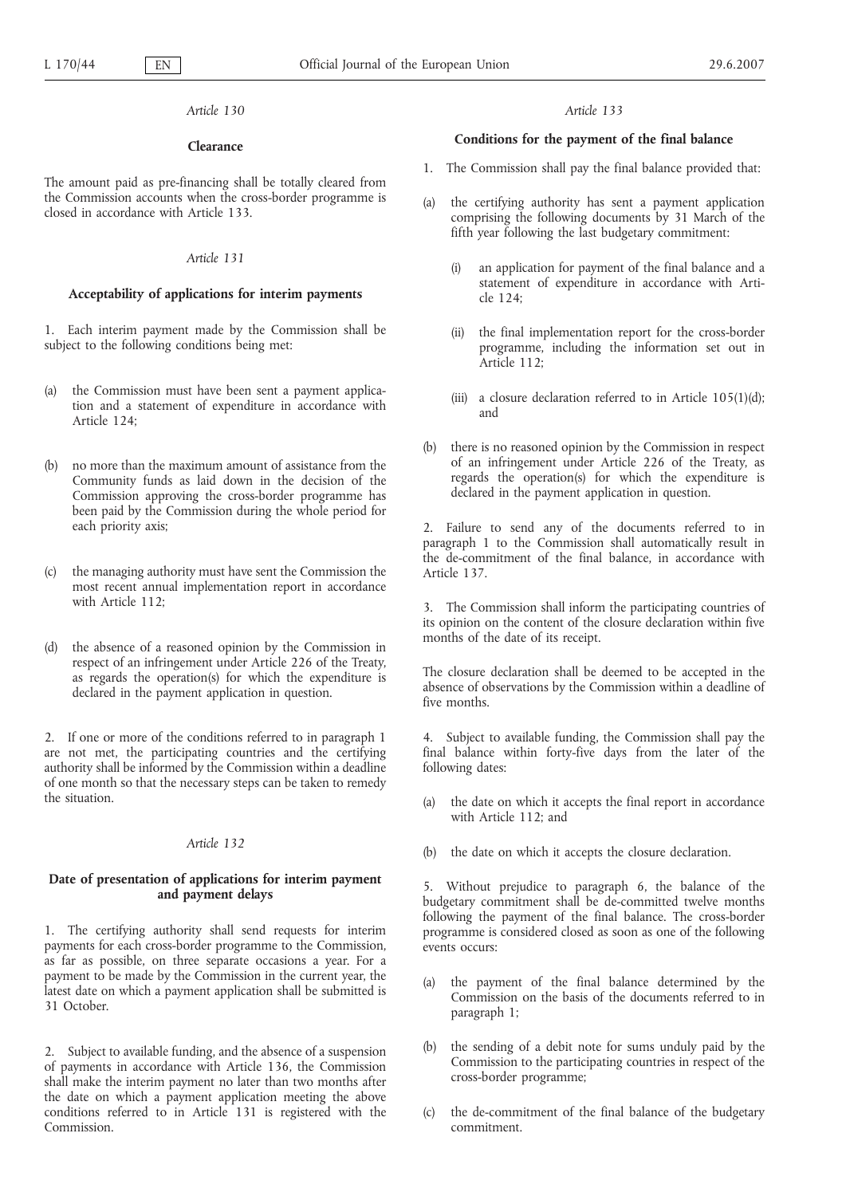*Article 130*

**Clearance**

The amount paid as pre-financing shall be totally cleared from the Commission accounts when the cross-border programme is closed in accordance with Article 133.

*Article 131*

**Acceptability of applications for interim payments**

1. Each interim payment made by the Commission shall be subject to the following conditions being met:

(a) the Commission must have been sent a payment application and a statement of expenditure in accordance with Article 124;

(b) no more than the maximum amount of assistance from the Community funds as laid down in the decision of the Commission approving the cross-border programme has been paid by the Commission during the whole period for each priority axis;

(c) the managing authority must have sent the Commission the most recent annual implementation report in accordance with Article 112;

(d) the absence of a reasoned opinion by the Commission in respect of an infringement under Article 226 of the Treaty, as regards the operation(s) for which the expenditure is declared in the payment application in question.

2. If one or more of the conditions referred to in paragraph 1 are not met, the participating countries and the certifying authority shall be informed by the Commission within a deadline of one month so that the necessary steps can be taken to remedy the situation.

*Article 132*

**Date of presentation of applications for interim payment and payment delays**

1. The certifying authority shall send requests for interim payments for each cross-border programme to the Commission, as far as possible, on three separate occasions a year. For a payment to be made by the Commission in the current year, the latest date on which a payment application shall be submitted is 31 October.

2. Subject to available funding, and the absence of a suspension of payments in accordance with Article 136, the Commission shall make the interim payment no later than two months after the date on which a payment application meeting the above conditions referred to in Article 131 is registered with the Commission.

*Article 133*

**Conditions for the payment of the final balance**

1. The Commission shall pay the final balance provided that:

(a) the certifying authority has sent a payment application comprising the following documents by 31 March of the fifth year following the last budgetary commitment:

   (i) an application for payment of the final balance and a statement of expenditure in accordance with Article 124;

   (ii) the final implementation report for the cross-border programme, including the information set out in Article 112;

   (iii) a closure declaration referred to in Article 105(1)(d); and

(b) there is no reasoned opinion by the Commission in respect of an infringement under Article 226 of the Treaty, as regards the operation(s) for which the expenditure is declared in the payment application in question.

2. Failure to send any of the documents referred to in paragraph 1 to the Commission shall automatically result in the de-commitment of the final balance, in accordance with Article 137.

3. The Commission shall inform the participating countries of its opinion on the content of the closure declaration within five months of the date of its receipt.

The closure declaration shall be deemed to be accepted in the absence of observations by the Commission within a deadline of five months.

4. Subject to available funding, the Commission shall pay the final balance within forty-five days from the later of the following dates:

(a) the date on which it accepts the final report in accordance with Article 112; and

(b) the date on which it accepts the closure declaration.

5. Without prejudice to paragraph 6, the balance of the budgetary commitment shall be de-committed twelve months following the payment of the final balance. The cross-border programme is considered closed as soon as one of the following events occurs:

(a) the payment of the final balance determined by the Commission on the basis of the documents referred to in paragraph 1;

(b) the sending of a debit note for sums unduly paid by the Commission to the participating countries in respect of the cross-border programme;

(c) the de-commitment of the final balance of the budgetary commitment.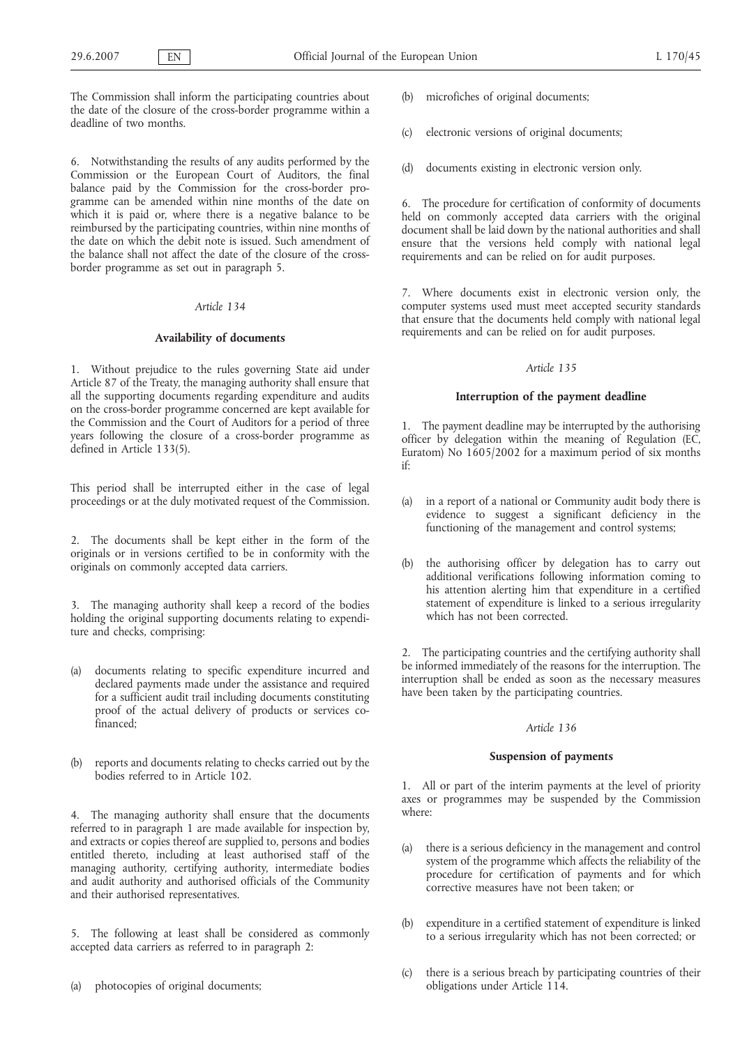The Commission shall inform the participating countries about the date of the closure of the cross-border programme within a deadline of two months.

6. Notwithstanding the results of any audits performed by the Commission or the European Court of Auditors, the final balance paid by the Commission for the cross-border programme can be amended within nine months of the date on which it is paid or, where there is a negative balance to be reimbursed by the participating countries, within nine months of the date on which the debit note is issued. Such amendment of the balance shall not affect the date of the closure of the cross-border programme as set out in paragraph 5.

*Article 134*

**Availability of documents**

1. Without prejudice to the rules governing State aid under Article 87 of the Treaty, the managing authority shall ensure that all the supporting documents regarding expenditure and audits on the cross-border programme concerned are kept available for the Commission and the Court of Auditors for a period of three years following the closure of a cross-border programme as defined in Article 133(5).

This period shall be interrupted either in the case of legal proceedings or at the duly motivated request of the Commission.

2. The documents shall be kept either in the form of the originals or in versions certified to be in conformity with the originals on commonly accepted data carriers.

3. The managing authority shall keep a record of the bodies holding the original supporting documents relating to expenditure and checks, comprising:

(a) documents relating to specific expenditure incurred and declared payments made under the assistance and required for a sufficient audit trail including documents constituting proof of the actual delivery of products or services co-financed;

(b) reports and documents relating to checks carried out by the bodies referred to in Article 102.

4. The managing authority shall ensure that the documents referred to in paragraph 1 are made available for inspection by, and extracts or copies thereof are supplied to, persons and bodies entitled thereto, including at least authorised staff of the managing authority, certifying authority, intermediate bodies and audit authority and authorised officials of the Community and their authorised representatives.

5. The following at least shall be considered as commonly accepted data carriers as referred to in paragraph 2:

(a) photocopies of original documents;

(b) microfiches of original documents;

(c) electronic versions of original documents;

(d) documents existing in electronic version only.

6. The procedure for certification of conformity of documents held on commonly accepted data carriers with the original document shall be laid down by the national authorities and shall ensure that the versions held comply with national legal requirements and can be relied on for audit purposes.

7. Where documents exist in electronic version only, the computer systems used must meet accepted security standards that ensure that the documents held comply with national legal requirements and can be relied on for audit purposes.

*Article 135*

**Interruption of the payment deadline**

1. The payment deadline may be interrupted by the authorising officer by delegation within the meaning of Regulation (EC, Euratom) No 1605/2002 for a maximum period of six months if:

(a) in a report of a national or Community audit body there is evidence to suggest a significant deficiency in the functioning of the management and control systems;

(b) the authorising officer by delegation has to carry out additional verifications following information coming to his attention alerting him that expenditure in a certified statement of expenditure is linked to a serious irregularity which has not been corrected.

2. The participating countries and the certifying authority shall be informed immediately of the reasons for the interruption. The interruption shall be ended as soon as the necessary measures have been taken by the participating countries.

*Article 136*

**Suspension of payments**

1. All or part of the interim payments at the level of priority axes or programmes may be suspended by the Commission where:

(a) there is a serious deficiency in the management and control system of the programme which affects the reliability of the procedure for certification of payments and for which corrective measures have not been taken; or

(b) expenditure in a certified statement of expenditure is linked to a serious irregularity which has not been corrected; or

(c) there is a serious breach by participating countries of their obligations under Article 114.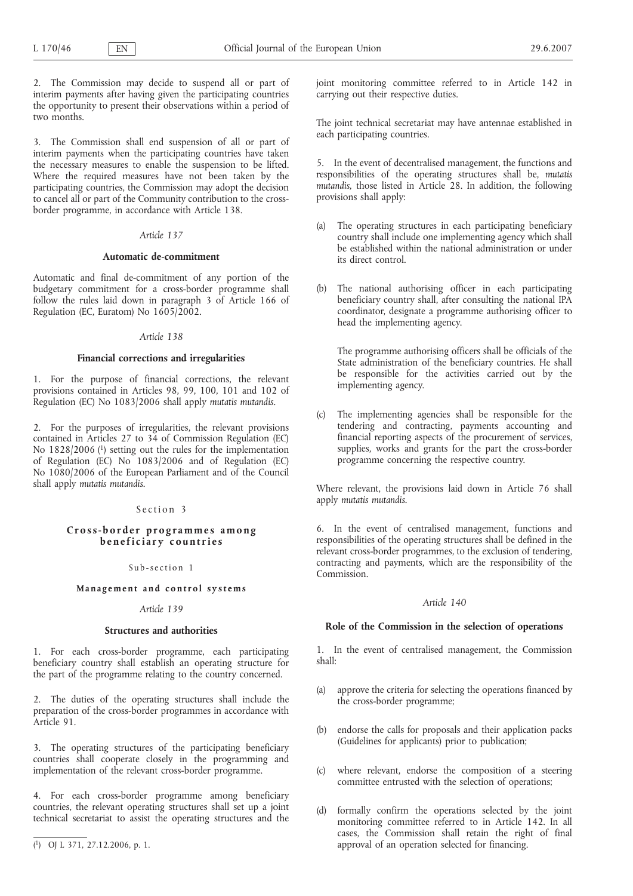2. The Commission may decide to suspend all or part of interim payments after having given the participating countries the opportunity to present their observations within a period of two months.

3. The Commission shall end suspension of all or part of interim payments when the participating countries have taken the necessary measures to enable the suspension to be lifted. Where the required measures have not been taken by the participating countries, the Commission may adopt the decision to cancel all or part of the Community contribution to the cross-border programme, in accordance with Article 138.

*Article 137*

**Automatic de-commitment**

Automatic and final de-commitment of any portion of the budgetary commitment for a cross-border programme shall follow the rules laid down in paragraph 3 of Article 166 of Regulation (EC, Euratom) No 1605/2002.

*Article 138*

**Financial corrections and irregularities**

1. For the purpose of financial corrections, the relevant provisions contained in Articles 98, 99, 100, 101 and 102 of Regulation (EC) No 1083/2006 shall apply *mutatis mutandis*.

2. For the purposes of irregularities, the relevant provisions contained in Articles 27 to 34 of Commission Regulation (EC) No 1828/2006 [1] setting out the rules for the implementation of Regulation (EC) No 1083/2006 and of Regulation (EC) No 1080/2006 of the European Parliament and of the Council shall apply *mutatis mutandis*.

Section 3

**Cross-border programmes among beneficiary countries**

Sub-section 1

**Management and control systems**

*Article 139*

**Structures and authorities**

1. For each cross-border programme, each participating beneficiary country shall establish an operating structure for the part of the programme relating to the country concerned.

2. The duties of the operating structures shall include the preparation of the cross-border programmes in accordance with Article 91.

3. The operating structures of the participating beneficiary countries shall cooperate closely in the programming and implementation of the relevant cross-border programme.

4. For each cross-border programme among beneficiary countries, the relevant operating structures shall set up a joint technical secretariat to assist the operating structures and the joint monitoring committee referred to in Article 142 in carrying out their respective duties.

The joint technical secretariat may have antennae established in each participating countries.

5. In the event of decentralised management, the functions and responsibilities of the operating structures shall be, *mutatis mutandis*, those listed in Article 28. In addition, the following provisions shall apply:

(a) The operating structures in each participating beneficiary country shall include one implementing agency which shall be established within the national administration or under its direct control.

(b) The national authorising officer in each participating beneficiary country shall, after consulting the national IPA coordinator, designate a programme authorising officer to head the implementing agency.

   The programme authorising officers shall be officials of the State administration of the beneficiary countries. He shall be responsible for the activities carried out by the implementing agency.

(c) The implementing agencies shall be responsible for the tendering and contracting, payments accounting and financial reporting aspects of the procurement of services, supplies, works and grants for the part the cross-border programme concerning the respective country.

Where relevant, the provisions laid down in Article 76 shall apply *mutatis mutandis*.

6. In the event of centralised management, functions and responsibilities of the operating structures shall be defined in the relevant cross-border programmes, to the exclusion of tendering, contracting and payments, which are the responsibility of the Commission.

*Article 140*

**Role of the Commission in the selection of operations**

1. In the event of centralised management, the Commission shall:

(a) approve the criteria for selecting the operations financed by the cross-border programme;

(b) endorse the calls for proposals and their application packs (Guidelines for applicants) prior to publication;

(c) where relevant, endorse the composition of a steering committee entrusted with the selection of operations;

(d) formally confirm the operations selected by the joint monitoring committee referred to in Article 142. In all cases, the Commission shall retain the right of final approval of an operation selected for financing.

---

[1] OJ L 371, 27.12.2006, p. 1.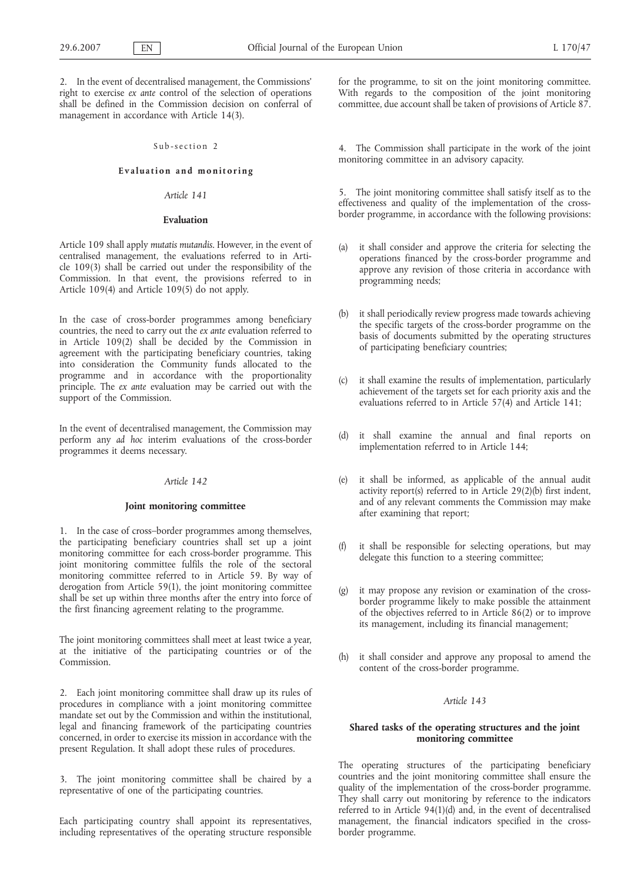2. In the event of decentralised management, the Commissions' right to exercise *ex ante* control of the selection of operations shall be defined in the Commission decision on conferral of management in accordance with Article 14(3).

### Sub-section 2

### Evaluation and monitoring

#### *Article 141*

#### Evaluation

Article 109 shall apply *mutatis mutandis*. However, in the event of centralised management, the evaluations referred to in Article 109(3) shall be carried out under the responsibility of the Commission. In that event, the provisions referred to in Article 109(4) and Article 109(5) do not apply.

In the case of cross-border programmes among beneficiary countries, the need to carry out the *ex ante* evaluation referred to in Article 109(2) shall be decided by the Commission in agreement with the participating beneficiary countries, taking into consideration the Community funds allocated to the programme and in accordance with the proportionality principle. The *ex ante* evaluation may be carried out with the support of the Commission.

In the event of decentralised management, the Commission may perform any *ad hoc* interim evaluations of the cross-border programmes it deems necessary.

#### *Article 142*

#### Joint monitoring committee

1. In the case of cross–border programmes among themselves, the participating beneficiary countries shall set up a joint monitoring committee for each cross-border programme. This joint monitoring committee fulfils the role of the sectoral monitoring committee referred to in Article 59. By way of derogation from Article 59(1), the joint monitoring committee shall be set up within three months after the entry into force of the first financing agreement relating to the programme.

The joint monitoring committees shall meet at least twice a year, at the initiative of the participating countries or of the Commission.

2. Each joint monitoring committee shall draw up its rules of procedures in compliance with a joint monitoring committee mandate set out by the Commission and within the institutional, legal and financing framework of the participating countries concerned, in order to exercise its mission in accordance with the present Regulation. It shall adopt these rules of procedures.

3. The joint monitoring committee shall be chaired by a representative of one of the participating countries.

Each participating country shall appoint its representatives, including representatives of the operating structure responsible for the programme, to sit on the joint monitoring committee. With regards to the composition of the joint monitoring committee, due account shall be taken of provisions of Article 87.

4. The Commission shall participate in the work of the joint monitoring committee in an advisory capacity.

5. The joint monitoring committee shall satisfy itself as to the effectiveness and quality of the implementation of the cross-border programme, in accordance with the following provisions:

(a) it shall consider and approve the criteria for selecting the operations financed by the cross-border programme and approve any revision of those criteria in accordance with programming needs;

(b) it shall periodically review progress made towards achieving the specific targets of the cross-border programme on the basis of documents submitted by the operating structures of participating beneficiary countries;

(c) it shall examine the results of implementation, particularly achievement of the targets set for each priority axis and the evaluations referred to in Article 57(4) and Article 141;

(d) it shall examine the annual and final reports on implementation referred to in Article 144;

(e) it shall be informed, as applicable of the annual audit activity report(s) referred to in Article 29(2)(b) first indent, and of any relevant comments the Commission may make after examining that report;

(f) it shall be responsible for selecting operations, but may delegate this function to a steering committee;

(g) it may propose any revision or examination of the cross-border programme likely to make possible the attainment of the objectives referred to in Article 86(2) or to improve its management, including its financial management;

(h) it shall consider and approve any proposal to amend the content of the cross-border programme.

#### *Article 143*

#### Shared tasks of the operating structures and the joint monitoring committee

The operating structures of the participating beneficiary countries and the joint monitoring committee shall ensure the quality of the implementation of the cross-border programme. They shall carry out monitoring by reference to the indicators referred to in Article 94(1)(d) and, in the event of decentralised management, the financial indicators specified in the cross-border programme.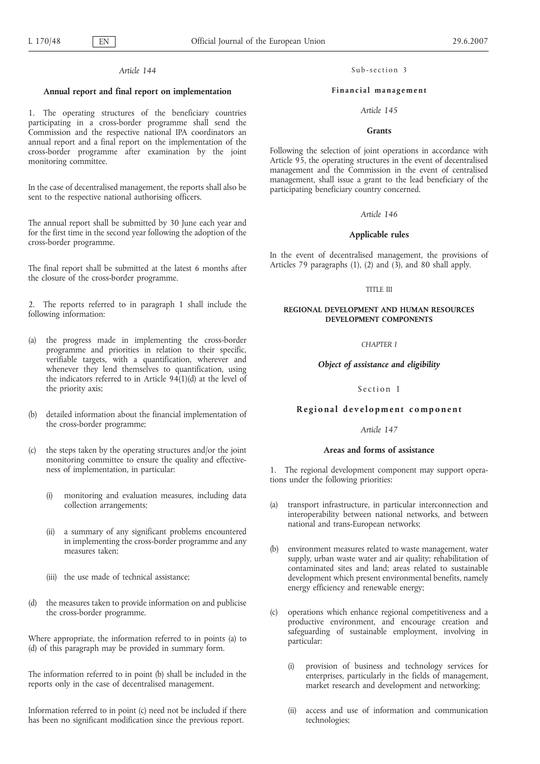*Article 144*

**Annual report and final report on implementation**

1. The operating structures of the beneficiary countries participating in a cross-border programme shall send the Commission and the respective national IPA coordinators an annual report and a final report on the implementation of the cross-border programme after examination by the joint monitoring committee.

In the case of decentralised management, the reports shall also be sent to the respective national authorising officers.

The annual report shall be submitted by 30 June each year and for the first time in the second year following the adoption of the cross-border programme.

The final report shall be submitted at the latest 6 months after the closure of the cross-border programme.

2. The reports referred to in paragraph 1 shall include the following information:

(a) the progress made in implementing the cross-border programme and priorities in relation to their specific, verifiable targets, with a quantification, wherever and whenever they lend themselves to quantification, using the indicators referred to in Article 94(1)(d) at the level of the priority axis;

(b) detailed information about the financial implementation of the cross-border programme;

(c) the steps taken by the operating structures and/or the joint monitoring committee to ensure the quality and effectiveness of implementation, in particular:

 (i) monitoring and evaluation measures, including data collection arrangements;

 (ii) a summary of any significant problems encountered in implementing the cross-border programme and any measures taken;

 (iii) the use made of technical assistance;

(d) the measures taken to provide information on and publicise the cross-border programme.

Where appropriate, the information referred to in points (a) to (d) of this paragraph may be provided in summary form.

The information referred to in point (b) shall be included in the reports only in the case of decentralised management.

Information referred to in point (c) need not be included if there has been no significant modification since the previous report.

Sub-section 3

**Financial management**

*Article 145*

**Grants**

Following the selection of joint operations in accordance with Article 95, the operating structures in the event of decentralised management and the Commission in the event of centralised management, shall issue a grant to the lead beneficiary of the participating beneficiary country concerned.

*Article 146*

**Applicable rules**

In the event of decentralised management, the provisions of Articles 79 paragraphs (1), (2) and (3), and 80 shall apply.

TITLE III

**REGIONAL DEVELOPMENT AND HUMAN RESOURCES DEVELOPMENT COMPONENTS**

*CHAPTER I*

***Object of assistance and eligibility***

Section 1

**Regional development component**

*Article 147*

**Areas and forms of assistance**

1. The regional development component may support operations under the following priorities:

(a) transport infrastructure, in particular interconnection and interoperability between national networks, and between national and trans-European networks;

(b) environment measures related to waste management, water supply, urban waste water and air quality; rehabilitation of contaminated sites and land; areas related to sustainable development which present environmental benefits, namely energy efficiency and renewable energy;

(c) operations which enhance regional competitiveness and a productive environment, and encourage creation and safeguarding of sustainable employment, involving in particular:

 (i) provision of business and technology services for enterprises, particularly in the fields of management, market research and development and networking;

 (ii) access and use of information and communication technologies;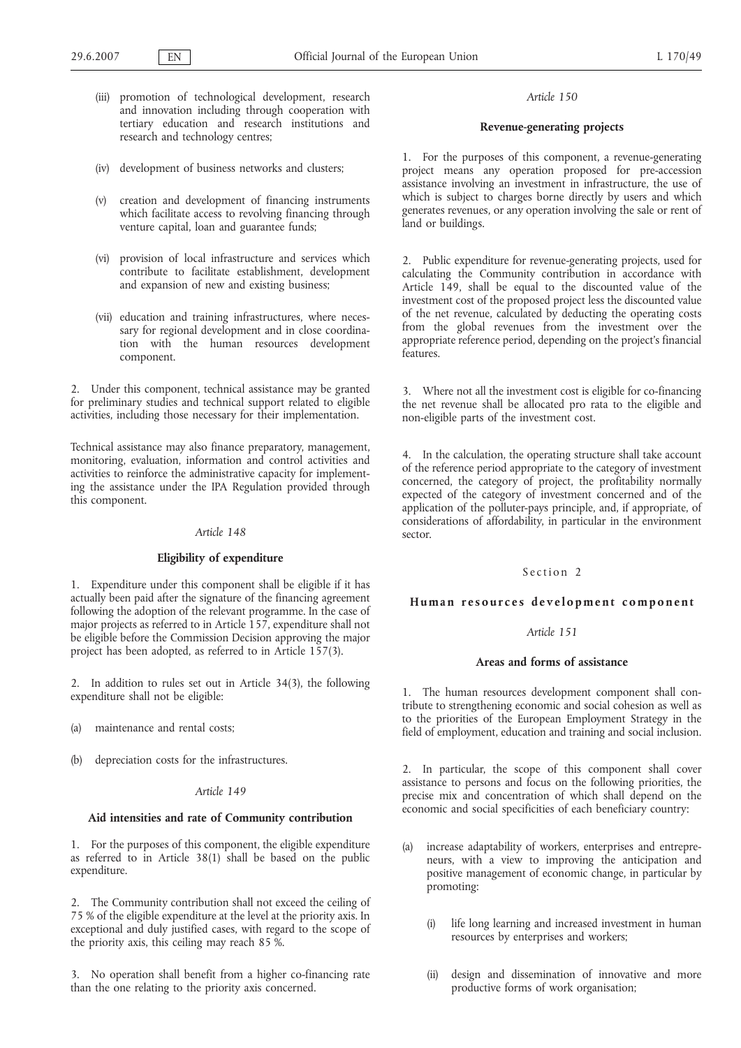(iii) promotion of technological development, research and innovation including through cooperation with tertiary education and research institutions and research and technology centres;

(iv) development of business networks and clusters;

(v) creation and development of financing instruments which facilitate access to revolving financing through venture capital, loan and guarantee funds;

(vi) provision of local infrastructure and services which contribute to facilitate establishment, development and expansion of new and existing business;

(vii) education and training infrastructures, where necessary for regional development and in close coordination with the human resources development component.

2. Under this component, technical assistance may be granted for preliminary studies and technical support related to eligible activities, including those necessary for their implementation.

Technical assistance may also finance preparatory, management, monitoring, evaluation, information and control activities and activities to reinforce the administrative capacity for implementing the assistance under the IPA Regulation provided through this component.

*Article 148*

**Eligibility of expenditure**

1. Expenditure under this component shall be eligible if it has actually been paid after the signature of the financing agreement following the adoption of the relevant programme. In the case of major projects as referred to in Article 157, expenditure shall not be eligible before the Commission Decision approving the major project has been adopted, as referred to in Article 157(3).

2. In addition to rules set out in Article 34(3), the following expenditure shall not be eligible:

(a) maintenance and rental costs;

(b) depreciation costs for the infrastructures.

*Article 149*

**Aid intensities and rate of Community contribution**

1. For the purposes of this component, the eligible expenditure as referred to in Article 38(1) shall be based on the public expenditure.

2. The Community contribution shall not exceed the ceiling of 75 % of the eligible expenditure at the level at the priority axis. In exceptional and duly justified cases, with regard to the scope of the priority axis, this ceiling may reach 85 %.

3. No operation shall benefit from a higher co-financing rate than the one relating to the priority axis concerned.

*Article 150*

**Revenue-generating projects**

1. For the purposes of this component, a revenue-generating project means any operation proposed for pre-accession assistance involving an investment in infrastructure, the use of which is subject to charges borne directly by users and which generates revenues, or any operation involving the sale or rent of land or buildings.

2. Public expenditure for revenue-generating projects, used for calculating the Community contribution in accordance with Article 149, shall be equal to the discounted value of the investment cost of the proposed project less the discounted value of the net revenue, calculated by deducting the operating costs from the global revenues from the investment over the appropriate reference period, depending on the project's financial features.

3. Where not all the investment cost is eligible for co-financing the net revenue shall be allocated pro rata to the eligible and non-eligible parts of the investment cost.

4. In the calculation, the operating structure shall take account of the reference period appropriate to the category of investment concerned, the category of project, the profitability normally expected of the category of investment concerned and of the application of the polluter-pays principle, and, if appropriate, of considerations of affordability, in particular in the environment sector.

Section 2

**Human resources development component**

*Article 151*

**Areas and forms of assistance**

1. The human resources development component shall contribute to strengthening economic and social cohesion as well as to the priorities of the European Employment Strategy in the field of employment, education and training and social inclusion.

2. In particular, the scope of this component shall cover assistance to persons and focus on the following priorities, the precise mix and concentration of which shall depend on the economic and social specificities of each beneficiary country:

(a) increase adaptability of workers, enterprises and entrepreneurs, with a view to improving the anticipation and positive management of economic change, in particular by promoting:

(i) life long learning and increased investment in human resources by enterprises and workers;

(ii) design and dissemination of innovative and more productive forms of work organisation;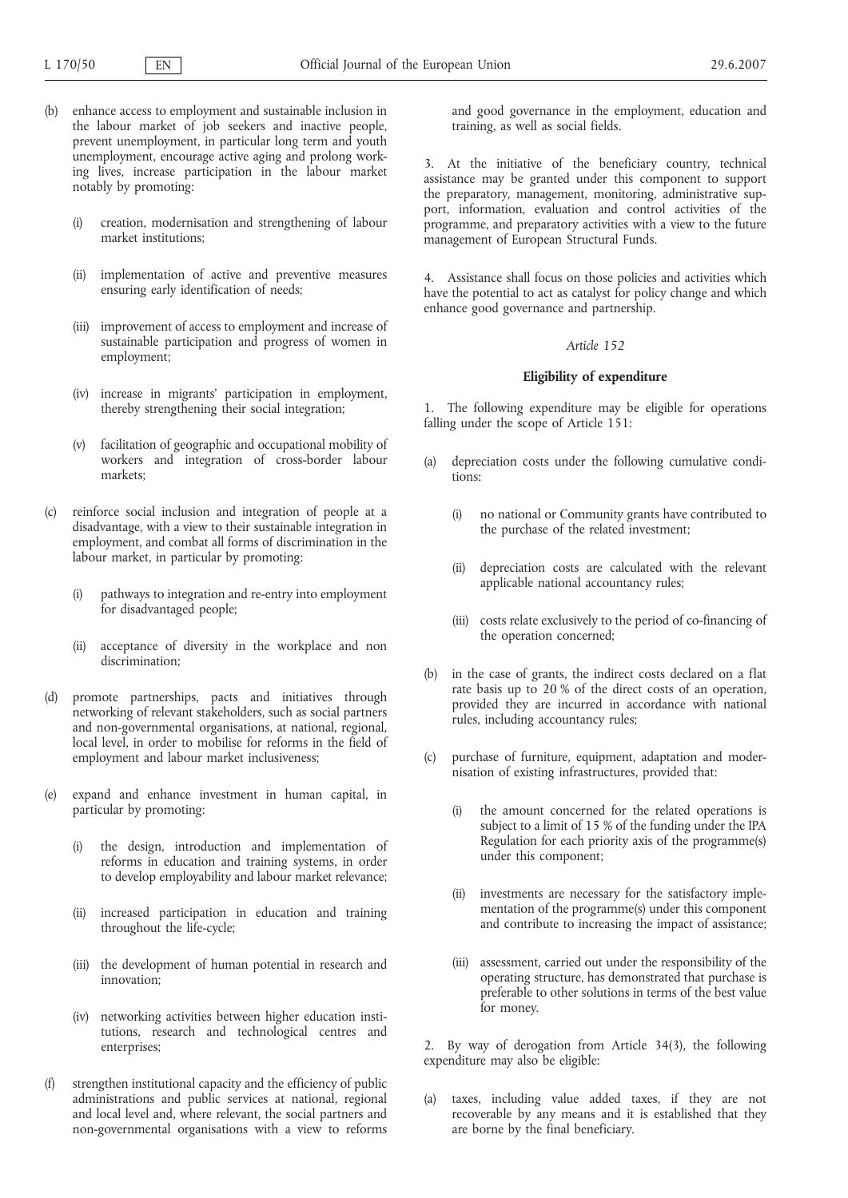(b) enhance access to employment and sustainable inclusion in the labour market of job seekers and inactive people, prevent unemployment, in particular long term and youth unemployment, encourage active aging and prolong working lives, increase participation in the labour market notably by promoting:

   (i) creation, modernisation and strengthening of labour market institutions;

   (ii) implementation of active and preventive measures ensuring early identification of needs;

   (iii) improvement of access to employment and increase of sustainable participation and progress of women in employment;

   (iv) increase in migrants' participation in employment, thereby strengthening their social integration;

   (v) facilitation of geographic and occupational mobility of workers and integration of cross-border labour markets;

(c) reinforce social inclusion and integration of people at a disadvantage, with a view to their sustainable integration in employment, and combat all forms of discrimination in the labour market, in particular by promoting:

   (i) pathways to integration and re-entry into employment for disadvantaged people;

   (ii) acceptance of diversity in the workplace and non discrimination;

(d) promote partnerships, pacts and initiatives through networking of relevant stakeholders, such as social partners and non-governmental organisations, at national, regional, local level, in order to mobilise for reforms in the field of employment and labour market inclusiveness;

(e) expand and enhance investment in human capital, in particular by promoting:

   (i) the design, introduction and implementation of reforms in education and training systems, in order to develop employability and labour market relevance;

   (ii) increased participation in education and training throughout the life-cycle;

   (iii) the development of human potential in research and innovation;

   (iv) networking activities between higher education institutions, research and technological centres and enterprises;

(f) strengthen institutional capacity and the efficiency of public administrations and public services at national, regional and local level and, where relevant, the social partners and non-governmental organisations with a view to reforms and good governance in the employment, education and training, as well as social fields.

3. At the initiative of the beneficiary country, technical assistance may be granted under this component to support the preparatory, management, monitoring, administrative support, information, evaluation and control activities of the programme, and preparatory activities with a view to the future management of European Structural Funds.

4. Assistance shall focus on those policies and activities which have the potential to act as catalyst for policy change and which enhance good governance and partnership.

*Article 152*

**Eligibility of expenditure**

1. The following expenditure may be eligible for operations falling under the scope of Article 151:

(a) depreciation costs under the following cumulative conditions:

   (i) no national or Community grants have contributed to the purchase of the related investment;

   (ii) depreciation costs are calculated with the relevant applicable national accountancy rules;

   (iii) costs relate exclusively to the period of co-financing of the operation concerned;

(b) in the case of grants, the indirect costs declared on a flat rate basis up to 20 % of the direct costs of an operation, provided they are incurred in accordance with national rules, including accountancy rules;

(c) purchase of furniture, equipment, adaptation and modernisation of existing infrastructures, provided that:

   (i) the amount concerned for the related operations is subject to a limit of 15 % of the funding under the IPA Regulation for each priority axis of the programme(s) under this component;

   (ii) investments are necessary for the satisfactory implementation of the programme(s) under this component and contribute to increasing the impact of assistance;

   (iii) assessment, carried out under the responsibility of the operating structure, has demonstrated that purchase is preferable to other solutions in terms of the best value for money.

2. By way of derogation from Article 34(3), the following expenditure may also be eligible:

(a) taxes, including value added taxes, if they are not recoverable by any means and it is established that they are borne by the final beneficiary.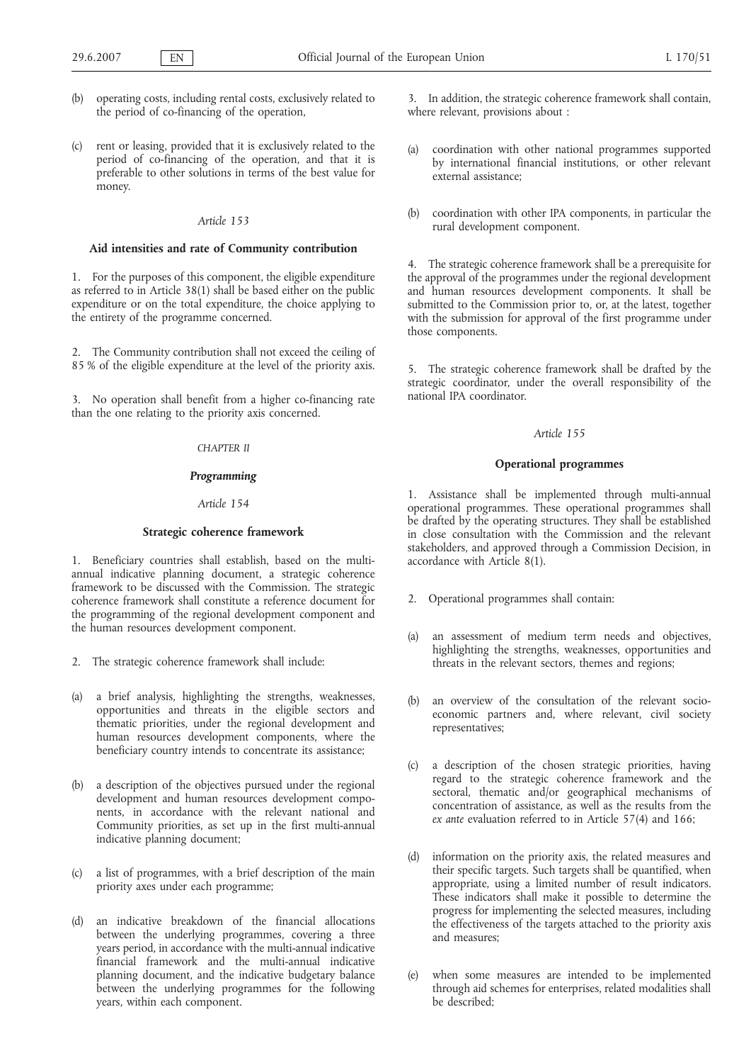(b) operating costs, including rental costs, exclusively related to the period of co-financing of the operation,

(c) rent or leasing, provided that it is exclusively related to the period of co-financing of the operation, and that it is preferable to other solutions in terms of the best value for money.

*Article 153*

**Aid intensities and rate of Community contribution**

1. For the purposes of this component, the eligible expenditure as referred to in Article 38(1) shall be based either on the public expenditure or on the total expenditure, the choice applying to the entirety of the programme concerned.

2. The Community contribution shall not exceed the ceiling of 85 % of the eligible expenditure at the level of the priority axis.

3. No operation shall benefit from a higher co-financing rate than the one relating to the priority axis concerned.

*CHAPTER II*

***Programming***

*Article 154*

**Strategic coherence framework**

1. Beneficiary countries shall establish, based on the multi-annual indicative planning document, a strategic coherence framework to be discussed with the Commission. The strategic coherence framework shall constitute a reference document for the programming of the regional development component and the human resources development component.

2. The strategic coherence framework shall include:

(a) a brief analysis, highlighting the strengths, weaknesses, opportunities and threats in the eligible sectors and thematic priorities, under the regional development and human resources development components, where the beneficiary country intends to concentrate its assistance;

(b) a description of the objectives pursued under the regional development and human resources development components, in accordance with the relevant national and Community priorities, as set up in the first multi-annual indicative planning document;

(c) a list of programmes, with a brief description of the main priority axes under each programme;

(d) an indicative breakdown of the financial allocations between the underlying programmes, covering a three years period, in accordance with the multi-annual indicative financial framework and the multi-annual indicative planning document, and the indicative budgetary balance between the underlying programmes for the following years, within each component.

3. In addition, the strategic coherence framework shall contain, where relevant, provisions about :

(a) coordination with other national programmes supported by international financial institutions, or other relevant external assistance;

(b) coordination with other IPA components, in particular the rural development component.

4. The strategic coherence framework shall be a prerequisite for the approval of the programmes under the regional development and human resources development components. It shall be submitted to the Commission prior to, or, at the latest, together with the submission for approval of the first programme under those components.

5. The strategic coherence framework shall be drafted by the strategic coordinator, under the overall responsibility of the national IPA coordinator.

*Article 155*

**Operational programmes**

1. Assistance shall be implemented through multi-annual operational programmes. These operational programmes shall be drafted by the operating structures. They shall be established in close consultation with the Commission and the relevant stakeholders, and approved through a Commission Decision, in accordance with Article 8(1).

2. Operational programmes shall contain:

(a) an assessment of medium term needs and objectives, highlighting the strengths, weaknesses, opportunities and threats in the relevant sectors, themes and regions;

(b) an overview of the consultation of the relevant socio-economic partners and, where relevant, civil society representatives;

(c) a description of the chosen strategic priorities, having regard to the strategic coherence framework and the sectoral, thematic and/or geographical mechanisms of concentration of assistance, as well as the results from the *ex ante* evaluation referred to in Article 57(4) and 166;

(d) information on the priority axis, the related measures and their specific targets. Such targets shall be quantified, when appropriate, using a limited number of result indicators. These indicators shall make it possible to determine the progress for implementing the selected measures, including the effectiveness of the targets attached to the priority axis and measures;

(e) when some measures are intended to be implemented through aid schemes for enterprises, related modalities shall be described;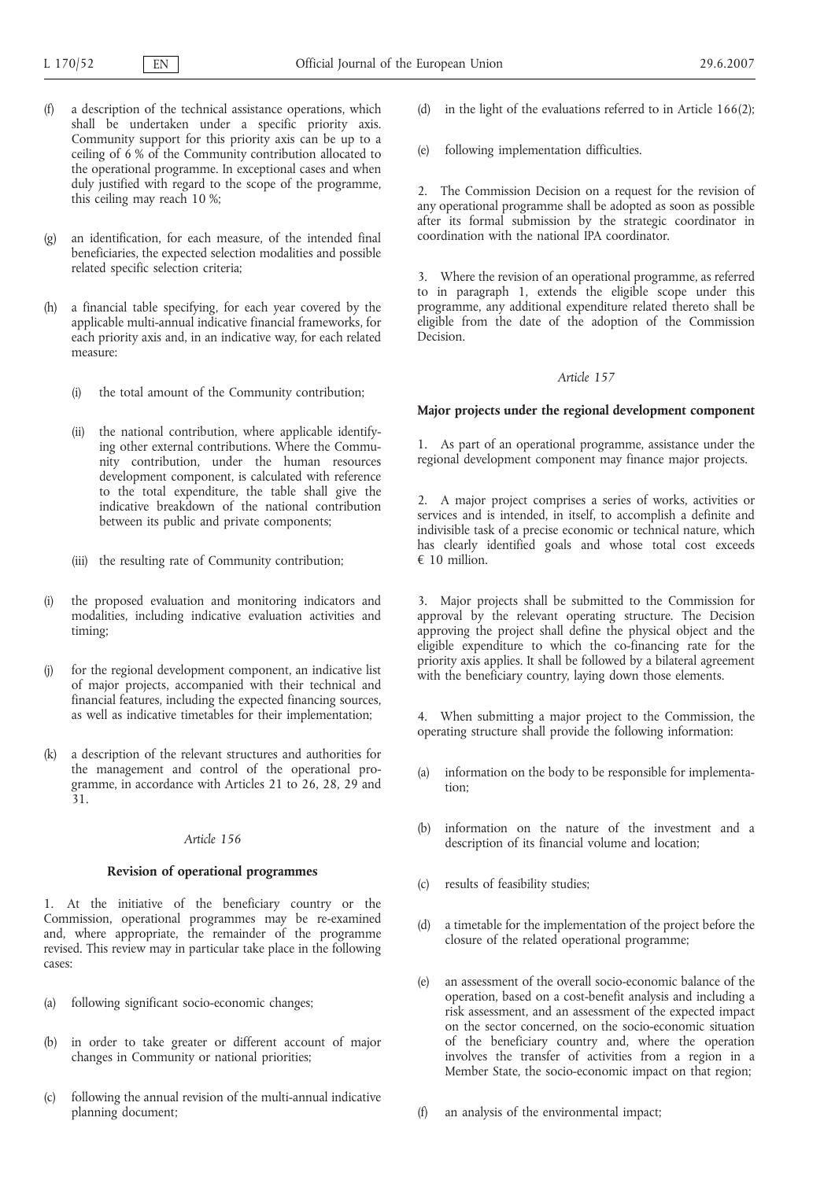(f) a description of the technical assistance operations, which shall be undertaken under a specific priority axis. Community support for this priority axis can be up to a ceiling of 6 % of the Community contribution allocated to the operational programme. In exceptional cases and when duly justified with regard to the scope of the programme, this ceiling may reach 10 %;

(g) an identification, for each measure, of the intended final beneficiaries, the expected selection modalities and possible related specific selection criteria;

(h) a financial table specifying, for each year covered by the applicable multi-annual indicative financial frameworks, for each priority axis and, in an indicative way, for each related measure:

(i) the total amount of the Community contribution;

(ii) the national contribution, where applicable identifying other external contributions. Where the Community contribution, under the human resources development component, is calculated with reference to the total expenditure, the table shall give the indicative breakdown of the national contribution between its public and private components;

(iii) the resulting rate of Community contribution;

(i) the proposed evaluation and monitoring indicators and modalities, including indicative evaluation activities and timing;

(j) for the regional development component, an indicative list of major projects, accompanied with their technical and financial features, including the expected financing sources, as well as indicative timetables for their implementation;

(k) a description of the relevant structures and authorities for the management and control of the operational programme, in accordance with Articles 21 to 26, 28, 29 and 31.

*Article 156*

**Revision of operational programmes**

1. At the initiative of the beneficiary country or the Commission, operational programmes may be re-examined and, where appropriate, the remainder of the programme revised. This review may in particular take place in the following cases:

(a) following significant socio-economic changes;

(b) in order to take greater or different account of major changes in Community or national priorities;

(c) following the annual revision of the multi-annual indicative planning document;

(d) in the light of the evaluations referred to in Article 166(2);

(e) following implementation difficulties.

2. The Commission Decision on a request for the revision of any operational programme shall be adopted as soon as possible after its formal submission by the strategic coordinator in coordination with the national IPA coordinator.

3. Where the revision of an operational programme, as referred to in paragraph 1, extends the eligible scope under this programme, any additional expenditure related thereto shall be eligible from the date of the adoption of the Commission Decision.

*Article 157*

**Major projects under the regional development component**

1. As part of an operational programme, assistance under the regional development component may finance major projects.

2. A major project comprises a series of works, activities or services and is intended, in itself, to accomplish a definite and indivisible task of a precise economic or technical nature, which has clearly identified goals and whose total cost exceeds € 10 million.

3. Major projects shall be submitted to the Commission for approval by the relevant operating structure. The Decision approving the project shall define the physical object and the eligible expenditure to which the co-financing rate for the priority axis applies. It shall be followed by a bilateral agreement with the beneficiary country, laying down those elements.

4. When submitting a major project to the Commission, the operating structure shall provide the following information:

(a) information on the body to be responsible for implementation;

(b) information on the nature of the investment and a description of its financial volume and location;

(c) results of feasibility studies;

(d) a timetable for the implementation of the project before the closure of the related operational programme;

(e) an assessment of the overall socio-economic balance of the operation, based on a cost-benefit analysis and including a risk assessment, and an assessment of the expected impact on the sector concerned, on the socio-economic situation of the beneficiary country and, where the operation involves the transfer of activities from a region in a Member State, the socio-economic impact on that region;

(f) an analysis of the environmental impact;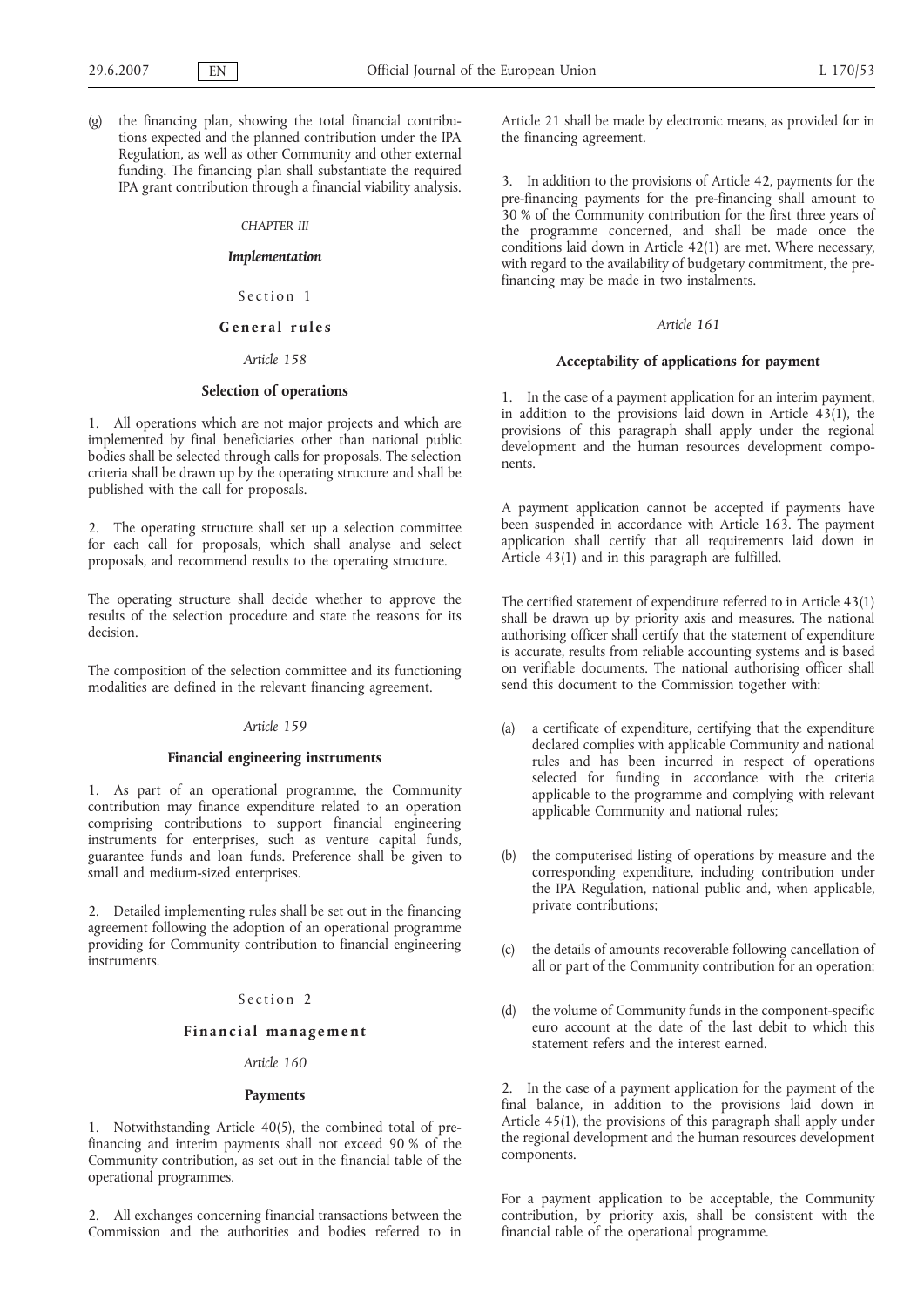(g) the financing plan, showing the total financial contributions expected and the planned contribution under the IPA Regulation, as well as other Community and other external funding. The financing plan shall substantiate the required IPA grant contribution through a financial viability analysis.

*CHAPTER III*

## *Implementation*

Section 1

### General rules

*Article 158*

#### Selection of operations

1. All operations which are not major projects and which are implemented by final beneficiaries other than national public bodies shall be selected through calls for proposals. The selection criteria shall be drawn up by the operating structure and shall be published with the call for proposals.

2. The operating structure shall set up a selection committee for each call for proposals, which shall analyse and select proposals, and recommend results to the operating structure.

The operating structure shall decide whether to approve the results of the selection procedure and state the reasons for its decision.

The composition of the selection committee and its functioning modalities are defined in the relevant financing agreement.

*Article 159*

#### Financial engineering instruments

1. As part of an operational programme, the Community contribution may finance expenditure related to an operation comprising contributions to support financial engineering instruments for enterprises, such as venture capital funds, guarantee funds and loan funds. Preference shall be given to small and medium-sized enterprises.

2. Detailed implementing rules shall be set out in the financing agreement following the adoption of an operational programme providing for Community contribution to financial engineering instruments.

Section 2

### Financial management

*Article 160*

#### Payments

1. Notwithstanding Article 40(5), the combined total of pre-financing and interim payments shall not exceed 90 % of the Community contribution, as set out in the financial table of the operational programmes.

2. All exchanges concerning financial transactions between the Commission and the authorities and bodies referred to in Article 21 shall be made by electronic means, as provided for in the financing agreement.

3. In addition to the provisions of Article 42, payments for the pre-financing payments for the pre-financing shall amount to 30 % of the Community contribution for the first three years of the programme concerned, and shall be made once the conditions laid down in Article 42(1) are met. Where necessary, with regard to the availability of budgetary commitment, the pre-financing may be made in two instalments.

*Article 161*

#### Acceptability of applications for payment

1. In the case of a payment application for an interim payment, in addition to the provisions laid down in Article 43(1), the provisions of this paragraph shall apply under the regional development and the human resources development components.

A payment application cannot be accepted if payments have been suspended in accordance with Article 163. The payment application shall certify that all requirements laid down in Article 43(1) and in this paragraph are fulfilled.

The certified statement of expenditure referred to in Article 43(1) shall be drawn up by priority axis and measures. The national authorising officer shall certify that the statement of expenditure is accurate, results from reliable accounting systems and is based on verifiable documents. The national authorising officer shall send this document to the Commission together with:

(a) a certificate of expenditure, certifying that the expenditure declared complies with applicable Community and national rules and has been incurred in respect of operations selected for funding in accordance with the criteria applicable to the programme and complying with relevant applicable Community and national rules;

(b) the computerised listing of operations by measure and the corresponding expenditure, including contribution under the IPA Regulation, national public and, when applicable, private contributions;

(c) the details of amounts recoverable following cancellation of all or part of the Community contribution for an operation;

(d) the volume of Community funds in the component-specific euro account at the date of the last debit to which this statement refers and the interest earned.

2. In the case of a payment application for the payment of the final balance, in addition to the provisions laid down in Article 45(1), the provisions of this paragraph shall apply under the regional development and the human resources development components.

For a payment application to be acceptable, the Community contribution, by priority axis, shall be consistent with the financial table of the operational programme.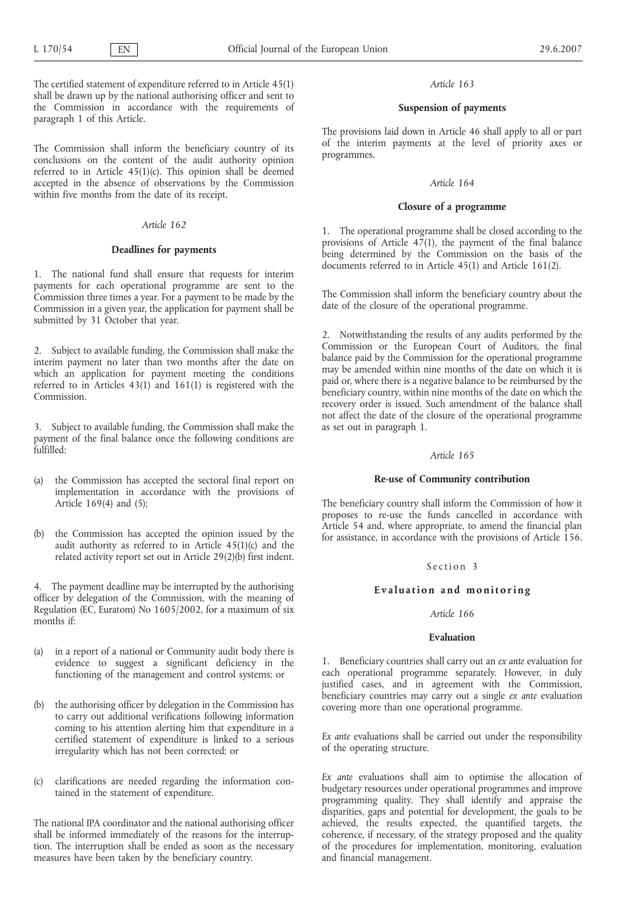The certified statement of expenditure referred to in Article 45(1) shall be drawn up by the national authorising officer and sent to the Commission in accordance with the requirements of paragraph 1 of this Article.

The Commission shall inform the beneficiary country of its conclusions on the content of the audit authority opinion referred to in Article 45(1)(c). This opinion shall be deemed accepted in the absence of observations by the Commission within five months from the date of its receipt.

*Article 162*

**Deadlines for payments**

1. The national fund shall ensure that requests for interim payments for each operational programme are sent to the Commission three times a year. For a payment to be made by the Commission in a given year, the application for payment shall be submitted by 31 October that year.

2. Subject to available funding, the Commission shall make the interim payment no later than two months after the date on which an application for payment meeting the conditions referred to in Articles 43(1) and 161(1) is registered with the Commission.

3. Subject to available funding, the Commission shall make the payment of the final balance once the following conditions are fulfilled:

(a) the Commission has accepted the sectoral final report on implementation in accordance with the provisions of Article 169(4) and (5);

(b) the Commission has accepted the opinion issued by the audit authority as referred to in Article 45(1)(c) and the related activity report set out in Article 29(2)(b) first indent.

4. The payment deadline may be interrupted by the authorising officer by delegation of the Commission, with the meaning of Regulation (EC, Euratom) No 1605/2002, for a maximum of six months if:

(a) in a report of a national or Community audit body there is evidence to suggest a significant deficiency in the functioning of the management and control systems; or

(b) the authorising officer by delegation in the Commission has to carry out additional verifications following information coming to his attention alerting him that expenditure in a certified statement of expenditure is linked to a serious irregularity which has not been corrected; or

(c) clarifications are needed regarding the information contained in the statement of expenditure.

The national IPA coordinator and the national authorising officer shall be informed immediately of the reasons for the interruption. The interruption shall be ended as soon as the necessary measures have been taken by the beneficiary country.

*Article 163*

**Suspension of payments**

The provisions laid down in Article 46 shall apply to all or part of the interim payments at the level of priority axes or programmes.

*Article 164*

**Closure of a programme**

1. The operational programme shall be closed according to the provisions of Article 47(1), the payment of the final balance being determined by the Commission on the basis of the documents referred to in Article 45(1) and Article 161(2).

The Commission shall inform the beneficiary country about the date of the closure of the operational programme.

2. Notwithstanding the results of any audits performed by the Commission or the European Court of Auditors, the final balance paid by the Commission for the operational programme may be amended within nine months of the date on which it is paid or, where there is a negative balance to be reimbursed by the beneficiary country, within nine months of the date on which the recovery order is issued. Such amendment of the balance shall not affect the date of the closure of the operational programme as set out in paragraph 1.

*Article 165*

**Re-use of Community contribution**

The beneficiary country shall inform the Commission of how it proposes to re-use the funds cancelled in accordance with Article 54 and, where appropriate, to amend the financial plan for assistance, in accordance with the provisions of Article 156.

Section 3

**Evaluation and monitoring**

*Article 166*

**Evaluation**

1. Beneficiary countries shall carry out an *ex ante* evaluation for each operational programme separately. However, in duly justified cases, and in agreement with the Commission, beneficiary countries may carry out a single *ex ante* evaluation covering more than one operational programme.

*Ex ante* evaluations shall be carried out under the responsibility of the operating structure.

*Ex ante* evaluations shall aim to optimise the allocation of budgetary resources under operational programmes and improve programming quality. They shall identify and appraise the disparities, gaps and potential for development, the goals to be achieved, the results expected, the quantified targets, the coherence, if necessary, of the strategy proposed and the quality of the procedures for implementation, monitoring, evaluation and financial management.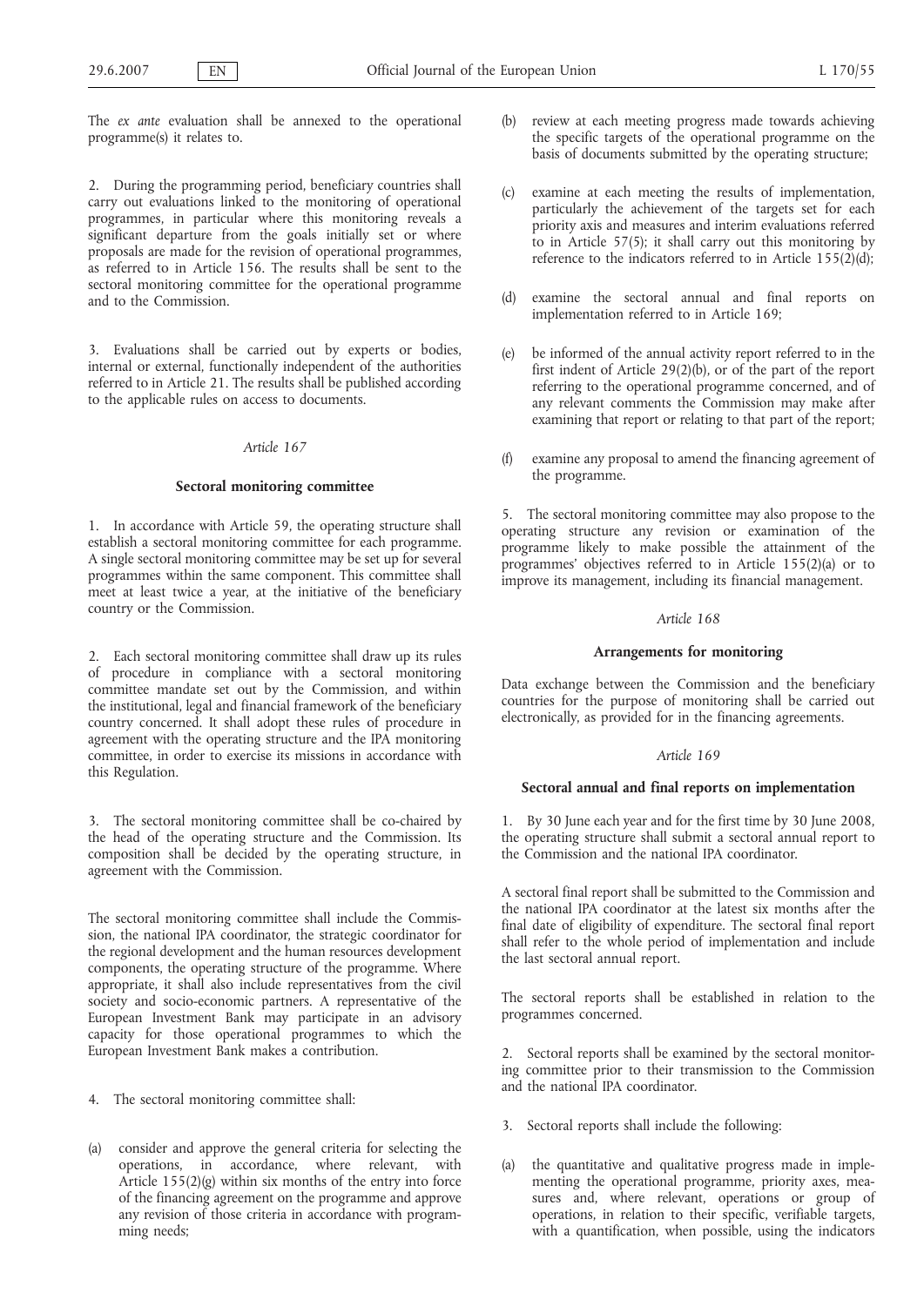The *ex ante* evaluation shall be annexed to the operational programme(s) it relates to.

2. During the programming period, beneficiary countries shall carry out evaluations linked to the monitoring of operational programmes, in particular where this monitoring reveals a significant departure from the goals initially set or where proposals are made for the revision of operational programmes, as referred to in Article 156. The results shall be sent to the sectoral monitoring committee for the operational programme and to the Commission.

3. Evaluations shall be carried out by experts or bodies, internal or external, functionally independent of the authorities referred to in Article 21. The results shall be published according to the applicable rules on access to documents.

*Article 167*

**Sectoral monitoring committee**

1. In accordance with Article 59, the operating structure shall establish a sectoral monitoring committee for each programme. A single sectoral monitoring committee may be set up for several programmes within the same component. This committee shall meet at least twice a year, at the initiative of the beneficiary country or the Commission.

2. Each sectoral monitoring committee shall draw up its rules of procedure in compliance with a sectoral monitoring committee mandate set out by the Commission, and within the institutional, legal and financial framework of the beneficiary country concerned. It shall adopt these rules of procedure in agreement with the operating structure and the IPA monitoring committee, in order to exercise its missions in accordance with this Regulation.

3. The sectoral monitoring committee shall be co-chaired by the head of the operating structure and the Commission. Its composition shall be decided by the operating structure, in agreement with the Commission.

The sectoral monitoring committee shall include the Commission, the national IPA coordinator, the strategic coordinator for the regional development and the human resources development components, the operating structure of the programme. Where appropriate, it shall also include representatives from the civil society and socio-economic partners. A representative of the European Investment Bank may participate in an advisory capacity for those operational programmes to which the European Investment Bank makes a contribution.

4. The sectoral monitoring committee shall:

(a) consider and approve the general criteria for selecting the operations, in accordance, where relevant, with Article 155(2)(g) within six months of the entry into force of the financing agreement on the programme and approve any revision of those criteria in accordance with programming needs;

(b) review at each meeting progress made towards achieving the specific targets of the operational programme on the basis of documents submitted by the operating structure;

(c) examine at each meeting the results of implementation, particularly the achievement of the targets set for each priority axis and measures and interim evaluations referred to in Article 57(5); it shall carry out this monitoring by reference to the indicators referred to in Article 155(2)(d);

(d) examine the sectoral annual and final reports on implementation referred to in Article 169;

(e) be informed of the annual activity report referred to in the first indent of Article 29(2)(b), or of the part of the report referring to the operational programme concerned, and of any relevant comments the Commission may make after examining that report or relating to that part of the report;

(f) examine any proposal to amend the financing agreement of the programme.

5. The sectoral monitoring committee may also propose to the operating structure any revision or examination of the programme likely to make possible the attainment of the programmes' objectives referred to in Article 155(2)(a) or to improve its management, including its financial management.

*Article 168*

**Arrangements for monitoring**

Data exchange between the Commission and the beneficiary countries for the purpose of monitoring shall be carried out electronically, as provided for in the financing agreements.

*Article 169*

**Sectoral annual and final reports on implementation**

1. By 30 June each year and for the first time by 30 June 2008, the operating structure shall submit a sectoral annual report to the Commission and the national IPA coordinator.

A sectoral final report shall be submitted to the Commission and the national IPA coordinator at the latest six months after the final date of eligibility of expenditure. The sectoral final report shall refer to the whole period of implementation and include the last sectoral annual report.

The sectoral reports shall be established in relation to the programmes concerned.

2. Sectoral reports shall be examined by the sectoral monitoring committee prior to their transmission to the Commission and the national IPA coordinator.

3. Sectoral reports shall include the following:

(a) the quantitative and qualitative progress made in implementing the operational programme, priority axes, measures and, where relevant, operations or group of operations, in relation to their specific, verifiable targets, with a quantification, when possible, using the indicators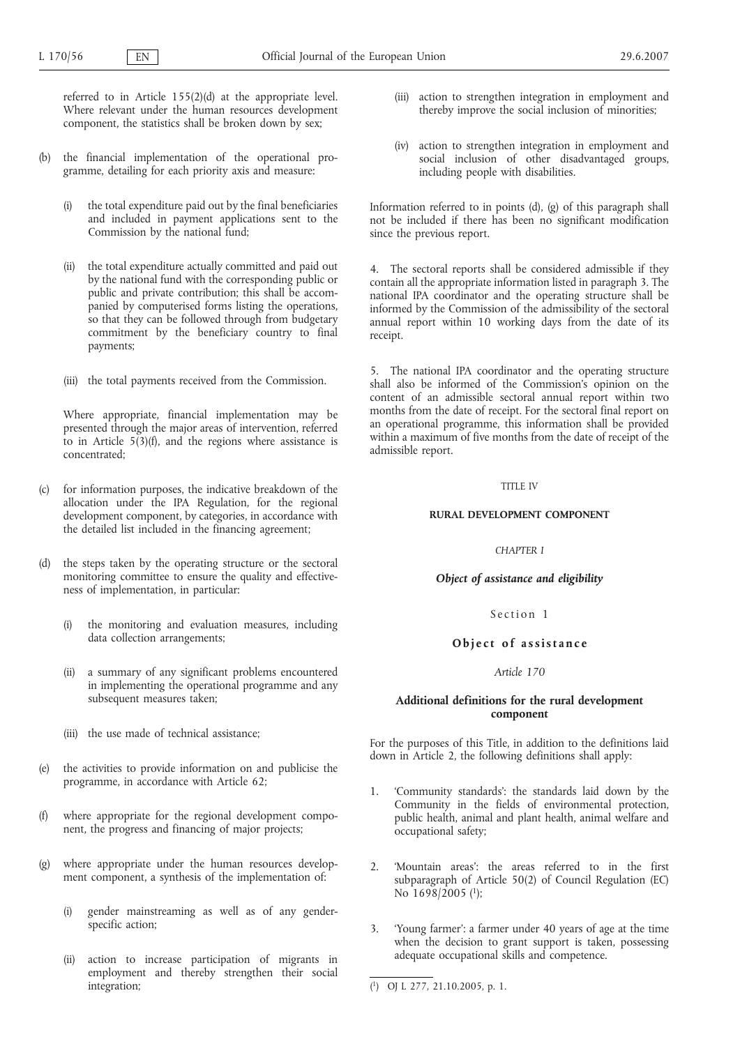referred to in Article 155(2)(d) at the appropriate level. Where relevant under the human resources development component, the statistics shall be broken down by sex;

(b) the financial implementation of the operational programme, detailing for each priority axis and measure:

 (i) the total expenditure paid out by the final beneficiaries and included in payment applications sent to the Commission by the national fund;

 (ii) the total expenditure actually committed and paid out by the national fund with the corresponding public or public and private contribution; this shall be accompanied by computerised forms listing the operations, so that they can be followed through from budgetary commitment by the beneficiary country to final payments;

 (iii) the total payments received from the Commission.

 Where appropriate, financial implementation may be presented through the major areas of intervention, referred to in Article 5(3)(f), and the regions where assistance is concentrated;

(c) for information purposes, the indicative breakdown of the allocation under the IPA Regulation, for the regional development component, by categories, in accordance with the detailed list included in the financing agreement;

(d) the steps taken by the operating structure or the sectoral monitoring committee to ensure the quality and effectiveness of implementation, in particular:

 (i) the monitoring and evaluation measures, including data collection arrangements;

 (ii) a summary of any significant problems encountered in implementing the operational programme and any subsequent measures taken;

 (iii) the use made of technical assistance;

(e) the activities to provide information on and publicise the programme, in accordance with Article 62;

(f) where appropriate for the regional development component, the progress and financing of major projects;

(g) where appropriate under the human resources development component, a synthesis of the implementation of:

 (i) gender mainstreaming as well as of any gender-specific action;

 (ii) action to increase participation of migrants in employment and thereby strengthen their social integration;

 (iii) action to strengthen integration in employment and thereby improve the social inclusion of minorities;

 (iv) action to strengthen integration in employment and social inclusion of other disadvantaged groups, including people with disabilities.

Information referred to in points (d), (g) of this paragraph shall not be included if there has been no significant modification since the previous report.

4. The sectoral reports shall be considered admissible if they contain all the appropriate information listed in paragraph 3. The national IPA coordinator and the operating structure shall be informed by the Commission of the admissibility of the sectoral annual report within 10 working days from the date of its receipt.

5. The national IPA coordinator and the operating structure shall also be informed of the Commission's opinion on the content of an admissible sectoral annual report within two months from the date of receipt. For the sectoral final report on an operational programme, this information shall be provided within a maximum of five months from the date of receipt of the admissible report.

TITLE IV

## RURAL DEVELOPMENT COMPONENT

*CHAPTER I*

***Object of assistance and eligibility***

Section 1

### Object of assistance

*Article 170*

#### Additional definitions for the rural development component

For the purposes of this Title, in addition to the definitions laid down in Article 2, the following definitions shall apply:

1. 'Community standards': the standards laid down by the Community in the fields of environmental protection, public health, animal and plant health, animal welfare and occupational safety;

2. 'Mountain areas': the areas referred to in the first subparagraph of Article 50(2) of Council Regulation (EC) No 1698/2005 [1];

3. 'Young farmer': a farmer under 40 years of age at the time when the decision to grant support is taken, possessing adequate occupational skills and competence.

[1] OJ L 277, 21.10.2005, p. 1.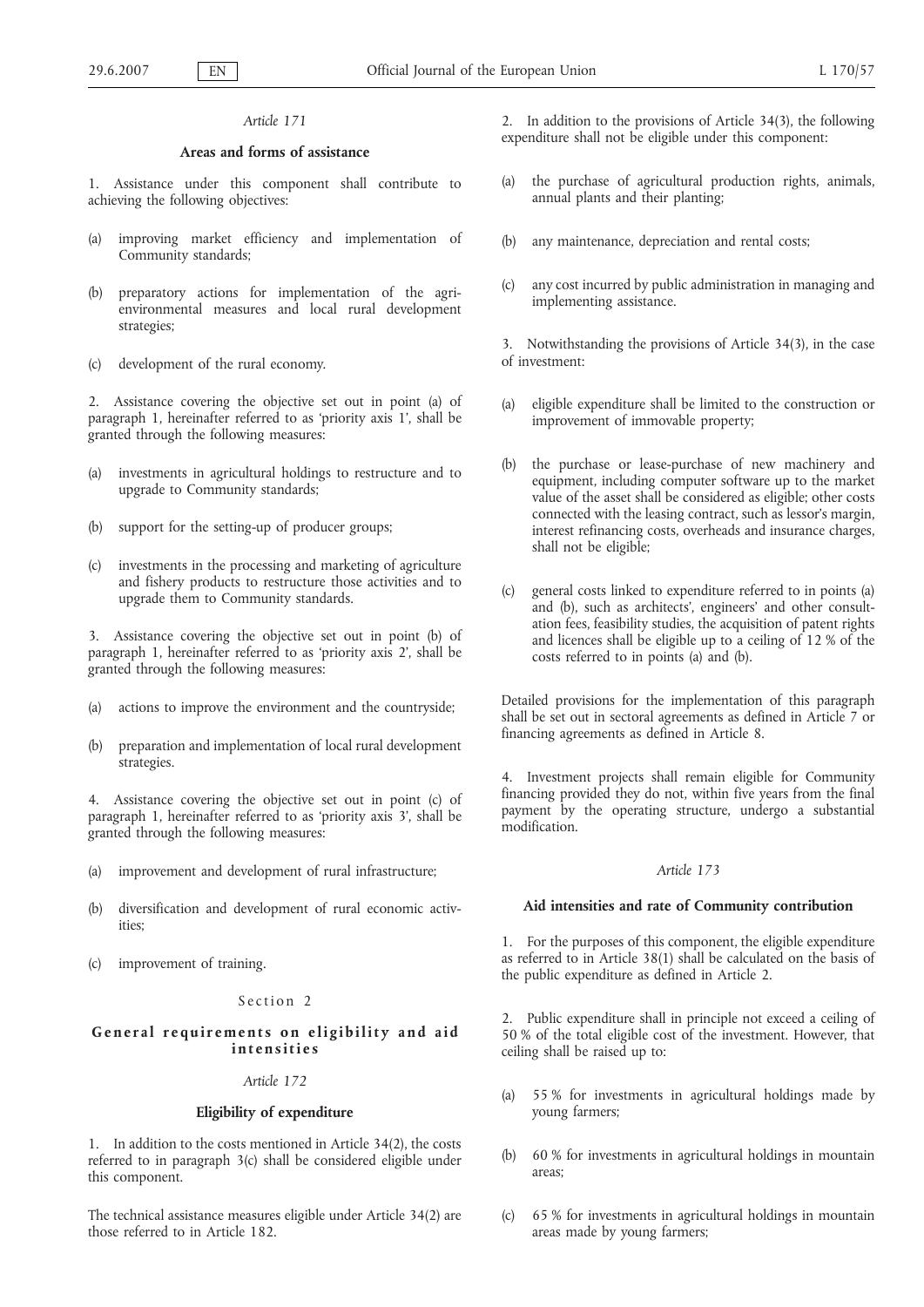*Article 171*

**Areas and forms of assistance**

1. Assistance under this component shall contribute to achieving the following objectives:

(a) improving market efficiency and implementation of Community standards;

(b) preparatory actions for implementation of the agri-environmental measures and local rural development strategies;

(c) development of the rural economy.

2. Assistance covering the objective set out in point (a) of paragraph 1, hereinafter referred to as 'priority axis 1', shall be granted through the following measures:

(a) investments in agricultural holdings to restructure and to upgrade to Community standards;

(b) support for the setting-up of producer groups;

(c) investments in the processing and marketing of agriculture and fishery products to restructure those activities and to upgrade them to Community standards.

3. Assistance covering the objective set out in point (b) of paragraph 1, hereinafter referred to as 'priority axis 2', shall be granted through the following measures:

(a) actions to improve the environment and the countryside;

(b) preparation and implementation of local rural development strategies.

4. Assistance covering the objective set out in point (c) of paragraph 1, hereinafter referred to as 'priority axis 3', shall be granted through the following measures:

(a) improvement and development of rural infrastructure;

(b) diversification and development of rural economic activities;

(c) improvement of training.

Section 2

**General requirements on eligibility and aid intensities**

*Article 172*

**Eligibility of expenditure**

1. In addition to the costs mentioned in Article 34(2), the costs referred to in paragraph 3(c) shall be considered eligible under this component.

The technical assistance measures eligible under Article 34(2) are those referred to in Article 182.

2. In addition to the provisions of Article 34(3), the following expenditure shall not be eligible under this component:

(a) the purchase of agricultural production rights, animals, annual plants and their planting;

(b) any maintenance, depreciation and rental costs;

(c) any cost incurred by public administration in managing and implementing assistance.

3. Notwithstanding the provisions of Article 34(3), in the case of investment:

(a) eligible expenditure shall be limited to the construction or improvement of immovable property;

(b) the purchase or lease-purchase of new machinery and equipment, including computer software up to the market value of the asset shall be considered as eligible; other costs connected with the leasing contract, such as lessor's margin, interest refinancing costs, overheads and insurance charges, shall not be eligible;

(c) general costs linked to expenditure referred to in points (a) and (b), such as architects', engineers' and other consultation fees, feasibility studies, the acquisition of patent rights and licences shall be eligible up to a ceiling of 12 % of the costs referred to in points (a) and (b).

Detailed provisions for the implementation of this paragraph shall be set out in sectoral agreements as defined in Article 7 or financing agreements as defined in Article 8.

4. Investment projects shall remain eligible for Community financing provided they do not, within five years from the final payment by the operating structure, undergo a substantial modification.

*Article 173*

**Aid intensities and rate of Community contribution**

1. For the purposes of this component, the eligible expenditure as referred to in Article 38(1) shall be calculated on the basis of the public expenditure as defined in Article 2.

2. Public expenditure shall in principle not exceed a ceiling of 50 % of the total eligible cost of the investment. However, that ceiling shall be raised up to:

(a) 55 % for investments in agricultural holdings made by young farmers;

(b) 60 % for investments in agricultural holdings in mountain areas;

(c) 65 % for investments in agricultural holdings in mountain areas made by young farmers;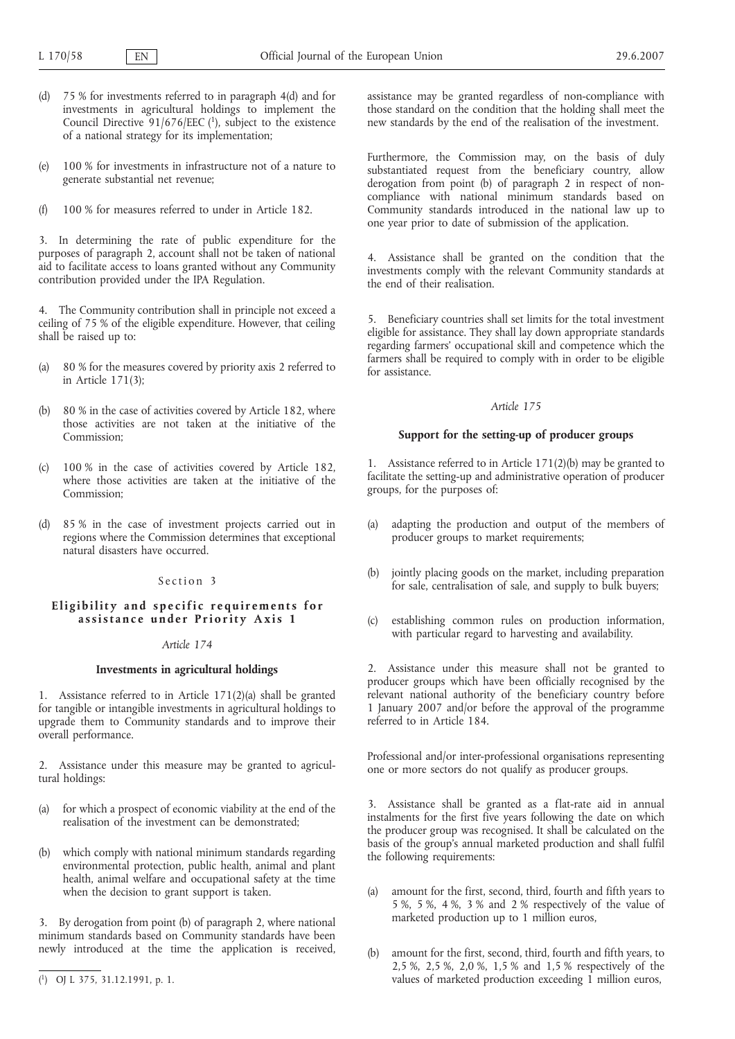(d) 75 % for investments referred to in paragraph 4(d) and for investments in agricultural holdings to implement the Council Directive 91/676/EEC [1], subject to the existence of a national strategy for its implementation;

(e) 100 % for investments in infrastructure not of a nature to generate substantial net revenue;

(f) 100 % for measures referred to under in Article 182.

3. In determining the rate of public expenditure for the purposes of paragraph 2, account shall not be taken of national aid to facilitate access to loans granted without any Community contribution provided under the IPA Regulation.

4. The Community contribution shall in principle not exceed a ceiling of 75 % of the eligible expenditure. However, that ceiling shall be raised up to:

(a) 80 % for the measures covered by priority axis 2 referred to in Article 171(3);

(b) 80 % in the case of activities covered by Article 182, where those activities are not taken at the initiative of the Commission;

(c) 100 % in the case of activities covered by Article 182, where those activities are taken at the initiative of the Commission;

(d) 85 % in the case of investment projects carried out in regions where the Commission determines that exceptional natural disasters have occurred.

Section 3

**Eligibility and specific requirements for assistance under Priority Axis 1**

*Article 174*

**Investments in agricultural holdings**

1. Assistance referred to in Article 171(2)(a) shall be granted for tangible or intangible investments in agricultural holdings to upgrade them to Community standards and to improve their overall performance.

2. Assistance under this measure may be granted to agricultural holdings:

(a) for which a prospect of economic viability at the end of the realisation of the investment can be demonstrated;

(b) which comply with national minimum standards regarding environmental protection, public health, animal and plant health, animal welfare and occupational safety at the time when the decision to grant support is taken.

3. By derogation from point (b) of paragraph 2, where national minimum standards based on Community standards have been newly introduced at the time the application is received, assistance may be granted regardless of non-compliance with those standard on the condition that the holding shall meet the new standards by the end of the realisation of the investment.

Furthermore, the Commission may, on the basis of duly substantiated request from the beneficiary country, allow derogation from point (b) of paragraph 2 in respect of non-compliance with national minimum standards based on Community standards introduced in the national law up to one year prior to date of submission of the application.

4. Assistance shall be granted on the condition that the investments comply with the relevant Community standards at the end of their realisation.

5. Beneficiary countries shall set limits for the total investment eligible for assistance. They shall lay down appropriate standards regarding farmers' occupational skill and competence which the farmers shall be required to comply with in order to be eligible for assistance.

*Article 175*

**Support for the setting-up of producer groups**

1. Assistance referred to in Article 171(2)(b) may be granted to facilitate the setting-up and administrative operation of producer groups, for the purposes of:

(a) adapting the production and output of the members of producer groups to market requirements;

(b) jointly placing goods on the market, including preparation for sale, centralisation of sale, and supply to bulk buyers;

(c) establishing common rules on production information, with particular regard to harvesting and availability.

2. Assistance under this measure shall not be granted to producer groups which have been officially recognised by the relevant national authority of the beneficiary country before 1 January 2007 and/or before the approval of the programme referred to in Article 184.

Professional and/or inter-professional organisations representing one or more sectors do not qualify as producer groups.

3. Assistance shall be granted as a flat-rate aid in annual instalments for the first five years following the date on which the producer group was recognised. It shall be calculated on the basis of the group's annual marketed production and shall fulfil the following requirements:

(a) amount for the first, second, third, fourth and fifth years to 5 %, 5 %, 4 %, 3 % and 2 % respectively of the value of marketed production up to 1 million euros,

(b) amount for the first, second, third, fourth and fifth years, to 2,5 %, 2,5 %, 2,0 %, 1,5 % and 1,5 % respectively of the values of marketed production exceeding 1 million euros,

[1] OJ L 375, 31.12.1991, p. 1.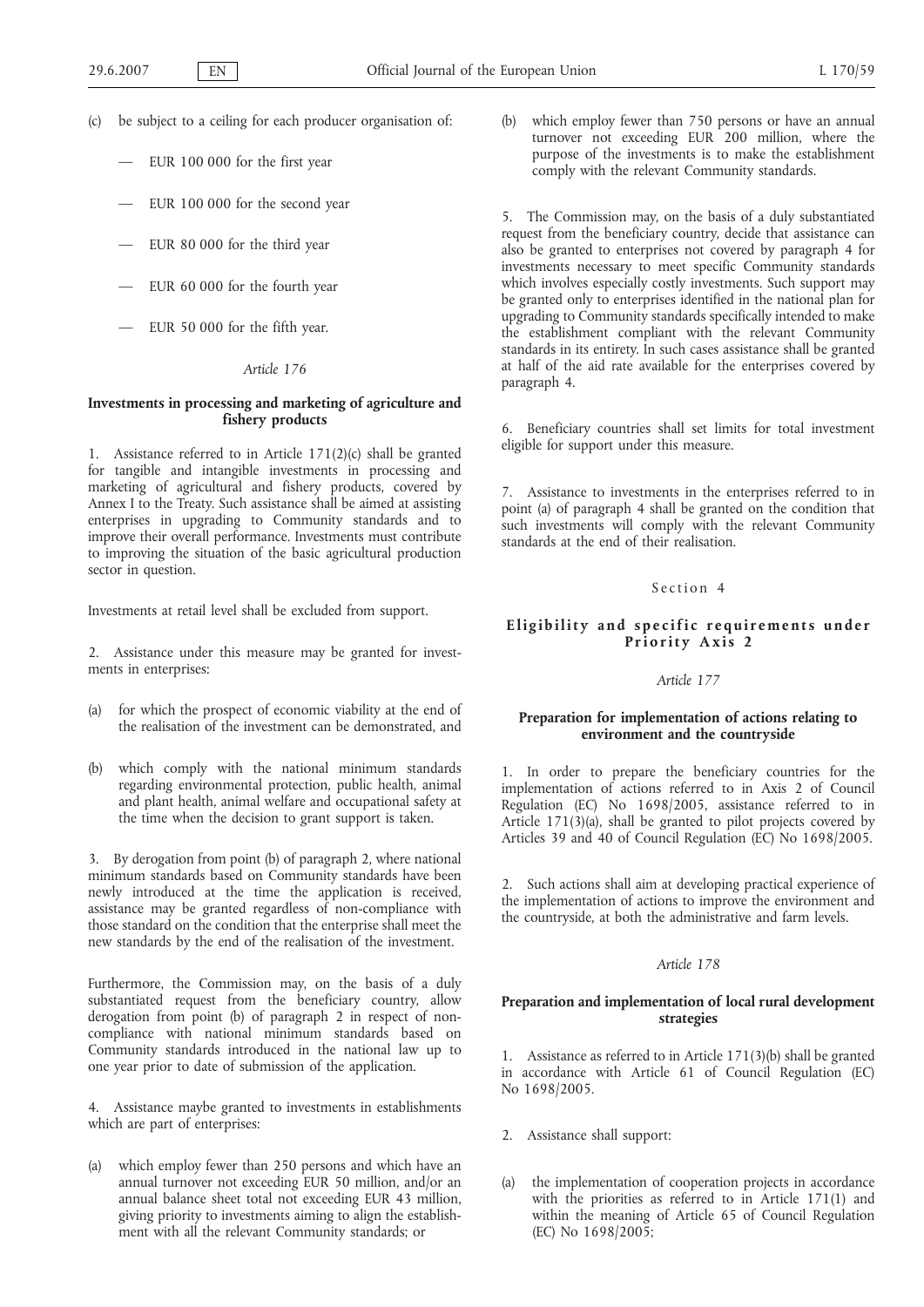(c) be subject to a ceiling for each producer organisation of:

— EUR 100 000 for the first year

— EUR 100 000 for the second year

— EUR 80 000 for the third year

— EUR 60 000 for the fourth year

— EUR 50 000 for the fifth year.

*Article 176*

**Investments in processing and marketing of agriculture and fishery products**

1. Assistance referred to in Article 171(2)(c) shall be granted for tangible and intangible investments in processing and marketing of agricultural and fishery products, covered by Annex I to the Treaty. Such assistance shall be aimed at assisting enterprises in upgrading to Community standards and to improve their overall performance. Investments must contribute to improving the situation of the basic agricultural production sector in question.

Investments at retail level shall be excluded from support.

2. Assistance under this measure may be granted for investments in enterprises:

(a) for which the prospect of economic viability at the end of the realisation of the investment can be demonstrated, and

(b) which comply with the national minimum standards regarding environmental protection, public health, animal and plant health, animal welfare and occupational safety at the time when the decision to grant support is taken.

3. By derogation from point (b) of paragraph 2, where national minimum standards based on Community standards have been newly introduced at the time the application is received, assistance may be granted regardless of non-compliance with those standard on the condition that the enterprise shall meet the new standards by the end of the realisation of the investment.

Furthermore, the Commission may, on the basis of a duly substantiated request from the beneficiary country, allow derogation from point (b) of paragraph 2 in respect of non-compliance with national minimum standards based on Community standards introduced in the national law up to one year prior to date of submission of the application.

4. Assistance maybe granted to investments in establishments which are part of enterprises:

(a) which employ fewer than 250 persons and which have an annual turnover not exceeding EUR 50 million, and/or an annual balance sheet total not exceeding EUR 43 million, giving priority to investments aiming to align the establishment with all the relevant Community standards; or

(b) which employ fewer than 750 persons or have an annual turnover not exceeding EUR 200 million, where the purpose of the investments is to make the establishment comply with the relevant Community standards.

5. The Commission may, on the basis of a duly substantiated request from the beneficiary country, decide that assistance can also be granted to enterprises not covered by paragraph 4 for investments necessary to meet specific Community standards which involves especially costly investments. Such support may be granted only to enterprises identified in the national plan for upgrading to Community standards specifically intended to make the establishment compliant with the relevant Community standards in its entirety. In such cases assistance shall be granted at half of the aid rate available for the enterprises covered by paragraph 4.

6. Beneficiary countries shall set limits for total investment eligible for support under this measure.

7. Assistance to investments in the enterprises referred to in point (a) of paragraph 4 shall be granted on the condition that such investments will comply with the relevant Community standards at the end of their realisation.

Section 4

**Eligibility and specific requirements under Priority Axis 2**

*Article 177*

**Preparation for implementation of actions relating to environment and the countryside**

1. In order to prepare the beneficiary countries for the implementation of actions referred to in Axis 2 of Council Regulation (EC) No 1698/2005, assistance referred to in Article 171(3)(a), shall be granted to pilot projects covered by Articles 39 and 40 of Council Regulation (EC) No 1698/2005.

2. Such actions shall aim at developing practical experience of the implementation of actions to improve the environment and the countryside, at both the administrative and farm levels.

*Article 178*

**Preparation and implementation of local rural development strategies**

1. Assistance as referred to in Article 171(3)(b) shall be granted in accordance with Article 61 of Council Regulation (EC) No 1698/2005.

2. Assistance shall support:

(a) the implementation of cooperation projects in accordance with the priorities as referred to in Article 171(1) and within the meaning of Article 65 of Council Regulation (EC) No 1698/2005;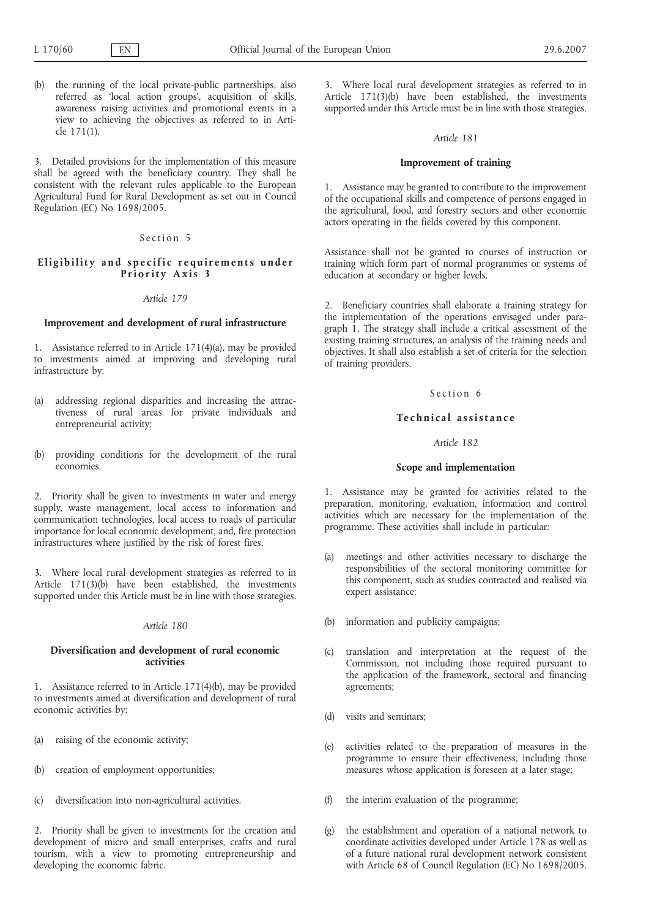(b) the running of the local private-public partnerships, also referred as 'local action groups', acquisition of skills, awareness raising activities and promotional events in a view to achieving the objectives as referred to in Article 171(1).

3. Detailed provisions for the implementation of this measure shall be agreed with the beneficiary country. They shall be consistent with the relevant rules applicable to the European Agricultural Fund for Rural Development as set out in Council Regulation (EC) No 1698/2005.

## Section 5

## Eligibility and specific requirements under Priority Axis 3

### *Article 179*

### Improvement and development of rural infrastructure

1. Assistance referred to in Article 171(4)(a), may be provided to investments aimed at improving and developing rural infrastructure by:

(a) addressing regional disparities and increasing the attractiveness of rural areas for private individuals and entrepreneurial activity;

(b) providing conditions for the development of the rural economies.

2. Priority shall be given to investments in water and energy supply, waste management, local access to information and communication technologies, local access to roads of particular importance for local economic development, and, fire protection infrastructures where justified by the risk of forest fires.

3. Where local rural development strategies as referred to in Article 171(3)(b) have been established, the investments supported under this Article must be in line with those strategies.

### *Article 180*

### Diversification and development of rural economic activities

1. Assistance referred to in Article 171(4)(b), may be provided to investments aimed at diversification and development of rural economic activities by:

(a) raising of the economic activity;

(b) creation of employment opportunities;

(c) diversification into non-agricultural activities.

2. Priority shall be given to investments for the creation and development of micro and small enterprises, crafts and rural tourism, with a view to promoting entrepreneurship and developing the economic fabric.

3. Where local rural development strategies as referred to in Article 171(3)(b) have been established, the investments supported under this Article must be in line with those strategies.

### *Article 181*

### Improvement of training

1. Assistance may be granted to contribute to the improvement of the occupational skills and competence of persons engaged in the agricultural, food, and forestry sectors and other economic actors operating in the fields covered by this component.

Assistance shall not be granted to courses of instruction or training which form part of normal programmes or systems of education at secondary or higher levels.

2. Beneficiary countries shall elaborate a training strategy for the implementation of the operations envisaged under paragraph 1. The strategy shall include a critical assessment of the existing training structures, an analysis of the training needs and objectives. It shall also establish a set of criteria for the selection of training providers.

## Section 6

## Technical assistance

### *Article 182*

### Scope and implementation

1. Assistance may be granted for activities related to the preparation, monitoring, evaluation, information and control activities which are necessary for the implementation of the programme. These activities shall include in particular:

(a) meetings and other activities necessary to discharge the responsibilities of the sectoral monitoring committee for this component, such as studies contracted and realised via expert assistance;

(b) information and publicity campaigns;

(c) translation and interpretation at the request of the Commission, not including those required pursuant to the application of the framework, sectoral and financing agreements;

(d) visits and seminars;

(e) activities related to the preparation of measures in the programme to ensure their effectiveness, including those measures whose application is foreseen at a later stage;

(f) the interim evaluation of the programme;

(g) the establishment and operation of a national network to coordinate activities developed under Article 178 as well as of a future national rural development network consistent with Article 68 of Council Regulation (EC) No 1698/2005.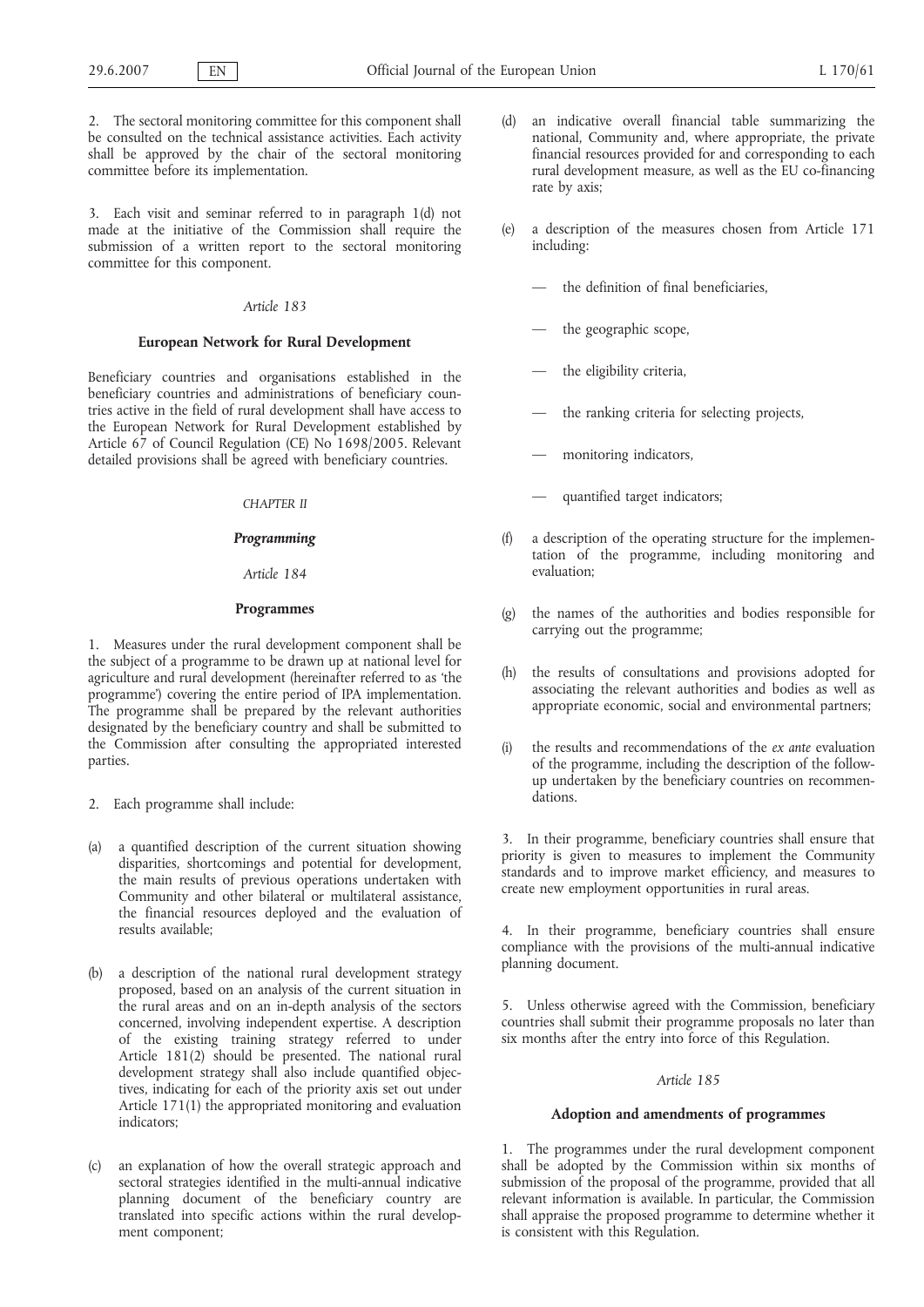2. The sectoral monitoring committee for this component shall be consulted on the technical assistance activities. Each activity shall be approved by the chair of the sectoral monitoring committee before its implementation.

3. Each visit and seminar referred to in paragraph 1(d) not made at the initiative of the Commission shall require the submission of a written report to the sectoral monitoring committee for this component.

*Article 183*

**European Network for Rural Development**

Beneficiary countries and organisations established in the beneficiary countries and administrations of beneficiary countries active in the field of rural development shall have access to the European Network for Rural Development established by Article 67 of Council Regulation (CE) No 1698/2005. Relevant detailed provisions shall be agreed with beneficiary countries.

*CHAPTER II*

***Programming***

*Article 184*

**Programmes**

1. Measures under the rural development component shall be the subject of a programme to be drawn up at national level for agriculture and rural development (hereinafter referred to as 'the programme') covering the entire period of IPA implementation. The programme shall be prepared by the relevant authorities designated by the beneficiary country and shall be submitted to the Commission after consulting the appropriated interested parties.

2. Each programme shall include:

(a) a quantified description of the current situation showing disparities, shortcomings and potential for development, the main results of previous operations undertaken with Community and other bilateral or multilateral assistance, the financial resources deployed and the evaluation of results available;

(b) a description of the national rural development strategy proposed, based on an analysis of the current situation in the rural areas and on an in-depth analysis of the sectors concerned, involving independent expertise. A description of the existing training strategy referred to under Article 181(2) should be presented. The national rural development strategy shall also include quantified objectives, indicating for each of the priority axis set out under Article 171(1) the appropriated monitoring and evaluation indicators;

(c) an explanation of how the overall strategic approach and sectoral strategies identified in the multi-annual indicative planning document of the beneficiary country are translated into specific actions within the rural development component;

(d) an indicative overall financial table summarizing the national, Community and, where appropriate, the private financial resources provided for and corresponding to each rural development measure, as well as the EU co-financing rate by axis;

(e) a description of the measures chosen from Article 171 including:

— the definition of final beneficiaries,

— the geographic scope,

— the eligibility criteria,

— the ranking criteria for selecting projects,

— monitoring indicators,

— quantified target indicators;

(f) a description of the operating structure for the implementation of the programme, including monitoring and evaluation;

(g) the names of the authorities and bodies responsible for carrying out the programme;

(h) the results of consultations and provisions adopted for associating the relevant authorities and bodies as well as appropriate economic, social and environmental partners;

(i) the results and recommendations of the *ex ante* evaluation of the programme, including the description of the follow-up undertaken by the beneficiary countries on recommendations.

3. In their programme, beneficiary countries shall ensure that priority is given to measures to implement the Community standards and to improve market efficiency, and measures to create new employment opportunities in rural areas.

4. In their programme, beneficiary countries shall ensure compliance with the provisions of the multi-annual indicative planning document.

5. Unless otherwise agreed with the Commission, beneficiary countries shall submit their programme proposals no later than six months after the entry into force of this Regulation.

*Article 185*

**Adoption and amendments of programmes**

1. The programmes under the rural development component shall be adopted by the Commission within six months of submission of the proposal of the programme, provided that all relevant information is available. In particular, the Commission shall appraise the proposed programme to determine whether it is consistent with this Regulation.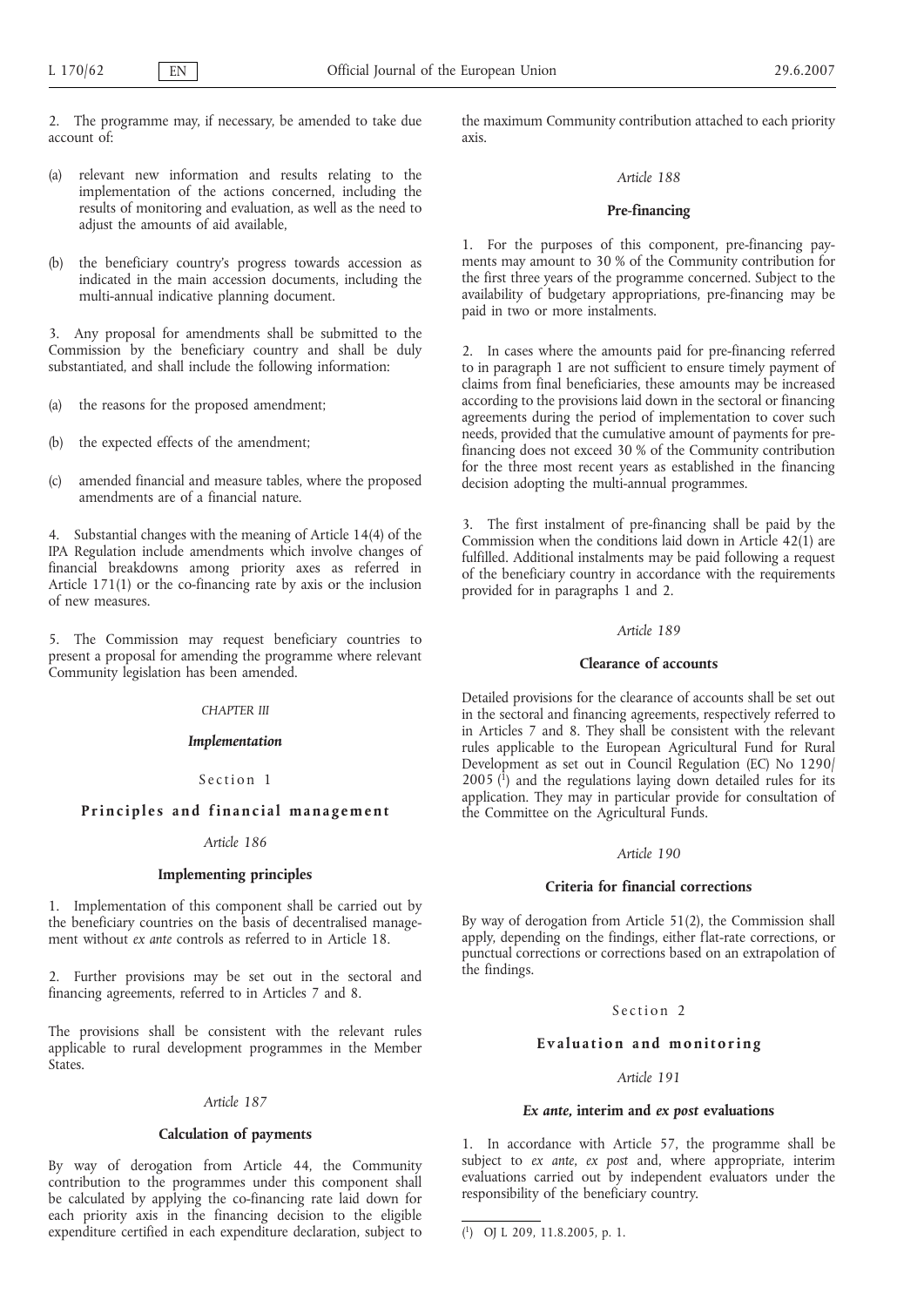2. The programme may, if necessary, be amended to take due account of:

(a) relevant new information and results relating to the implementation of the actions concerned, including the results of monitoring and evaluation, as well as the need to adjust the amounts of aid available,

(b) the beneficiary country's progress towards accession as indicated in the main accession documents, including the multi-annual indicative planning document.

3. Any proposal for amendments shall be submitted to the Commission by the beneficiary country and shall be duly substantiated, and shall include the following information:

(a) the reasons for the proposed amendment;

(b) the expected effects of the amendment;

(c) amended financial and measure tables, where the proposed amendments are of a financial nature.

4. Substantial changes with the meaning of Article 14(4) of the IPA Regulation include amendments which involve changes of financial breakdowns among priority axes as referred in Article 171(1) or the co-financing rate by axis or the inclusion of new measures.

5. The Commission may request beneficiary countries to present a proposal for amending the programme where relevant Community legislation has been amended.

### *CHAPTER III*

### ***Implementation***

#### Section 1

#### **Principles and financial management**

*Article 186*

**Implementing principles**

1. Implementation of this component shall be carried out by the beneficiary countries on the basis of decentralised management without *ex ante* controls as referred to in Article 18.

2. Further provisions may be set out in the sectoral and financing agreements, referred to in Articles 7 and 8.

The provisions shall be consistent with the relevant rules applicable to rural development programmes in the Member States.

*Article 187*

**Calculation of payments**

By way of derogation from Article 44, the Community contribution to the programmes under this component shall be calculated by applying the co-financing rate laid down for each priority axis in the financing decision to the eligible expenditure certified in each expenditure declaration, subject to the maximum Community contribution attached to each priority axis.

*Article 188*

**Pre-financing**

1. For the purposes of this component, pre-financing payments may amount to 30 % of the Community contribution for the first three years of the programme concerned. Subject to the availability of budgetary appropriations, pre-financing may be paid in two or more instalments.

2. In cases where the amounts paid for pre-financing referred to in paragraph 1 are not sufficient to ensure timely payment of claims from final beneficiaries, these amounts may be increased according to the provisions laid down in the sectoral or financing agreements during the period of implementation to cover such needs, provided that the cumulative amount of payments for pre-financing does not exceed 30 % of the Community contribution for the three most recent years as established in the financing decision adopting the multi-annual programmes.

3. The first instalment of pre-financing shall be paid by the Commission when the conditions laid down in Article 42(1) are fulfilled. Additional instalments may be paid following a request of the beneficiary country in accordance with the requirements provided for in paragraphs 1 and 2.

*Article 189*

**Clearance of accounts**

Detailed provisions for the clearance of accounts shall be set out in the sectoral and financing agreements, respectively referred to in Articles 7 and 8. They shall be consistent with the relevant rules applicable to the European Agricultural Fund for Rural Development as set out in Council Regulation (EC) No 1290/2005 [1] and the regulations laying down detailed rules for its application. They may in particular provide for consultation of the Committee on the Agricultural Funds.

*Article 190*

**Criteria for financial corrections**

By way of derogation from Article 51(2), the Commission shall apply, depending on the findings, either flat-rate corrections, or punctual corrections or corrections based on an extrapolation of the findings.

#### Section 2

#### **Evaluation and monitoring**

*Article 191*

***Ex ante*, interim and *ex post* evaluations**

1. In accordance with Article 57, the programme shall be subject to *ex ante*, *ex post* and, where appropriate, interim evaluations carried out by independent evaluators under the responsibility of the beneficiary country.

---

[1] OJ L 209, 11.8.2005, p. 1.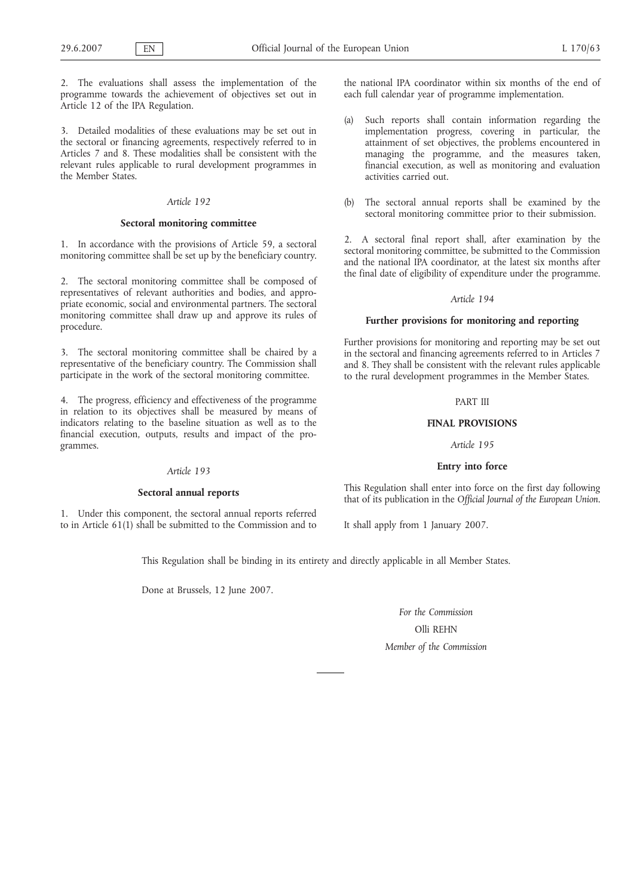2. The evaluations shall assess the implementation of the programme towards the achievement of objectives set out in Article 12 of the IPA Regulation.

3. Detailed modalities of these evaluations may be set out in the sectoral or financing agreements, respectively referred to in Articles 7 and 8. These modalities shall be consistent with the relevant rules applicable to rural development programmes in the Member States.

*Article 192*

**Sectoral monitoring committee**

1. In accordance with the provisions of Article 59, a sectoral monitoring committee shall be set up by the beneficiary country.

2. The sectoral monitoring committee shall be composed of representatives of relevant authorities and bodies, and appropriate economic, social and environmental partners. The sectoral monitoring committee shall draw up and approve its rules of procedure.

3. The sectoral monitoring committee shall be chaired by a representative of the beneficiary country. The Commission shall participate in the work of the sectoral monitoring committee.

4. The progress, efficiency and effectiveness of the programme in relation to its objectives shall be measured by means of indicators relating to the baseline situation as well as to the financial execution, outputs, results and impact of the programmes.

*Article 193*

**Sectoral annual reports**

1. Under this component, the sectoral annual reports referred to in Article 61(1) shall be submitted to the Commission and to the national IPA coordinator within six months of the end of each full calendar year of programme implementation.

(a) Such reports shall contain information regarding the implementation progress, covering in particular, the attainment of set objectives, the problems encountered in managing the programme, and the measures taken, financial execution, as well as monitoring and evaluation activities carried out.

(b) The sectoral annual reports shall be examined by the sectoral monitoring committee prior to their submission.

2. A sectoral final report shall, after examination by the sectoral monitoring committee, be submitted to the Commission and the national IPA coordinator, at the latest six months after the final date of eligibility of expenditure under the programme.

*Article 194*

**Further provisions for monitoring and reporting**

Further provisions for monitoring and reporting may be set out in the sectoral and financing agreements referred to in Articles 7 and 8. They shall be consistent with the relevant rules applicable to the rural development programmes in the Member States.

PART III

**FINAL PROVISIONS**

*Article 195*

**Entry into force**

This Regulation shall enter into force on the first day following that of its publication in the *Official Journal of the European Union*.

It shall apply from 1 January 2007.

This Regulation shall be binding in its entirety and directly applicable in all Member States.

Done at Brussels, 12 June 2007.

*For the Commission*

Olli REHN

*Member of the Commission*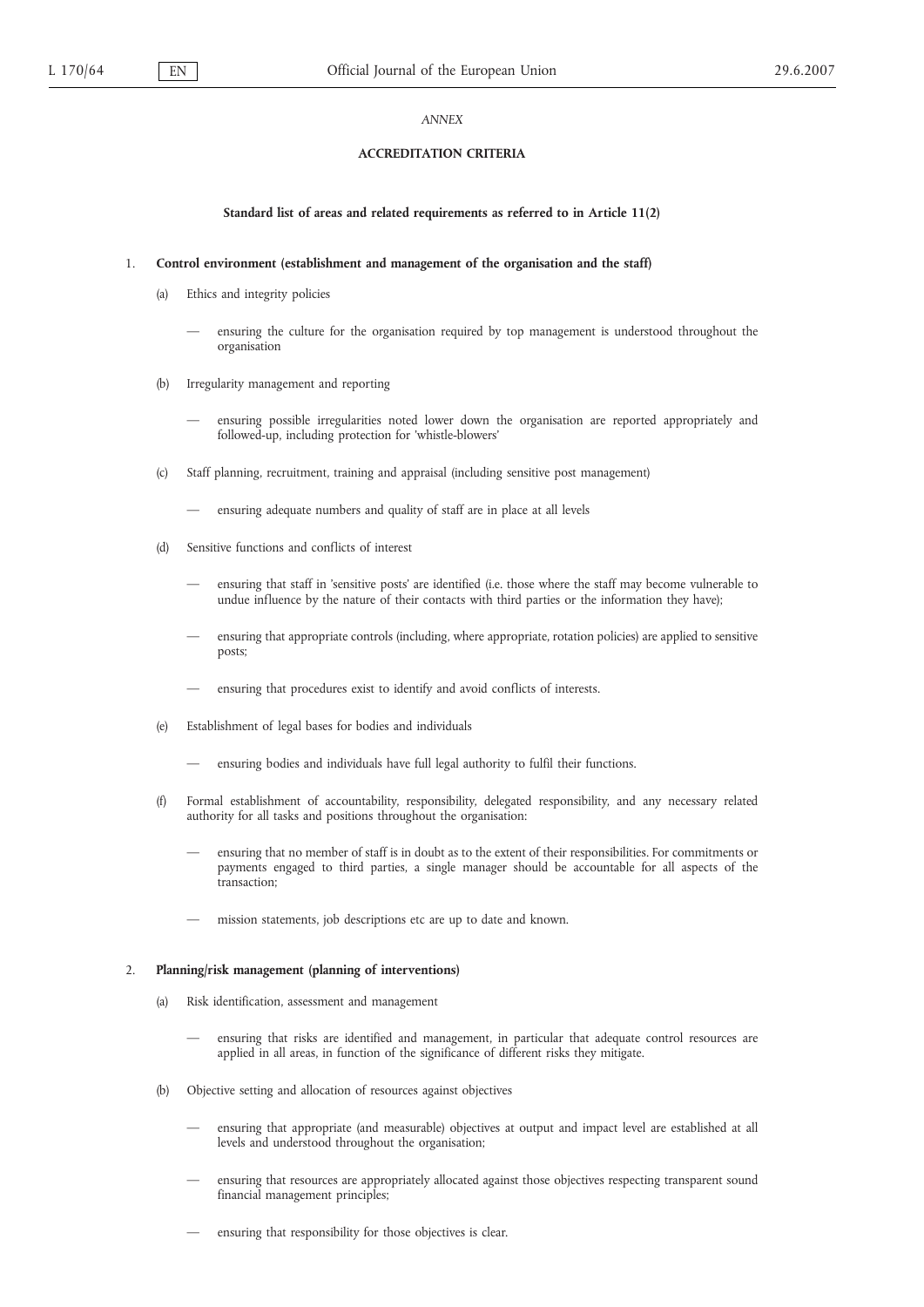*ANNEX*

**ACCREDITATION CRITERIA**

**Standard list of areas and related requirements as referred to in Article 11(2)**

1. **Control environment (establishment and management of the organisation and the staff)**

   (a) Ethics and integrity policies

   — ensuring the culture for the organisation required by top management is understood throughout the organisation

   (b) Irregularity management and reporting

   — ensuring possible irregularities noted lower down the organisation are reported appropriately and followed-up, including protection for 'whistle-blowers'

   (c) Staff planning, recruitment, training and appraisal (including sensitive post management)

   — ensuring adequate numbers and quality of staff are in place at all levels

   (d) Sensitive functions and conflicts of interest

   — ensuring that staff in 'sensitive posts' are identified (i.e. those where the staff may become vulnerable to undue influence by the nature of their contacts with third parties or the information they have);

   — ensuring that appropriate controls (including, where appropriate, rotation policies) are applied to sensitive posts;

   — ensuring that procedures exist to identify and avoid conflicts of interests.

   (e) Establishment of legal bases for bodies and individuals

   — ensuring bodies and individuals have full legal authority to fulfil their functions.

   (f) Formal establishment of accountability, responsibility, delegated responsibility, and any necessary related authority for all tasks and positions throughout the organisation:

   — ensuring that no member of staff is in doubt as to the extent of their responsibilities. For commitments or payments engaged to third parties, a single manager should be accountable for all aspects of the transaction;

   — mission statements, job descriptions etc are up to date and known.

2. **Planning/risk management (planning of interventions)**

   (a) Risk identification, assessment and management

   — ensuring that risks are identified and management, in particular that adequate control resources are applied in all areas, in function of the significance of different risks they mitigate.

   (b) Objective setting and allocation of resources against objectives

   — ensuring that appropriate (and measurable) objectives at output and impact level are established at all levels and understood throughout the organisation;

   — ensuring that resources are appropriately allocated against those objectives respecting transparent sound financial management principles;

   — ensuring that responsibility for those objectives is clear.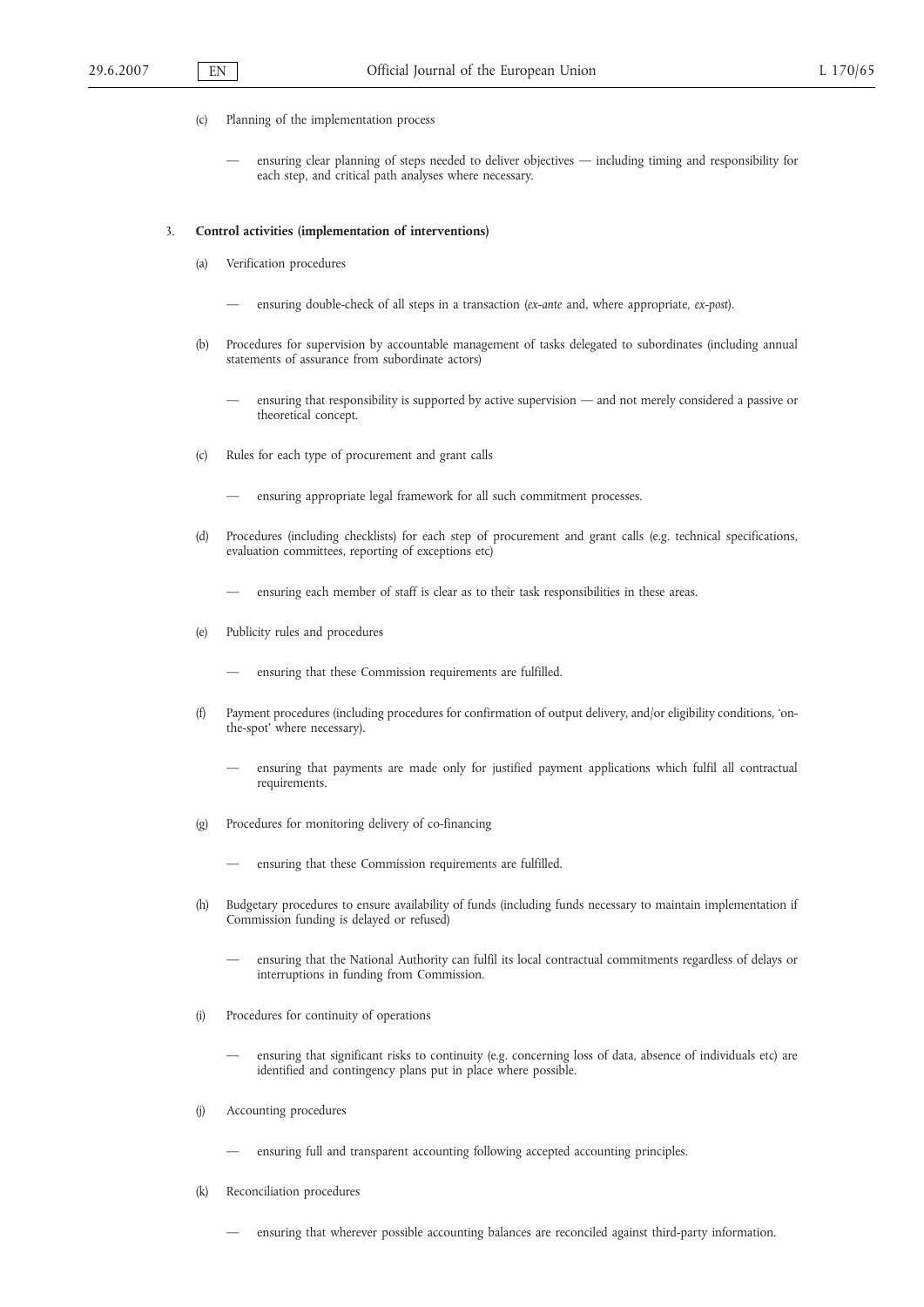(c) Planning of the implementation process

— ensuring clear planning of steps needed to deliver objectives — including timing and responsibility for each step, and critical path analyses where necessary.

3. **Control activities (implementation of interventions)**

(a) Verification procedures

— ensuring double-check of all steps in a transaction (*ex-ante* and, where appropriate, *ex-post*).

(b) Procedures for supervision by accountable management of tasks delegated to subordinates (including annual statements of assurance from subordinate actors)

— ensuring that responsibility is supported by active supervision — and not merely considered a passive or theoretical concept.

(c) Rules for each type of procurement and grant calls

— ensuring appropriate legal framework for all such commitment processes.

(d) Procedures (including checklists) for each step of procurement and grant calls (e.g. technical specifications, evaluation committees, reporting of exceptions etc)

— ensuring each member of staff is clear as to their task responsibilities in these areas.

(e) Publicity rules and procedures

— ensuring that these Commission requirements are fulfilled.

(f) Payment procedures (including procedures for confirmation of output delivery, and/or eligibility conditions, 'on-the-spot' where necessary).

— ensuring that payments are made only for justified payment applications which fulfil all contractual requirements.

(g) Procedures for monitoring delivery of co-financing

— ensuring that these Commission requirements are fulfilled.

(h) Budgetary procedures to ensure availability of funds (including funds necessary to maintain implementation if Commission funding is delayed or refused)

— ensuring that the National Authority can fulfil its local contractual commitments regardless of delays or interruptions in funding from Commission.

(i) Procedures for continuity of operations

— ensuring that significant risks to continuity (e.g. concerning loss of data, absence of individuals etc) are identified and contingency plans put in place where possible.

(j) Accounting procedures

— ensuring full and transparent accounting following accepted accounting principles.

(k) Reconciliation procedures

— ensuring that wherever possible accounting balances are reconciled against third-party information.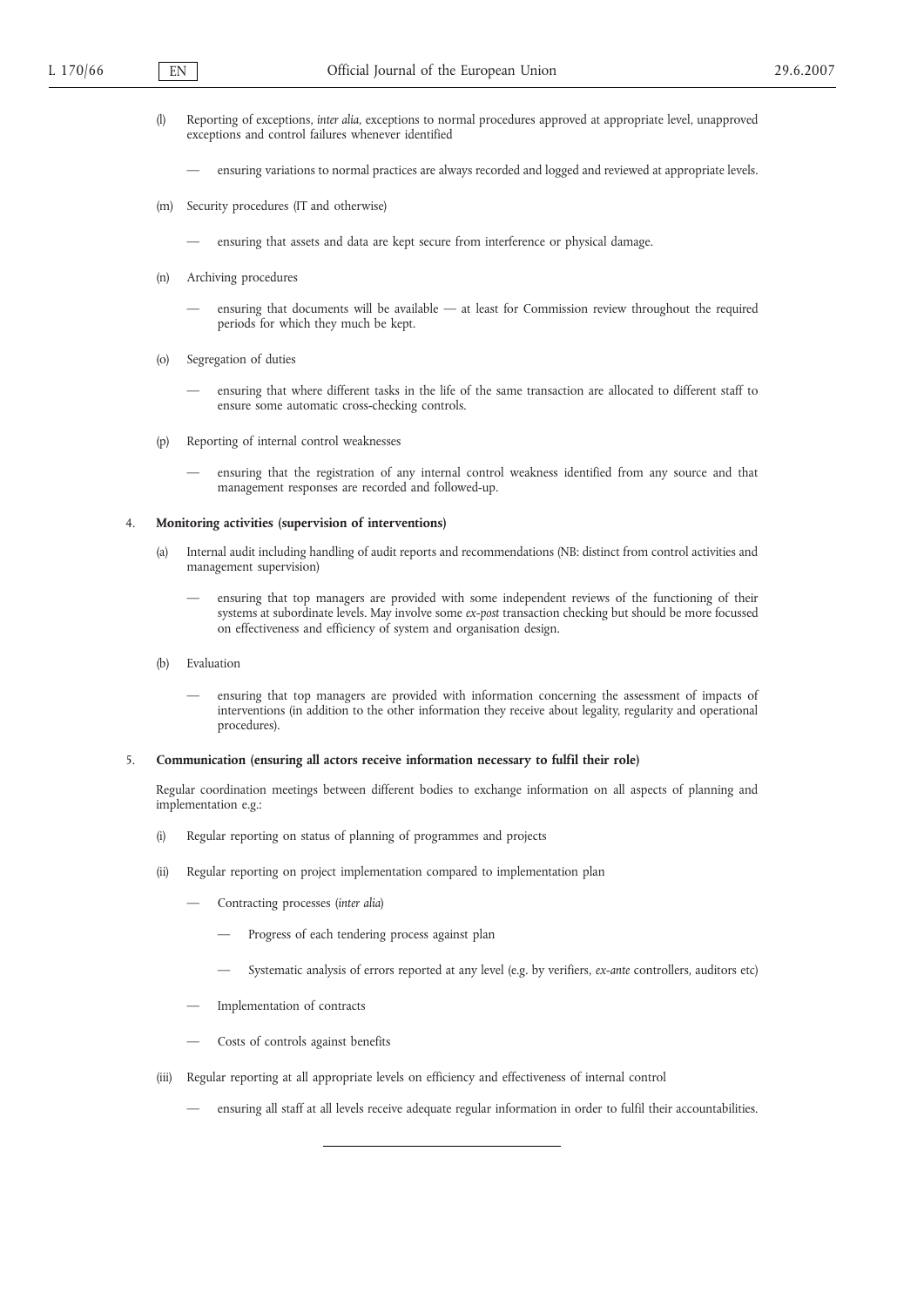(l) Reporting of exceptions, *inter alia*, exceptions to normal procedures approved at appropriate level, unapproved exceptions and control failures whenever identified

- ensuring variations to normal practices are always recorded and logged and reviewed at appropriate levels.

(m) Security procedures (IT and otherwise)

- ensuring that assets and data are kept secure from interference or physical damage.

(n) Archiving procedures

- ensuring that documents will be available — at least for Commission review throughout the required periods for which they much be kept.

(o) Segregation of duties

- ensuring that where different tasks in the life of the same transaction are allocated to different staff to ensure some automatic cross-checking controls.

(p) Reporting of internal control weaknesses

- ensuring that the registration of any internal control weakness identified from any source and that management responses are recorded and followed-up.

4. **Monitoring activities (supervision of interventions)**

(a) Internal audit including handling of audit reports and recommendations (NB: distinct from control activities and management supervision)

- ensuring that top managers are provided with some independent reviews of the functioning of their systems at subordinate levels. May involve some *ex-post* transaction checking but should be more focussed on effectiveness and efficiency of system and organisation design.

(b) Evaluation

- ensuring that top managers are provided with information concerning the assessment of impacts of interventions (in addition to the other information they receive about legality, regularity and operational procedures).

5. **Communication (ensuring all actors receive information necessary to fulfil their role)**

Regular coordination meetings between different bodies to exchange information on all aspects of planning and implementation e.g.:

(i) Regular reporting on status of planning of programmes and projects

(ii) Regular reporting on project implementation compared to implementation plan

- Contracting processes (*inter alia*)
  - Progress of each tendering process against plan
  - Systematic analysis of errors reported at any level (e.g. by verifiers, *ex-ante* controllers, auditors etc)
- Implementation of contracts
- Costs of controls against benefits

(iii) Regular reporting at all appropriate levels on efficiency and effectiveness of internal control

- ensuring all staff at all levels receive adequate regular information in order to fulfil their accountabilities.